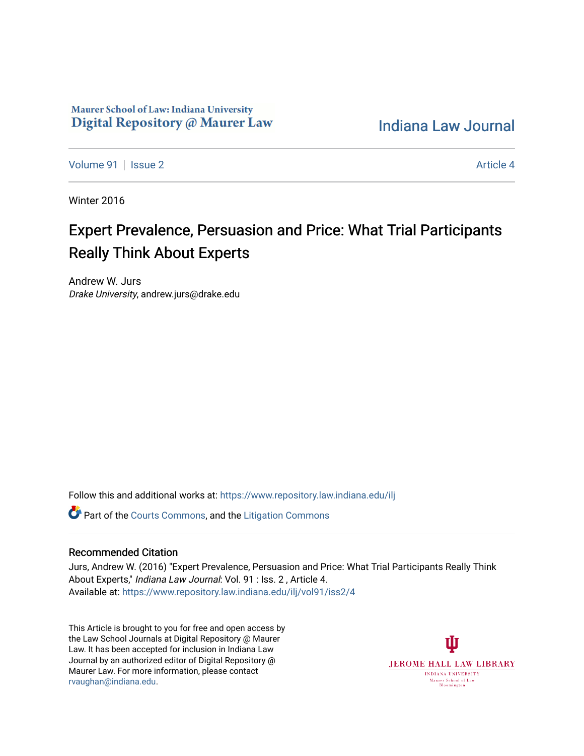Maurer School of Law: Indiana University
Digital Repository @ Maurer Law

Indiana Law Journal

Volume 91 | Issue 2 | Article 4

Winter 2016

# Expert Prevalence, Persuasion and Price: What Trial Participants Really Think About Experts

Andrew W. Jurs
*Drake University*, andrew.jurs@drake.edu

Follow this and additional works at: https://www.repository.law.indiana.edu/ilj

Part of the Courts Commons, and the Litigation Commons

## Recommended Citation

Jurs, Andrew W. (2016) "Expert Prevalence, Persuasion and Price: What Trial Participants Really Think About Experts," *Indiana Law Journal*: Vol. 91 : Iss. 2 , Article 4.
Available at: https://www.repository.law.indiana.edu/ilj/vol91/iss2/4

This Article is brought to you for free and open access by the Law School Journals at Digital Repository @ Maurer Law. It has been accepted for inclusion in Indiana Law Journal by an authorized editor of Digital Repository @ Maurer Law. For more information, please contact rvaughan@indiana.edu.

JEROME HALL LAW LIBRARY
INDIANA UNIVERSITY
Maurer School of Law
Bloomington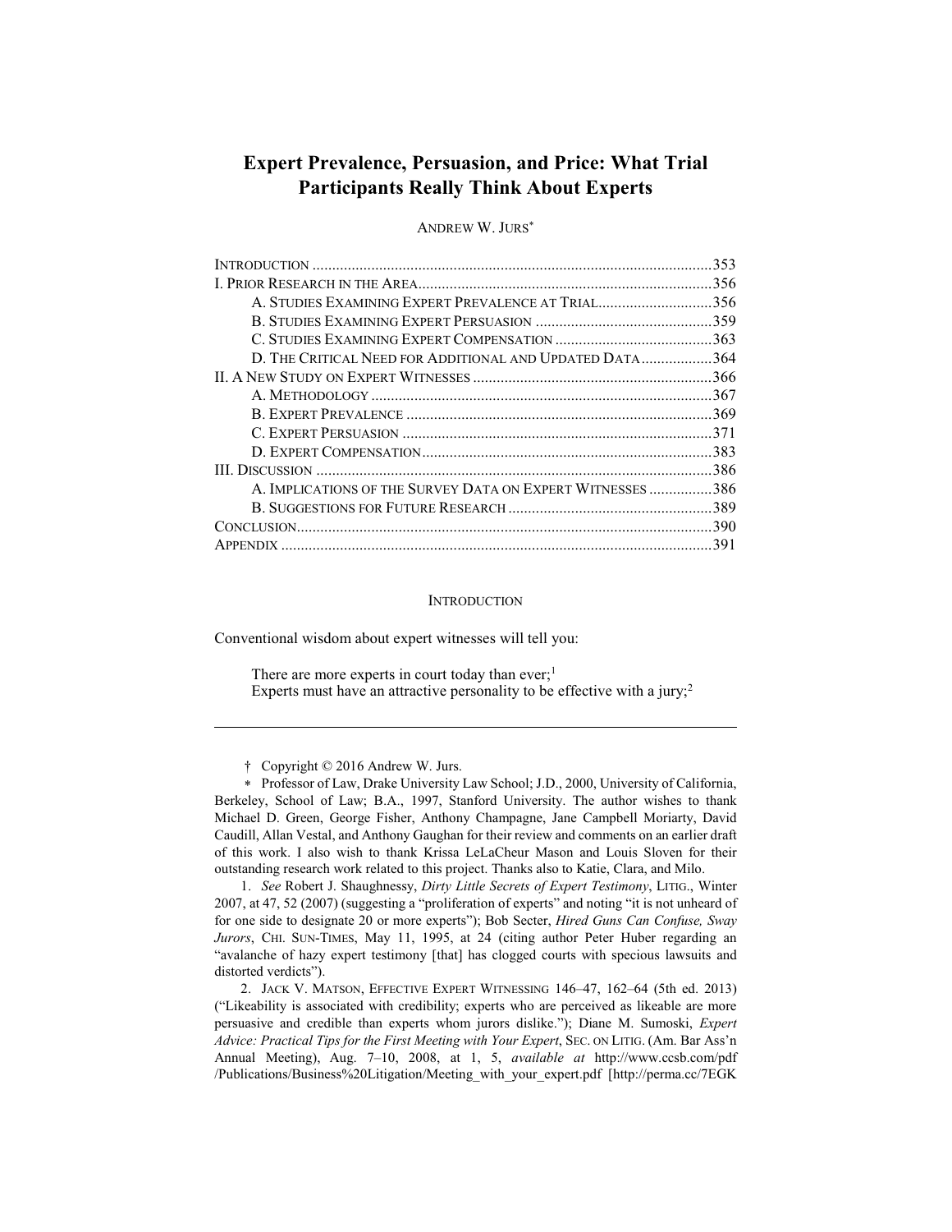# Expert Prevalence, Persuasion, and Price: What Trial Participants Really Think About Experts

ANDREW W. JURS*

| | |
|---|---|
| INTRODUCTION | 353 |
| I. PRIOR RESEARCH IN THE AREA | 356 |
| A. STUDIES EXAMINING EXPERT PREVALENCE AT TRIAL | 356 |
| B. STUDIES EXAMINING EXPERT PERSUASION | 359 |
| C. STUDIES EXAMINING EXPERT COMPENSATION | 363 |
| D. THE CRITICAL NEED FOR ADDITIONAL AND UPDATED DATA | 364 |
| II. A NEW STUDY ON EXPERT WITNESSES | 366 |
| A. METHODOLOGY | 367 |
| B. EXPERT PREVALENCE | 369 |
| C. EXPERT PERSUASION | 371 |
| D. EXPERT COMPENSATION | 383 |
| III. DISCUSSION | 386 |
| A. IMPLICATIONS OF THE SURVEY DATA ON EXPERT WITNESSES | 386 |
| B. SUGGESTIONS FOR FUTURE RESEARCH | 389 |
| CONCLUSION | 390 |
| APPENDIX | 391 |

## INTRODUCTION

Conventional wisdom about expert witnesses will tell you:

> There are more experts in court today than ever;[1]
> Experts must have an attractive personality to be effective with a jury;[2]

---

† Copyright © 2016 Andrew W. Jurs.

\* Professor of Law, Drake University Law School; J.D., 2000, University of California, Berkeley, School of Law; B.A., 1997, Stanford University. The author wishes to thank Michael D. Green, George Fisher, Anthony Champagne, Jane Campbell Moriarty, David Caudill, Allan Vestal, and Anthony Gaughan for their review and comments on an earlier draft of this work. I also wish to thank Krissa LeLaCheur Mason and Louis Sloven for their outstanding research work related to this project. Thanks also to Katie, Clara, and Milo.

1. *See* Robert J. Shaughnessy, *Dirty Little Secrets of Expert Testimony*, LITIG., Winter 2007, at 47, 52 (2007) (suggesting a "proliferation of experts" and noting "it is not unheard of for one side to designate 20 or more experts"); Bob Secter, *Hired Guns Can Confuse, Sway Jurors*, CHI. SUN-TIMES, May 11, 1995, at 24 (citing author Peter Huber regarding an "avalanche of hazy expert testimony [that] has clogged courts with specious lawsuits and distorted verdicts").

2. JACK V. MATSON, EFFECTIVE EXPERT WITNESSING 146–47, 162–64 (5th ed. 2013) ("Likeability is associated with credibility; experts who are perceived as likeable are more persuasive and credible than experts whom jurors dislike."); Diane M. Sumoski, *Expert Advice: Practical Tips for the First Meeting with Your Expert*, SEC. ON LITIG. (Am. Bar Ass'n Annual Meeting), Aug. 7–10, 2008, at 1, 5, *available at* http://www.ccsb.com/pdf/Publications/Business%20Litigation/Meeting_with_your_expert.pdf [http://perma.cc/7EGK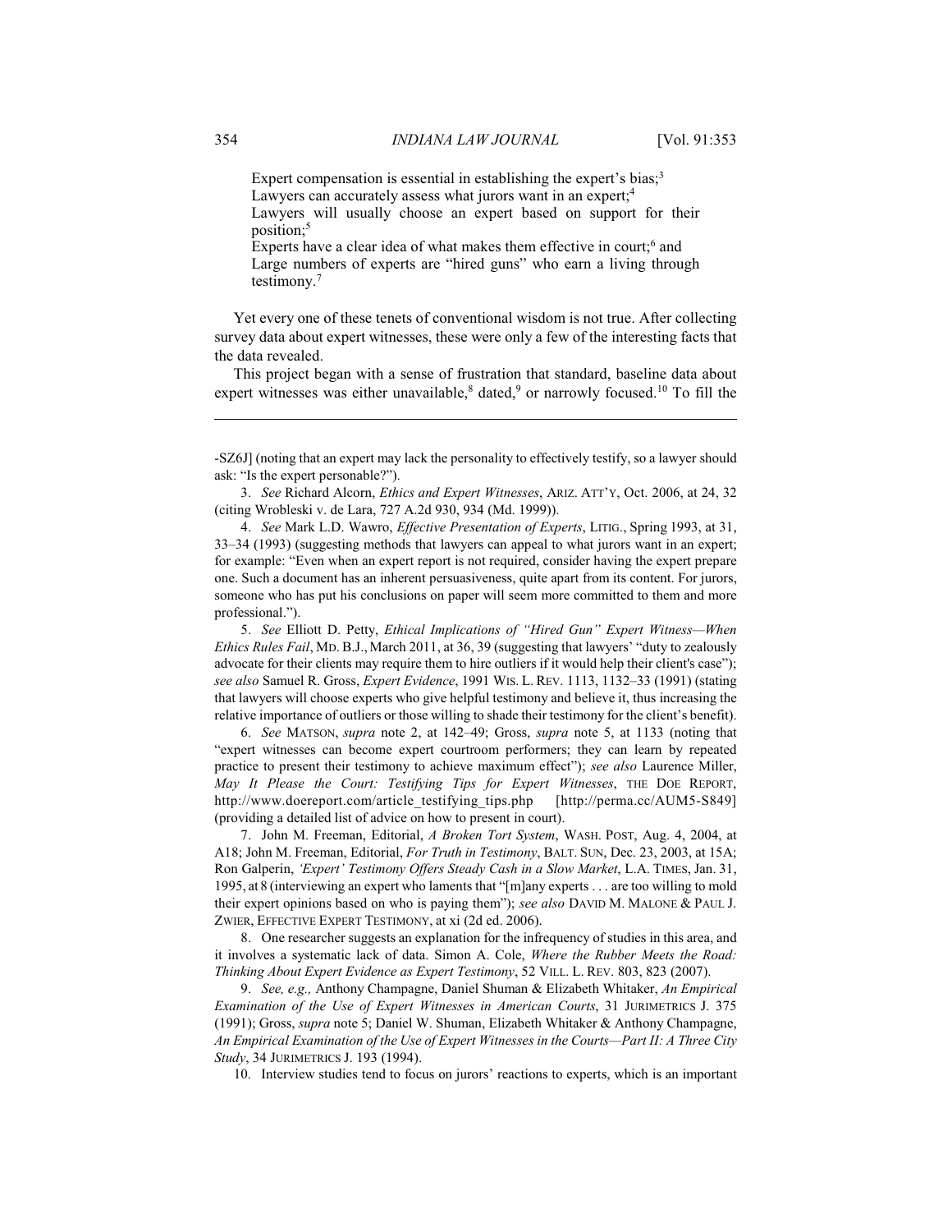Expert compensation is essential in establishing the expert's bias;[3]
Lawyers can accurately assess what jurors want in an expert;[4]
Lawyers will usually choose an expert based on support for their position;[5]
Experts have a clear idea of what makes them effective in court;[6] and
Large numbers of experts are "hired guns" who earn a living through testimony.[7]

Yet every one of these tenets of conventional wisdom is not true. After collecting survey data about expert witnesses, these were only a few of the interesting facts that the data revealed.

This project began with a sense of frustration that standard, baseline data about expert witnesses was either unavailable,[8] dated,[9] or narrowly focused.[10] To fill the

---

-SZ6J] (noting that an expert may lack the personality to effectively testify, so a lawyer should ask: "Is the expert personable?").

3. *See* Richard Alcorn, *Ethics and Expert Witnesses*, ARIZ. ATT'Y, Oct. 2006, at 24, 32 (citing Wrobleski v. de Lara, 727 A.2d 930, 934 (Md. 1999)).

4. *See* Mark L.D. Wawro, *Effective Presentation of Experts*, LITIG., Spring 1993, at 31, 33–34 (1993) (suggesting methods that lawyers can appeal to what jurors want in an expert; for example: "Even when an expert report is not required, consider having the expert prepare one. Such a document has an inherent persuasiveness, quite apart from its content. For jurors, someone who has put his conclusions on paper will seem more committed to them and more professional.").

5. *See* Elliott D. Petty, *Ethical Implications of "Hired Gun" Expert Witness—When Ethics Rules Fail*, MD. B.J., March 2011, at 36, 39 (suggesting that lawyers' "duty to zealously advocate for their clients may require them to hire outliers if it would help their client's case"); *see also* Samuel R. Gross, *Expert Evidence*, 1991 WIS. L. REV. 1113, 1132–33 (1991) (stating that lawyers will choose experts who give helpful testimony and believe it, thus increasing the relative importance of outliers or those willing to shade their testimony for the client's benefit).

6. *See* MATSON, *supra* note 2, at 142–49; Gross, *supra* note 5, at 1133 (noting that "expert witnesses can become expert courtroom performers; they can learn by repeated practice to present their testimony to achieve maximum effect"); *see also* Laurence Miller, *May It Please the Court: Testifying Tips for Expert Witnesses*, THE DOE REPORT, http://www.doereport.com/article_testifying_tips.php [http://perma.cc/AUM5-S849] (providing a detailed list of advice on how to present in court).

7. John M. Freeman, Editorial, *A Broken Tort System*, WASH. POST, Aug. 4, 2004, at A18; John M. Freeman, Editorial, *For Truth in Testimony*, BALT. SUN, Dec. 23, 2003, at 15A; Ron Galperin, *'Expert' Testimony Offers Steady Cash in a Slow Market*, L.A. TIMES, Jan. 31, 1995, at 8 (interviewing an expert who laments that "[m]any experts . . . are too willing to mold their expert opinions based on who is paying them"); *see also* DAVID M. MALONE & PAUL J. ZWIER, EFFECTIVE EXPERT TESTIMONY, at xi (2d ed. 2006).

8. One researcher suggests an explanation for the infrequency of studies in this area, and it involves a systematic lack of data. Simon A. Cole, *Where the Rubber Meets the Road: Thinking About Expert Evidence as Expert Testimony*, 52 VILL. L. REV. 803, 823 (2007).

9. *See, e.g.,* Anthony Champagne, Daniel Shuman & Elizabeth Whitaker, *An Empirical Examination of the Use of Expert Witnesses in American Courts*, 31 JURIMETRICS J. 375 (1991); Gross, *supra* note 5; Daniel W. Shuman, Elizabeth Whitaker & Anthony Champagne, *An Empirical Examination of the Use of Expert Witnesses in the Courts—Part II: A Three City Study*, 34 JURIMETRICS J. 193 (1994).

10. Interview studies tend to focus on jurors' reactions to experts, which is an important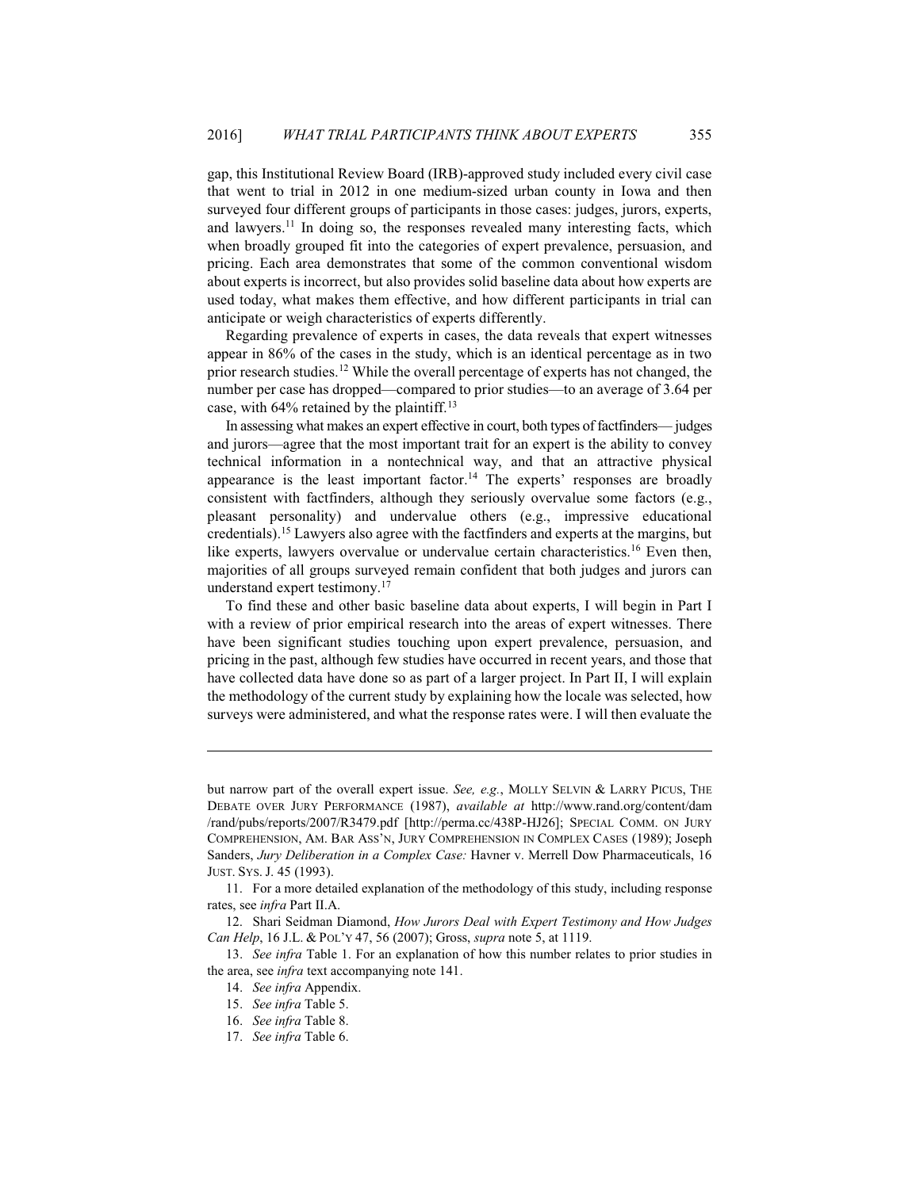gap, this Institutional Review Board (IRB)-approved study included every civil case that went to trial in 2012 in one medium-sized urban county in Iowa and then surveyed four different groups of participants in those cases: judges, jurors, experts, and lawyers.[11] In doing so, the responses revealed many interesting facts, which when broadly grouped fit into the categories of expert prevalence, persuasion, and pricing. Each area demonstrates that some of the common conventional wisdom about experts is incorrect, but also provides solid baseline data about how experts are used today, what makes them effective, and how different participants in trial can anticipate or weigh characteristics of experts differently.

Regarding prevalence of experts in cases, the data reveals that expert witnesses appear in 86% of the cases in the study, which is an identical percentage as in two prior research studies.[12] While the overall percentage of experts has not changed, the number per case has dropped—compared to prior studies—to an average of 3.64 per case, with 64% retained by the plaintiff.[13]

In assessing what makes an expert effective in court, both types of factfinders—judges and jurors—agree that the most important trait for an expert is the ability to convey technical information in a nontechnical way, and that an attractive physical appearance is the least important factor.[14] The experts' responses are broadly consistent with factfinders, although they seriously overvalue some factors (e.g., pleasant personality) and undervalue others (e.g., impressive educational credentials).[15] Lawyers also agree with the factfinders and experts at the margins, but like experts, lawyers overvalue or undervalue certain characteristics.[16] Even then, majorities of all groups surveyed remain confident that both judges and jurors can understand expert testimony.[17]

To find these and other basic baseline data about experts, I will begin in Part I with a review of prior empirical research into the areas of expert witnesses. There have been significant studies touching upon expert prevalence, persuasion, and pricing in the past, although few studies have occurred in recent years, and those that have collected data have done so as part of a larger project. In Part II, I will explain the methodology of the current study by explaining how the locale was selected, how surveys were administered, and what the response rates were. I will then evaluate the

---

but narrow part of the overall expert issue. *See, e.g.*, MOLLY SELVIN & LARRY PICUS, THE DEBATE OVER JURY PERFORMANCE (1987), *available at* http://www.rand.org/content/dam/rand/pubs/reports/2007/R3479.pdf [http://perma.cc/438P-HJ26]; SPECIAL COMM. ON JURY COMPREHENSION, AM. BAR ASS'N, JURY COMPREHENSION IN COMPLEX CASES (1989); Joseph Sanders, *Jury Deliberation in a Complex Case:* Havner v. Merrell Dow Pharmaceuticals, 16 JUST. SYS. J. 45 (1993).

11. For a more detailed explanation of the methodology of this study, including response rates, see *infra* Part II.A.

12. Shari Seidman Diamond, *How Jurors Deal with Expert Testimony and How Judges Can Help*, 16 J.L. & POL'Y 47, 56 (2007); Gross, *supra* note 5, at 1119.

13. *See infra* Table 1. For an explanation of how this number relates to prior studies in the area, see *infra* text accompanying note 141.

14. *See infra* Appendix.

15. *See infra* Table 5.

16. *See infra* Table 8.

17. *See infra* Table 6.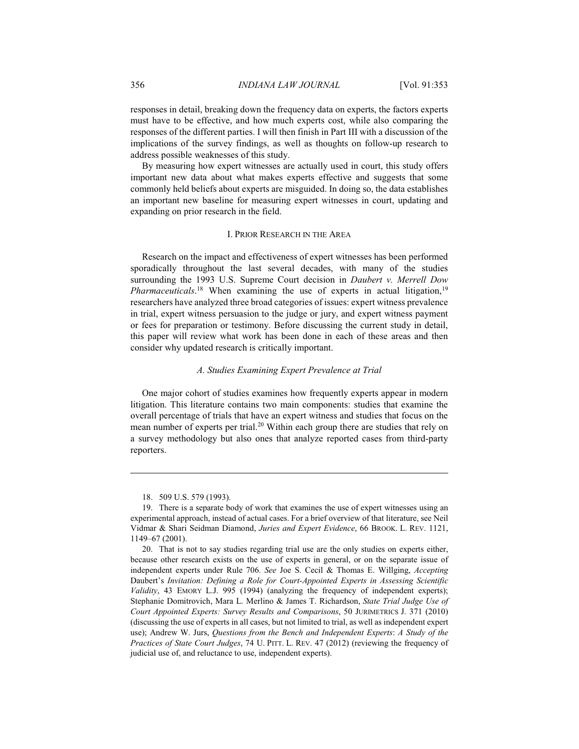responses in detail, breaking down the frequency data on experts, the factors experts must have to be effective, and how much experts cost, while also comparing the responses of the different parties. I will then finish in Part III with a discussion of the implications of the survey findings, as well as thoughts on follow-up research to address possible weaknesses of this study.

By measuring how expert witnesses are actually used in court, this study offers important new data about what makes experts effective and suggests that some commonly held beliefs about experts are misguided. In doing so, the data establishes an important new baseline for measuring expert witnesses in court, updating and expanding on prior research in the field.

## I. PRIOR RESEARCH IN THE AREA

Research on the impact and effectiveness of expert witnesses has been performed sporadically throughout the last several decades, with many of the studies surrounding the 1993 U.S. Supreme Court decision in *Daubert v. Merrell Dow Pharmaceuticals*.[18] When examining the use of experts in actual litigation,[19] researchers have analyzed three broad categories of issues: expert witness prevalence in trial, expert witness persuasion to the judge or jury, and expert witness payment or fees for preparation or testimony. Before discussing the current study in detail, this paper will review what work has been done in each of these areas and then consider why updated research is critically important.

### *A. Studies Examining Expert Prevalence at Trial*

One major cohort of studies examines how frequently experts appear in modern litigation. This literature contains two main components: studies that examine the overall percentage of trials that have an expert witness and studies that focus on the mean number of experts per trial.[20] Within each group there are studies that rely on a survey methodology but also ones that analyze reported cases from third-party reporters.

---

18. 509 U.S. 579 (1993).

19. There is a separate body of work that examines the use of expert witnesses using an experimental approach, instead of actual cases. For a brief overview of that literature, see Neil Vidmar & Shari Seidman Diamond, *Juries and Expert Evidence*, 66 BROOK. L. REV. 1121, 1149–67 (2001).

20. That is not to say studies regarding trial use are the only studies on experts either, because other research exists on the use of experts in general, or on the separate issue of independent experts under Rule 706. *See* Joe S. Cecil & Thomas E. Willging, *Accepting* Daubert's *Invitation: Defining a Role for Court-Appointed Experts in Assessing Scientific Validity*, 43 EMORY L.J. 995 (1994) (analyzing the frequency of independent experts); Stephanie Domitrovich, Mara L. Merlino & James T. Richardson, *State Trial Judge Use of Court Appointed Experts: Survey Results and Comparisons*, 50 JURIMETRICS J. 371 (2010) (discussing the use of experts in all cases, but not limited to trial, as well as independent expert use); Andrew W. Jurs, *Questions from the Bench and Independent Experts*: *A Study of the Practices of State Court Judges*, 74 U. PITT. L. REV. 47 (2012) (reviewing the frequency of judicial use of, and reluctance to use, independent experts).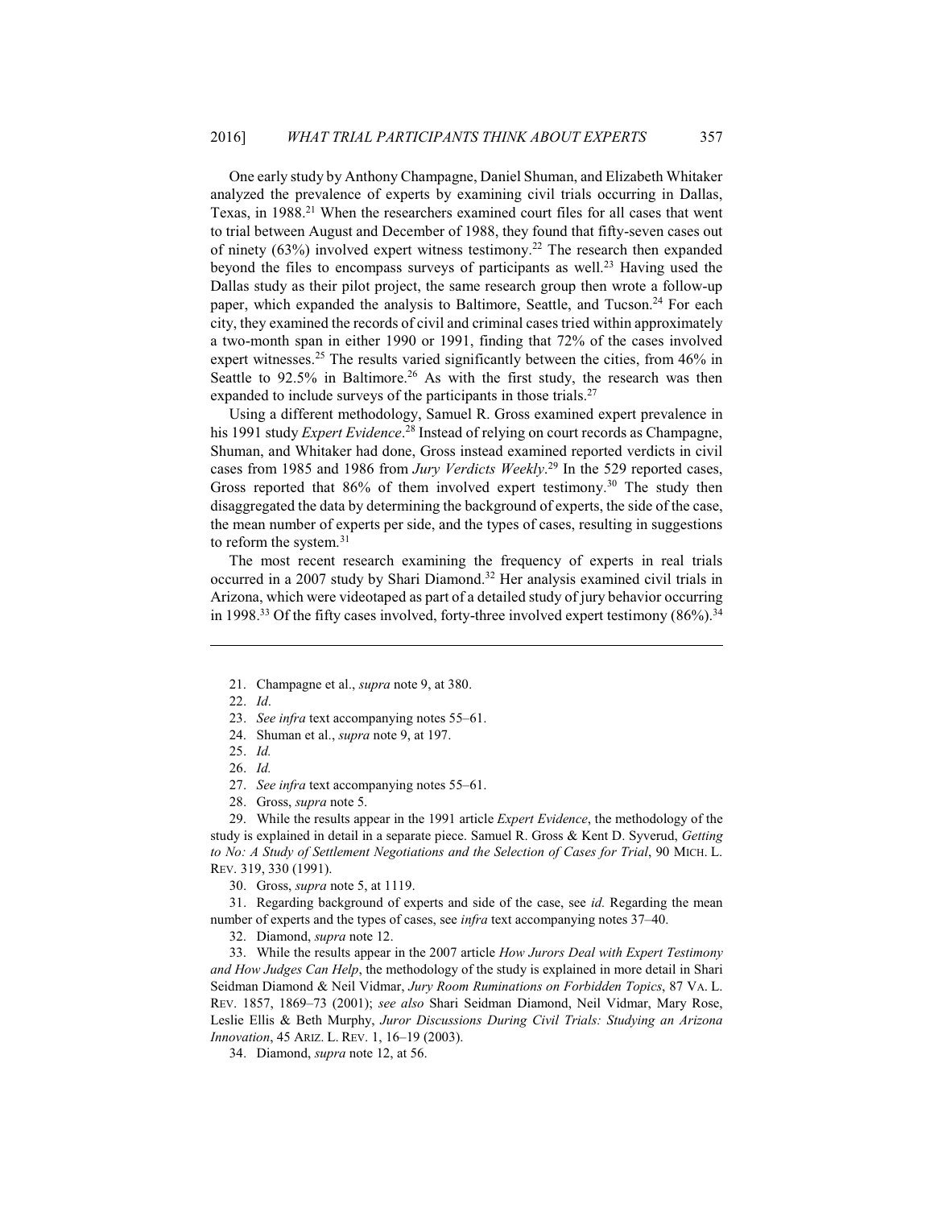One early study by Anthony Champagne, Daniel Shuman, and Elizabeth Whitaker analyzed the prevalence of experts by examining civil trials occurring in Dallas, Texas, in 1988.[21] When the researchers examined court files for all cases that went to trial between August and December of 1988, they found that fifty-seven cases out of ninety (63%) involved expert witness testimony.[22] The research then expanded beyond the files to encompass surveys of participants as well.[23] Having used the Dallas study as their pilot project, the same research group then wrote a follow-up paper, which expanded the analysis to Baltimore, Seattle, and Tucson.[24] For each city, they examined the records of civil and criminal cases tried within approximately a two-month span in either 1990 or 1991, finding that 72% of the cases involved expert witnesses.[25] The results varied significantly between the cities, from 46% in Seattle to 92.5% in Baltimore.[26] As with the first study, the research was then expanded to include surveys of the participants in those trials.[27]

Using a different methodology, Samuel R. Gross examined expert prevalence in his 1991 study *Expert Evidence*.[28] Instead of relying on court records as Champagne, Shuman, and Whitaker had done, Gross instead examined reported verdicts in civil cases from 1985 and 1986 from *Jury Verdicts Weekly*.[29] In the 529 reported cases, Gross reported that 86% of them involved expert testimony.[30] The study then disaggregated the data by determining the background of experts, the side of the case, the mean number of experts per side, and the types of cases, resulting in suggestions to reform the system.[31]

The most recent research examining the frequency of experts in real trials occurred in a 2007 study by Shari Diamond.[32] Her analysis examined civil trials in Arizona, which were videotaped as part of a detailed study of jury behavior occurring in 1998.[33] Of the fifty cases involved, forty-three involved expert testimony (86%).[34]

---

21. Champagne et al., *supra* note 9, at 380.

22. *Id*.

23. *See infra* text accompanying notes 55–61.

24. Shuman et al., *supra* note 9, at 197.

25. *Id.*

26. *Id.*

27. *See infra* text accompanying notes 55–61.

28. Gross, *supra* note 5.

29. While the results appear in the 1991 article *Expert Evidence*, the methodology of the study is explained in detail in a separate piece. Samuel R. Gross & Kent D. Syverud, *Getting to No: A Study of Settlement Negotiations and the Selection of Cases for Trial*, 90 MICH. L. REV. 319, 330 (1991).

30. Gross, *supra* note 5, at 1119.

31. Regarding background of experts and side of the case, see *id.* Regarding the mean number of experts and the types of cases, see *infra* text accompanying notes 37–40.

32. Diamond, *supra* note 12.

33. While the results appear in the 2007 article *How Jurors Deal with Expert Testimony and How Judges Can Help*, the methodology of the study is explained in more detail in Shari Seidman Diamond & Neil Vidmar, *Jury Room Ruminations on Forbidden Topics*, 87 VA. L. REV. 1857, 1869–73 (2001); *see also* Shari Seidman Diamond, Neil Vidmar, Mary Rose, Leslie Ellis & Beth Murphy, *Juror Discussions During Civil Trials: Studying an Arizona Innovation*, 45 ARIZ. L. REV. 1, 16–19 (2003).

34. Diamond, *supra* note 12, at 56.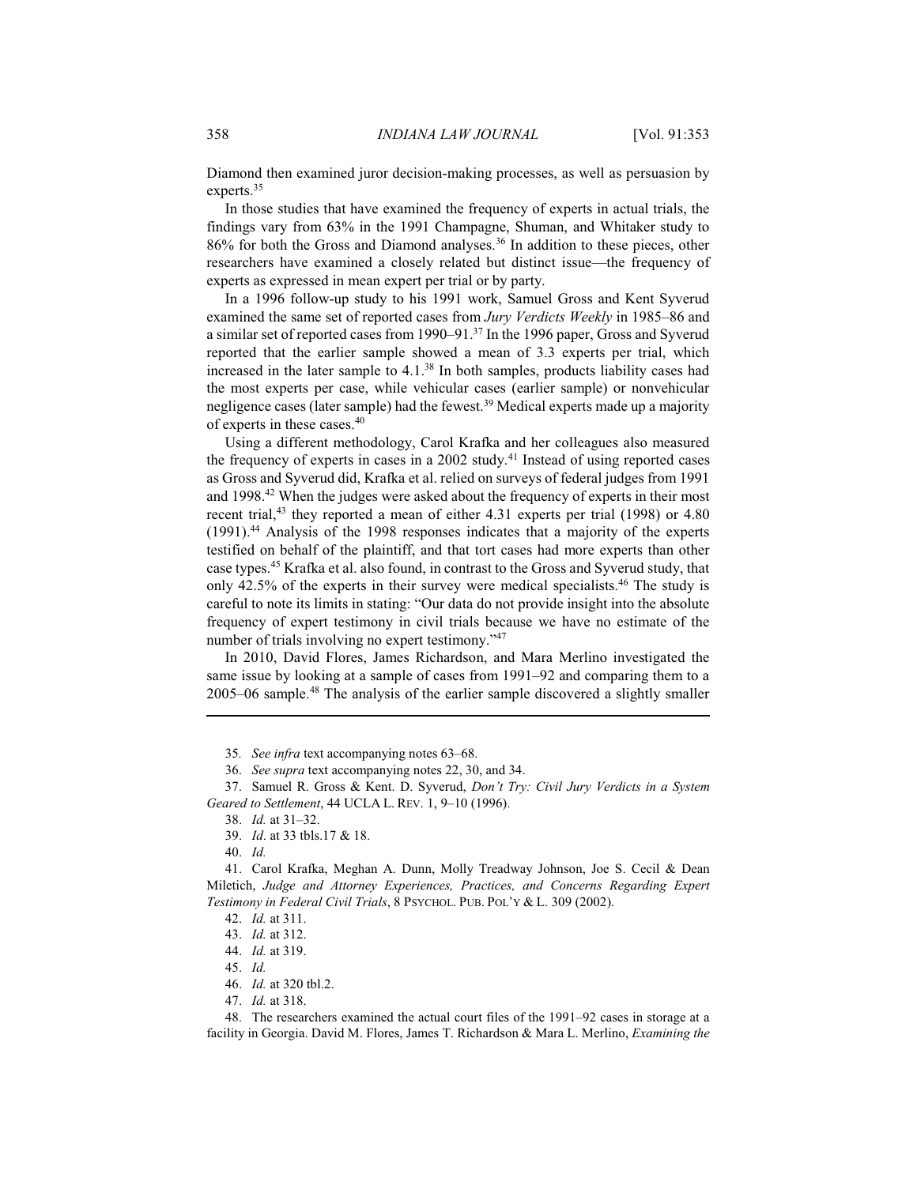Diamond then examined juror decision-making processes, as well as persuasion by experts.[35]

In those studies that have examined the frequency of experts in actual trials, the findings vary from 63% in the 1991 Champagne, Shuman, and Whitaker study to 86% for both the Gross and Diamond analyses.[36] In addition to these pieces, other researchers have examined a closely related but distinct issue—the frequency of experts as expressed in mean expert per trial or by party.

In a 1996 follow-up study to his 1991 work, Samuel Gross and Kent Syverud examined the same set of reported cases from *Jury Verdicts Weekly* in 1985–86 and a similar set of reported cases from 1990–91.[37] In the 1996 paper, Gross and Syverud reported that the earlier sample showed a mean of 3.3 experts per trial, which increased in the later sample to 4.1.[38] In both samples, products liability cases had the most experts per case, while vehicular cases (earlier sample) or nonvehicular negligence cases (later sample) had the fewest.[39] Medical experts made up a majority of experts in these cases.[40]

Using a different methodology, Carol Krafka and her colleagues also measured the frequency of experts in cases in a 2002 study.[41] Instead of using reported cases as Gross and Syverud did, Krafka et al. relied on surveys of federal judges from 1991 and 1998.[42] When the judges were asked about the frequency of experts in their most recent trial,[43] they reported a mean of either 4.31 experts per trial (1998) or 4.80 (1991).[44] Analysis of the 1998 responses indicates that a majority of the experts testified on behalf of the plaintiff, and that tort cases had more experts than other case types.[45] Krafka et al. also found, in contrast to the Gross and Syverud study, that only 42.5% of the experts in their survey were medical specialists.[46] The study is careful to note its limits in stating: "Our data do not provide insight into the absolute frequency of expert testimony in civil trials because we have no estimate of the number of trials involving no expert testimony."[47]

In 2010, David Flores, James Richardson, and Mara Merlino investigated the same issue by looking at a sample of cases from 1991–92 and comparing them to a 2005–06 sample.[48] The analysis of the earlier sample discovered a slightly smaller

---

35. *See infra* text accompanying notes 63–68.

36. *See supra* text accompanying notes 22, 30, and 34.

37. Samuel R. Gross & Kent. D. Syverud, *Don't Try: Civil Jury Verdicts in a System Geared to Settlement*, 44 UCLA L. REV. 1, 9–10 (1996).

38. *Id.* at 31–32.

39. *Id*. at 33 tbls.17 & 18.

40. *Id.*

41. Carol Krafka, Meghan A. Dunn, Molly Treadway Johnson, Joe S. Cecil & Dean Miletich, *Judge and Attorney Experiences, Practices, and Concerns Regarding Expert Testimony in Federal Civil Trials*, 8 PSYCHOL. PUB. POL'Y & L. 309 (2002).

42. *Id.* at 311.

43. *Id.* at 312.

44. *Id.* at 319.

45. *Id.*

46. *Id.* at 320 tbl.2.

47. *Id.* at 318.

48. The researchers examined the actual court files of the 1991–92 cases in storage at a facility in Georgia. David M. Flores, James T. Richardson & Mara L. Merlino, *Examining the*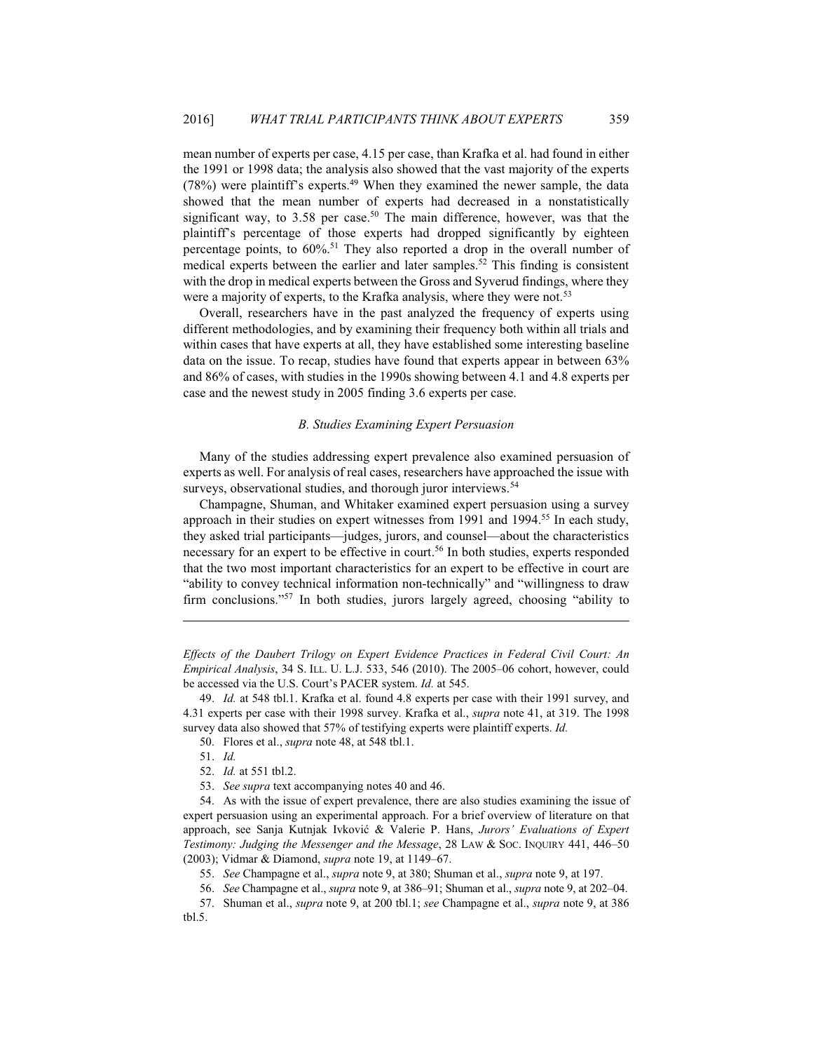mean number of experts per case, 4.15 per case, than Krafka et al. had found in either the 1991 or 1998 data; the analysis also showed that the vast majority of the experts (78%) were plaintiff's experts.[49] When they examined the newer sample, the data showed that the mean number of experts had decreased in a nonstatistically significant way, to 3.58 per case.[50] The main difference, however, was that the plaintiff's percentage of those experts had dropped significantly by eighteen percentage points, to 60%.[51] They also reported a drop in the overall number of medical experts between the earlier and later samples.[52] This finding is consistent with the drop in medical experts between the Gross and Syverud findings, where they were a majority of experts, to the Krafka analysis, where they were not.[53]

Overall, researchers have in the past analyzed the frequency of experts using different methodologies, and by examining their frequency both within all trials and within cases that have experts at all, they have established some interesting baseline data on the issue. To recap, studies have found that experts appear in between 63% and 86% of cases, with studies in the 1990s showing between 4.1 and 4.8 experts per case and the newest study in 2005 finding 3.6 experts per case.

### *B. Studies Examining Expert Persuasion*

Many of the studies addressing expert prevalence also examined persuasion of experts as well. For analysis of real cases, researchers have approached the issue with surveys, observational studies, and thorough juror interviews.[54]

Champagne, Shuman, and Whitaker examined expert persuasion using a survey approach in their studies on expert witnesses from 1991 and 1994.[55] In each study, they asked trial participants—judges, jurors, and counsel—about the characteristics necessary for an expert to be effective in court.[56] In both studies, experts responded that the two most important characteristics for an expert to be effective in court are "ability to convey technical information non-technically" and "willingness to draw firm conclusions."[57] In both studies, jurors largely agreed, choosing "ability to

---

*Effects of the Daubert Trilogy on Expert Evidence Practices in Federal Civil Court: An Empirical Analysis*, 34 S. ILL. U. L.J. 533, 546 (2010). The 2005–06 cohort, however, could be accessed via the U.S. Court's PACER system. *Id.* at 545.

49. *Id.* at 548 tbl.1. Krafka et al. found 4.8 experts per case with their 1991 survey, and 4.31 experts per case with their 1998 survey. Krafka et al., *supra* note 41, at 319. The 1998 survey data also showed that 57% of testifying experts were plaintiff experts. *Id.*

50. Flores et al., *supra* note 48, at 548 tbl.1.

51. *Id.*

52. *Id.* at 551 tbl.2.

53. *See supra* text accompanying notes 40 and 46.

54. As with the issue of expert prevalence, there are also studies examining the issue of expert persuasion using an experimental approach. For a brief overview of literature on that approach, see Sanja Kutnjak Ivković & Valerie P. Hans, *Jurors' Evaluations of Expert Testimony: Judging the Messenger and the Message*, 28 LAW & SOC. INQUIRY 441, 446–50 (2003); Vidmar & Diamond, *supra* note 19, at 1149–67.

55. *See* Champagne et al., *supra* note 9, at 380; Shuman et al., *supra* note 9, at 197.

56. *See* Champagne et al., *supra* note 9, at 386–91; Shuman et al., *supra* note 9, at 202–04.

57. Shuman et al., *supra* note 9, at 200 tbl.1; *see* Champagne et al., *supra* note 9, at 386 tbl.5.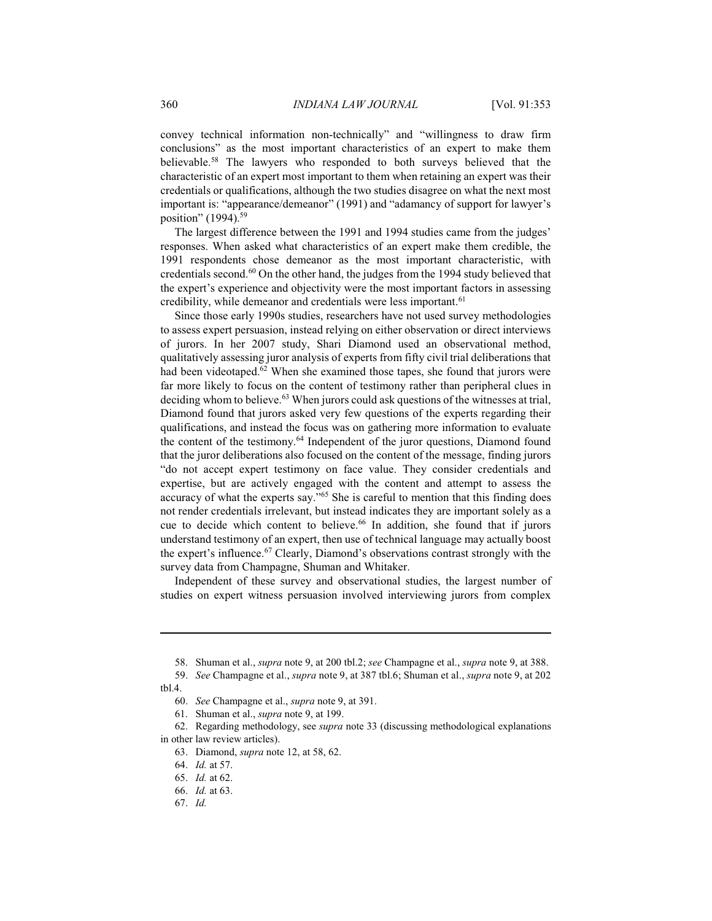convey technical information non-technically" and "willingness to draw firm conclusions" as the most important characteristics of an expert to make them believable.[58] The lawyers who responded to both surveys believed that the characteristic of an expert most important to them when retaining an expert was their credentials or qualifications, although the two studies disagree on what the next most important is: "appearance/demeanor" (1991) and "adamancy of support for lawyer's position" (1994).[59]

The largest difference between the 1991 and 1994 studies came from the judges' responses. When asked what characteristics of an expert make them credible, the 1991 respondents chose demeanor as the most important characteristic, with credentials second.[60] On the other hand, the judges from the 1994 study believed that the expert's experience and objectivity were the most important factors in assessing credibility, while demeanor and credentials were less important.[61]

Since those early 1990s studies, researchers have not used survey methodologies to assess expert persuasion, instead relying on either observation or direct interviews of jurors. In her 2007 study, Shari Diamond used an observational method, qualitatively assessing juror analysis of experts from fifty civil trial deliberations that had been videotaped.[62] When she examined those tapes, she found that jurors were far more likely to focus on the content of testimony rather than peripheral clues in deciding whom to believe.[63] When jurors could ask questions of the witnesses at trial, Diamond found that jurors asked very few questions of the experts regarding their qualifications, and instead the focus was on gathering more information to evaluate the content of the testimony.[64] Independent of the juror questions, Diamond found that the juror deliberations also focused on the content of the message, finding jurors "do not accept expert testimony on face value. They consider credentials and expertise, but are actively engaged with the content and attempt to assess the accuracy of what the experts say."[65] She is careful to mention that this finding does not render credentials irrelevant, but instead indicates they are important solely as a cue to decide which content to believe.[66] In addition, she found that if jurors understand testimony of an expert, then use of technical language may actually boost the expert's influence.[67] Clearly, Diamond's observations contrast strongly with the survey data from Champagne, Shuman and Whitaker.

Independent of these survey and observational studies, the largest number of studies on expert witness persuasion involved interviewing jurors from complex

---

58. Shuman et al., *supra* note 9, at 200 tbl.2; *see* Champagne et al., *supra* note 9, at 388.

59. *See* Champagne et al., *supra* note 9, at 387 tbl.6; Shuman et al., *supra* note 9, at 202 tbl.4.

60. *See* Champagne et al., *supra* note 9, at 391.

61. Shuman et al., *supra* note 9, at 199.

62. Regarding methodology, see *supra* note 33 (discussing methodological explanations in other law review articles).

63. Diamond, *supra* note 12, at 58, 62.

64. *Id.* at 57.

65. *Id.* at 62.

66. *Id.* at 63.

67. *Id.*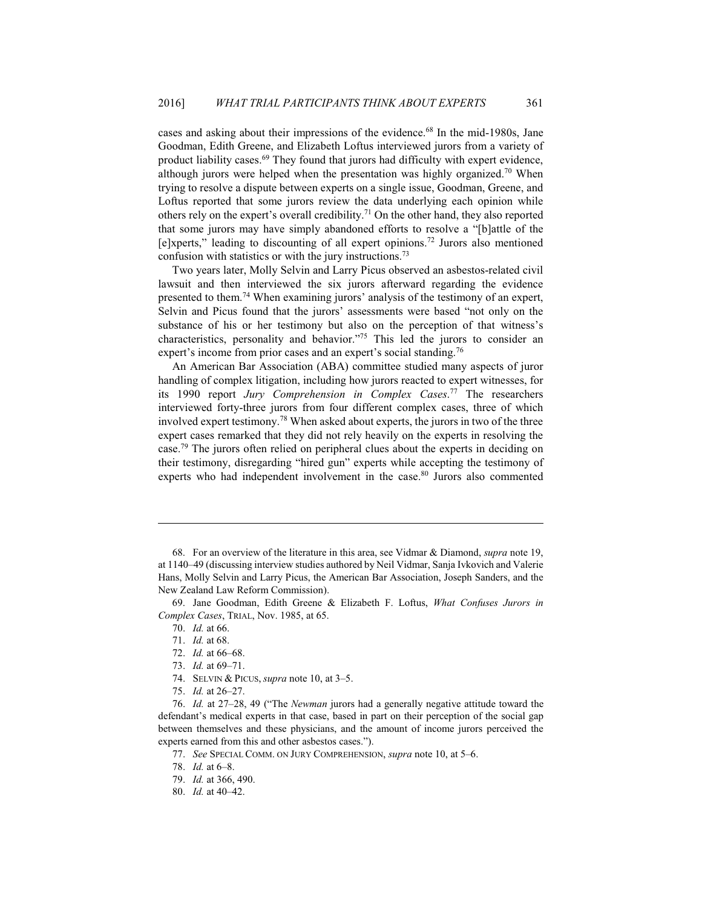cases and asking about their impressions of the evidence.[68] In the mid-1980s, Jane Goodman, Edith Greene, and Elizabeth Loftus interviewed jurors from a variety of product liability cases.[69] They found that jurors had difficulty with expert evidence, although jurors were helped when the presentation was highly organized.[70] When trying to resolve a dispute between experts on a single issue, Goodman, Greene, and Loftus reported that some jurors review the data underlying each opinion while others rely on the expert's overall credibility.[71] On the other hand, they also reported that some jurors may have simply abandoned efforts to resolve a "[b]attle of the [e]xperts," leading to discounting of all expert opinions.[72] Jurors also mentioned confusion with statistics or with the jury instructions.[73]

Two years later, Molly Selvin and Larry Picus observed an asbestos-related civil lawsuit and then interviewed the six jurors afterward regarding the evidence presented to them.[74] When examining jurors' analysis of the testimony of an expert, Selvin and Picus found that the jurors' assessments were based "not only on the substance of his or her testimony but also on the perception of that witness's characteristics, personality and behavior."[75] This led the jurors to consider an expert's income from prior cases and an expert's social standing.[76]

An American Bar Association (ABA) committee studied many aspects of juror handling of complex litigation, including how jurors reacted to expert witnesses, for its 1990 report *Jury Comprehension in Complex Cases*.[77] The researchers interviewed forty-three jurors from four different complex cases, three of which involved expert testimony.[78] When asked about experts, the jurors in two of the three expert cases remarked that they did not rely heavily on the experts in resolving the case.[79] The jurors often relied on peripheral clues about the experts in deciding on their testimony, disregarding "hired gun" experts while accepting the testimony of experts who had independent involvement in the case.[80] Jurors also commented

---

68. For an overview of the literature in this area, see Vidmar & Diamond, *supra* note 19, at 1140–49 (discussing interview studies authored by Neil Vidmar, Sanja Ivkovich and Valerie Hans, Molly Selvin and Larry Picus, the American Bar Association, Joseph Sanders, and the New Zealand Law Reform Commission).

69. Jane Goodman, Edith Greene & Elizabeth F. Loftus, *What Confuses Jurors in Complex Cases*, TRIAL, Nov. 1985, at 65.

70. *Id.* at 66.

71. *Id.* at 68.

72. *Id.* at 66–68.

73. *Id.* at 69–71.

74. SELVIN & PICUS, *supra* note 10, at 3–5.

75. *Id.* at 26–27.

76. *Id.* at 27–28, 49 ("The *Newman* jurors had a generally negative attitude toward the defendant's medical experts in that case, based in part on their perception of the social gap between themselves and these physicians, and the amount of income jurors perceived the experts earned from this and other asbestos cases.").

77. *See* SPECIAL COMM. ON JURY COMPREHENSION, *supra* note 10, at 5–6.

78. *Id.* at 6–8.

79. *Id.* at 366, 490.

80. *Id.* at 40–42.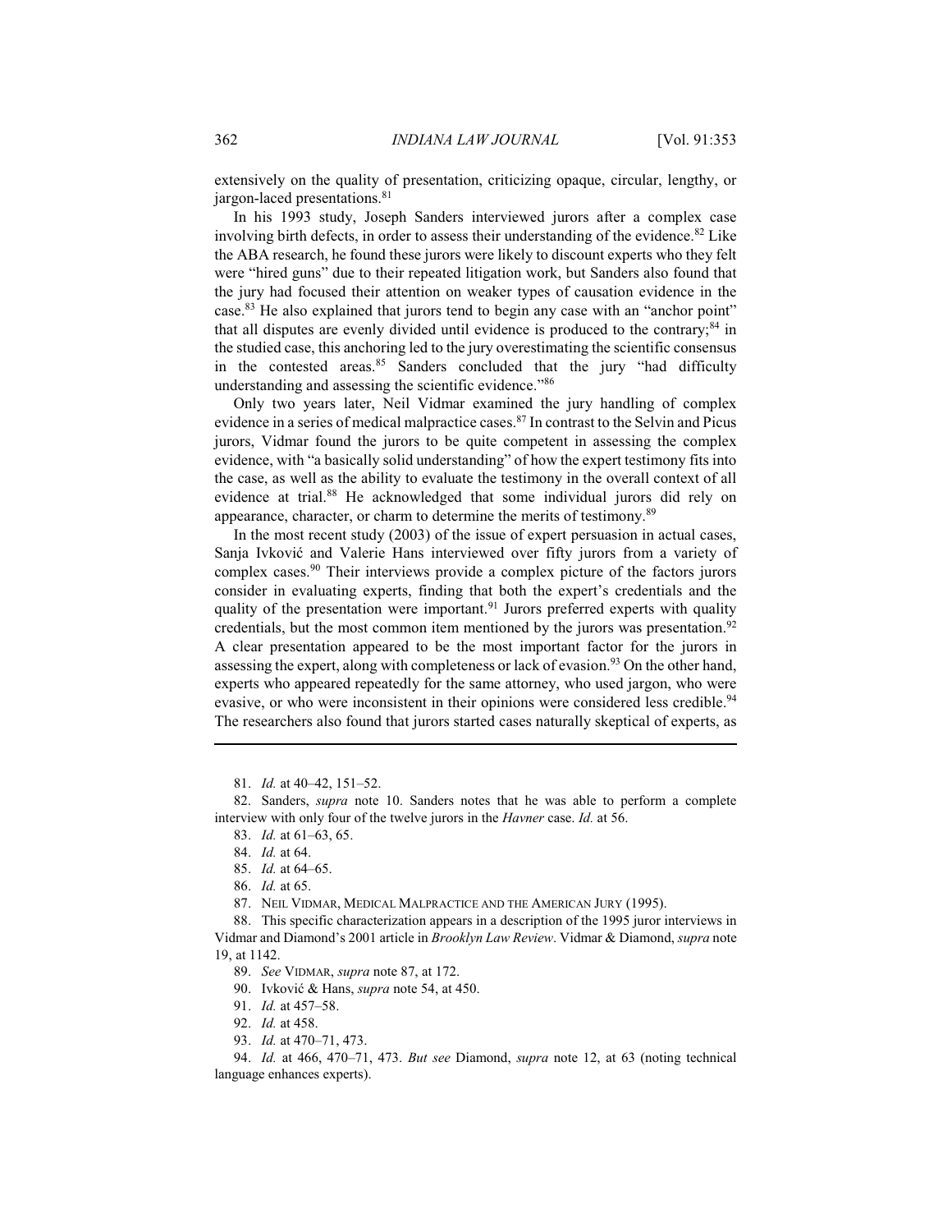extensively on the quality of presentation, criticizing opaque, circular, lengthy, or jargon-laced presentations.[81]

In his 1993 study, Joseph Sanders interviewed jurors after a complex case involving birth defects, in order to assess their understanding of the evidence.[82] Like the ABA research, he found these jurors were likely to discount experts who they felt were "hired guns" due to their repeated litigation work, but Sanders also found that the jury had focused their attention on weaker types of causation evidence in the case.[83] He also explained that jurors tend to begin any case with an "anchor point" that all disputes are evenly divided until evidence is produced to the contrary;[84] in the studied case, this anchoring led to the jury overestimating the scientific consensus in the contested areas.[85] Sanders concluded that the jury "had difficulty understanding and assessing the scientific evidence."[86]

Only two years later, Neil Vidmar examined the jury handling of complex evidence in a series of medical malpractice cases.[87] In contrast to the Selvin and Picus jurors, Vidmar found the jurors to be quite competent in assessing the complex evidence, with "a basically solid understanding" of how the expert testimony fits into the case, as well as the ability to evaluate the testimony in the overall context of all evidence at trial.[88] He acknowledged that some individual jurors did rely on appearance, character, or charm to determine the merits of testimony.[89]

In the most recent study (2003) of the issue of expert persuasion in actual cases, Sanja Ivković and Valerie Hans interviewed over fifty jurors from a variety of complex cases.[90] Their interviews provide a complex picture of the factors jurors consider in evaluating experts, finding that both the expert's credentials and the quality of the presentation were important.[91] Jurors preferred experts with quality credentials, but the most common item mentioned by the jurors was presentation.[92] A clear presentation appeared to be the most important factor for the jurors in assessing the expert, along with completeness or lack of evasion.[93] On the other hand, experts who appeared repeatedly for the same attorney, who used jargon, who were evasive, or who were inconsistent in their opinions were considered less credible.[94] The researchers also found that jurors started cases naturally skeptical of experts, as

---

81. *Id.* at 40–42, 151–52.

82. Sanders, *supra* note 10. Sanders notes that he was able to perform a complete interview with only four of the twelve jurors in the *Havner* case. *Id.* at 56.

83. *Id.* at 61–63, 65.

84. *Id.* at 64.

85. *Id.* at 64–65.

86. *Id.* at 65.

87. NEIL VIDMAR, MEDICAL MALPRACTICE AND THE AMERICAN JURY (1995).

88. This specific characterization appears in a description of the 1995 juror interviews in Vidmar and Diamond's 2001 article in *Brooklyn Law Review*. Vidmar & Diamond, *supra* note 19, at 1142.

89. *See* VIDMAR, *supra* note 87, at 172.

90. Ivković & Hans, *supra* note 54, at 450.

91. *Id.* at 457–58.

92. *Id.* at 458.

93. *Id.* at 470–71, 473.

94. *Id.* at 466, 470–71, 473. *But see* Diamond, *supra* note 12, at 63 (noting technical language enhances experts).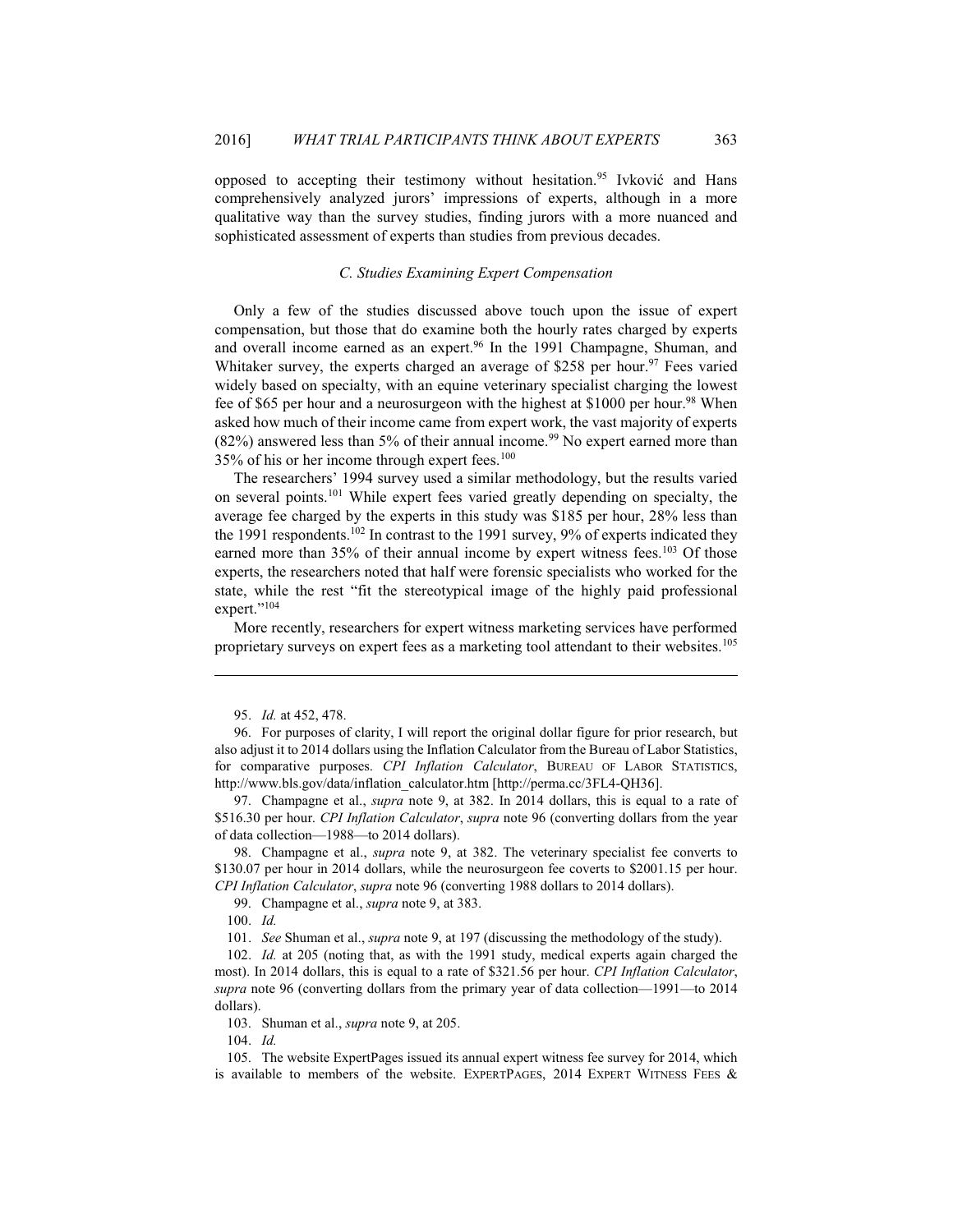opposed to accepting their testimony without hesitation.[95] Ivković and Hans comprehensively analyzed jurors' impressions of experts, although in a more qualitative way than the survey studies, finding jurors with a more nuanced and sophisticated assessment of experts than studies from previous decades.

### *C. Studies Examining Expert Compensation*

Only a few of the studies discussed above touch upon the issue of expert compensation, but those that do examine both the hourly rates charged by experts and overall income earned as an expert.[96] In the 1991 Champagne, Shuman, and Whitaker survey, the experts charged an average of $258 per hour.[97] Fees varied widely based on specialty, with an equine veterinary specialist charging the lowest fee of $65 per hour and a neurosurgeon with the highest at $1000 per hour.[98] When asked how much of their income came from expert work, the vast majority of experts (82%) answered less than 5% of their annual income.[99] No expert earned more than 35% of his or her income through expert fees.[100]

The researchers' 1994 survey used a similar methodology, but the results varied on several points.[101] While expert fees varied greatly depending on specialty, the average fee charged by the experts in this study was $185 per hour, 28% less than the 1991 respondents.[102] In contrast to the 1991 survey, 9% of experts indicated they earned more than 35% of their annual income by expert witness fees.[103] Of those experts, the researchers noted that half were forensic specialists who worked for the state, while the rest "fit the stereotypical image of the highly paid professional expert."[104]

More recently, researchers for expert witness marketing services have performed proprietary surveys on expert fees as a marketing tool attendant to their websites.[105]

---

95. *Id.* at 452, 478.

96. For purposes of clarity, I will report the original dollar figure for prior research, but also adjust it to 2014 dollars using the Inflation Calculator from the Bureau of Labor Statistics, for comparative purposes. *CPI Inflation Calculator*, BUREAU OF LABOR STATISTICS, http://www.bls.gov/data/inflation_calculator.htm [http://perma.cc/3FL4-QH36].

97. Champagne et al., *supra* note 9, at 382. In 2014 dollars, this is equal to a rate of $516.30 per hour. *CPI Inflation Calculator*, *supra* note 96 (converting dollars from the year of data collection—1988—to 2014 dollars).

98. Champagne et al., *supra* note 9, at 382. The veterinary specialist fee converts to $130.07 per hour in 2014 dollars, while the neurosurgeon fee coverts to $2001.15 per hour. *CPI Inflation Calculator*, *supra* note 96 (converting 1988 dollars to 2014 dollars).

99. Champagne et al., *supra* note 9, at 383.

100. *Id.*

101. *See* Shuman et al., *supra* note 9, at 197 (discussing the methodology of the study).

102. *Id.* at 205 (noting that, as with the 1991 study, medical experts again charged the most). In 2014 dollars, this is equal to a rate of $321.56 per hour. *CPI Inflation Calculator*, *supra* note 96 (converting dollars from the primary year of data collection—1991—to 2014 dollars).

103. Shuman et al., *supra* note 9, at 205.

104. *Id.*

105. The website ExpertPages issued its annual expert witness fee survey for 2014, which is available to members of the website. EXPERTPAGES, 2014 EXPERT WITNESS FEES &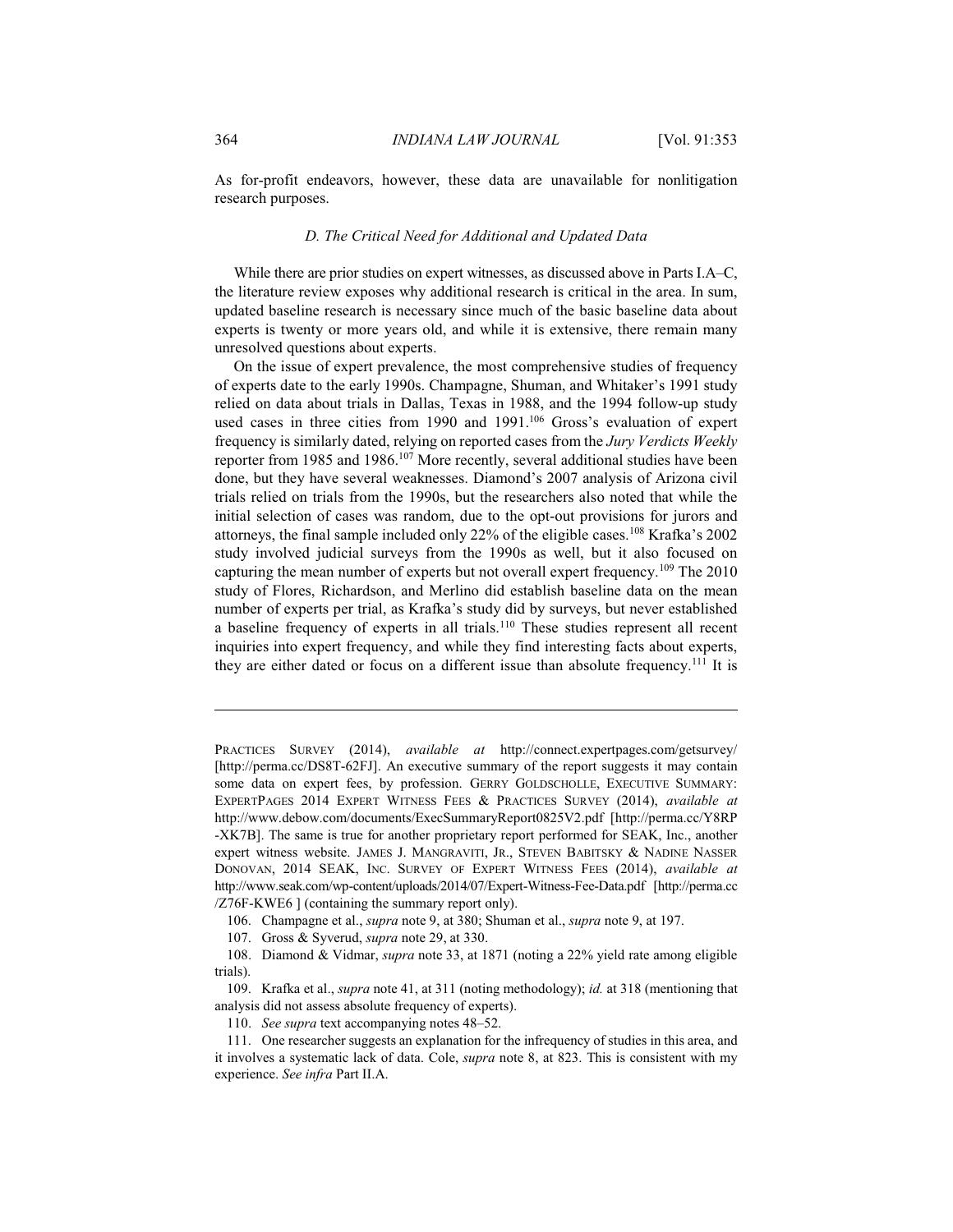As for-profit endeavors, however, these data are unavailable for nonlitigation research purposes.

### *D. The Critical Need for Additional and Updated Data*

While there are prior studies on expert witnesses, as discussed above in Parts I.A–C, the literature review exposes why additional research is critical in the area. In sum, updated baseline research is necessary since much of the basic baseline data about experts is twenty or more years old, and while it is extensive, there remain many unresolved questions about experts.

On the issue of expert prevalence, the most comprehensive studies of frequency of experts date to the early 1990s. Champagne, Shuman, and Whitaker's 1991 study relied on data about trials in Dallas, Texas in 1988, and the 1994 follow-up study used cases in three cities from 1990 and 1991.[106] Gross's evaluation of expert frequency is similarly dated, relying on reported cases from the *Jury Verdicts Weekly* reporter from 1985 and 1986.[107] More recently, several additional studies have been done, but they have several weaknesses. Diamond's 2007 analysis of Arizona civil trials relied on trials from the 1990s, but the researchers also noted that while the initial selection of cases was random, due to the opt-out provisions for jurors and attorneys, the final sample included only 22% of the eligible cases.[108] Krafka's 2002 study involved judicial surveys from the 1990s as well, but it also focused on capturing the mean number of experts but not overall expert frequency.[109] The 2010 study of Flores, Richardson, and Merlino did establish baseline data on the mean number of experts per trial, as Krafka's study did by surveys, but never established a baseline frequency of experts in all trials.[110] These studies represent all recent inquiries into expert frequency, and while they find interesting facts about experts, they are either dated or focus on a different issue than absolute frequency.[111] It is

---

PRACTICES SURVEY (2014), *available at* http://connect.expertpages.com/getsurvey/ [http://perma.cc/DS8T-62FJ]. An executive summary of the report suggests it may contain some data on expert fees, by profession. GERRY GOLDSCHOLLE, EXECUTIVE SUMMARY: EXPERTPAGES 2014 EXPERT WITNESS FEES & PRACTICES SURVEY (2014), *available at* http://www.debow.com/documents/ExecSummaryReport0825V2.pdf [http://perma.cc/Y8RP-XK7B]. The same is true for another proprietary report performed for SEAK, Inc., another expert witness website. JAMES J. MANGRAVITI, JR., STEVEN BABITSKY & NADINE NASSER DONOVAN, 2014 SEAK, INC. SURVEY OF EXPERT WITNESS FEES (2014), *available at* http://www.seak.com/wp-content/uploads/2014/07/Expert-Witness-Fee-Data.pdf [http://perma.cc/Z76F-KWE6 ] (containing the summary report only).

106. Champagne et al., *supra* note 9, at 380; Shuman et al., *supra* note 9, at 197.

107. Gross & Syverud, *supra* note 29, at 330.

108. Diamond & Vidmar, *supra* note 33, at 1871 (noting a 22% yield rate among eligible trials).

109. Krafka et al., *supra* note 41, at 311 (noting methodology); *id.* at 318 (mentioning that analysis did not assess absolute frequency of experts).

110. *See supra* text accompanying notes 48–52.

111. One researcher suggests an explanation for the infrequency of studies in this area, and it involves a systematic lack of data. Cole, *supra* note 8, at 823. This is consistent with my experience. *See infra* Part II.A.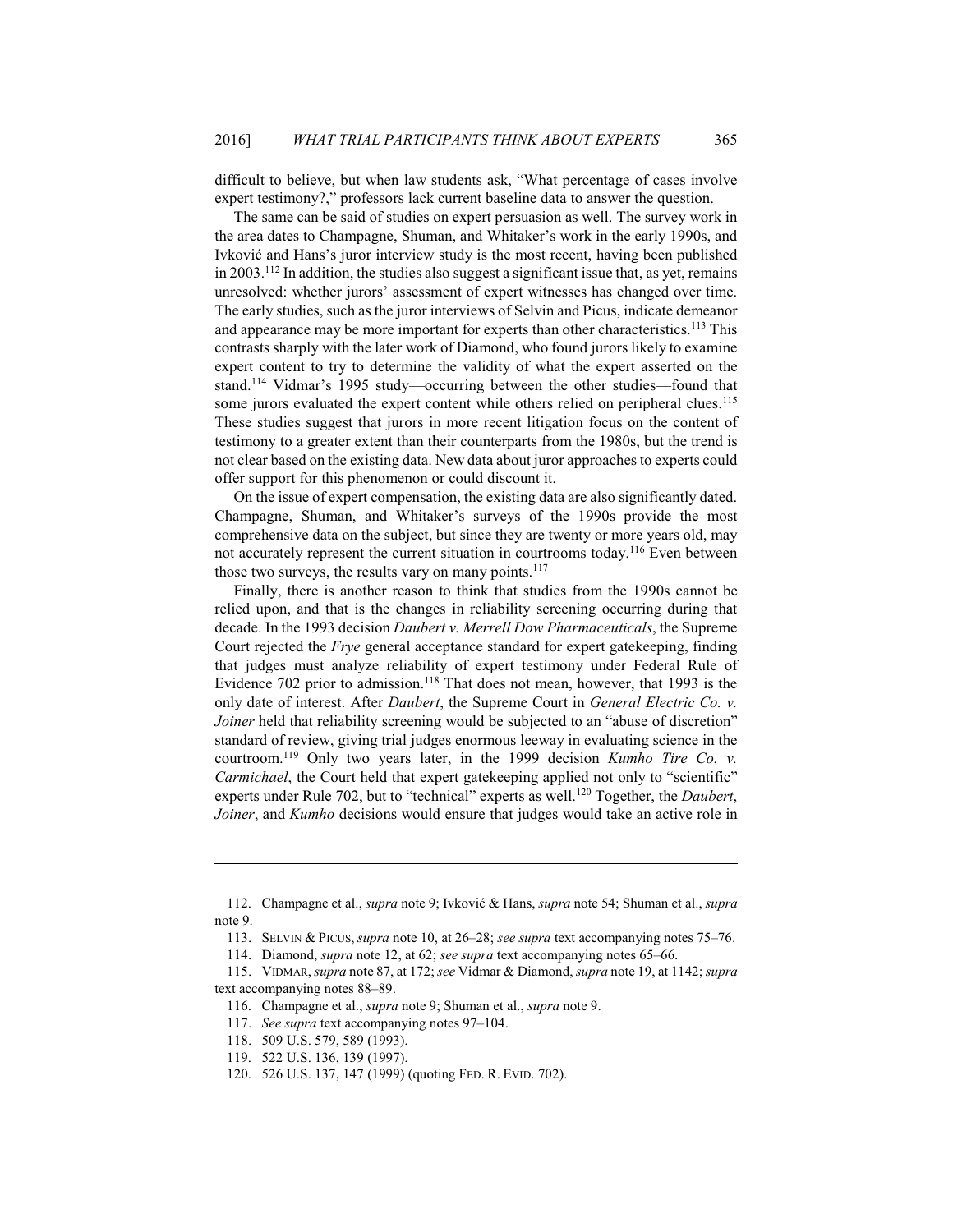difficult to believe, but when law students ask, "What percentage of cases involve expert testimony?," professors lack current baseline data to answer the question.

The same can be said of studies on expert persuasion as well. The survey work in the area dates to Champagne, Shuman, and Whitaker's work in the early 1990s, and Ivković and Hans's juror interview study is the most recent, having been published in 2003.[112] In addition, the studies also suggest a significant issue that, as yet, remains unresolved: whether jurors' assessment of expert witnesses has changed over time. The early studies, such as the juror interviews of Selvin and Picus, indicate demeanor and appearance may be more important for experts than other characteristics.[113] This contrasts sharply with the later work of Diamond, who found jurors likely to examine expert content to try to determine the validity of what the expert asserted on the stand.[114] Vidmar's 1995 study—occurring between the other studies—found that some jurors evaluated the expert content while others relied on peripheral clues.[115] These studies suggest that jurors in more recent litigation focus on the content of testimony to a greater extent than their counterparts from the 1980s, but the trend is not clear based on the existing data. New data about juror approaches to experts could offer support for this phenomenon or could discount it.

On the issue of expert compensation, the existing data are also significantly dated. Champagne, Shuman, and Whitaker's surveys of the 1990s provide the most comprehensive data on the subject, but since they are twenty or more years old, may not accurately represent the current situation in courtrooms today.[116] Even between those two surveys, the results vary on many points.[117]

Finally, there is another reason to think that studies from the 1990s cannot be relied upon, and that is the changes in reliability screening occurring during that decade. In the 1993 decision *Daubert v. Merrell Dow Pharmaceuticals*, the Supreme Court rejected the *Frye* general acceptance standard for expert gatekeeping, finding that judges must analyze reliability of expert testimony under Federal Rule of Evidence 702 prior to admission.[118] That does not mean, however, that 1993 is the only date of interest. After *Daubert*, the Supreme Court in *General Electric Co. v. Joiner* held that reliability screening would be subjected to an "abuse of discretion" standard of review, giving trial judges enormous leeway in evaluating science in the courtroom.[119] Only two years later, in the 1999 decision *Kumho Tire Co. v. Carmichael*, the Court held that expert gatekeeping applied not only to "scientific" experts under Rule 702, but to "technical" experts as well.[120] Together, the *Daubert*, *Joiner*, and *Kumho* decisions would ensure that judges would take an active role in

---

112. Champagne et al., *supra* note 9; Ivković & Hans, *supra* note 54; Shuman et al., *supra* note 9.

113. SELVIN & PICUS, *supra* note 10, at 26–28; *see supra* text accompanying notes 75–76.

114. Diamond, *supra* note 12, at 62; *see supra* text accompanying notes 65–66.

115. VIDMAR, *supra* note 87, at 172; *see* Vidmar & Diamond, *supra* note 19, at 1142; *supra* text accompanying notes 88–89.

116. Champagne et al., *supra* note 9; Shuman et al., *supra* note 9.

117. *See supra* text accompanying notes 97–104.

118. 509 U.S. 579, 589 (1993).

119. 522 U.S. 136, 139 (1997).

120. 526 U.S. 137, 147 (1999) (quoting FED. R. EVID. 702).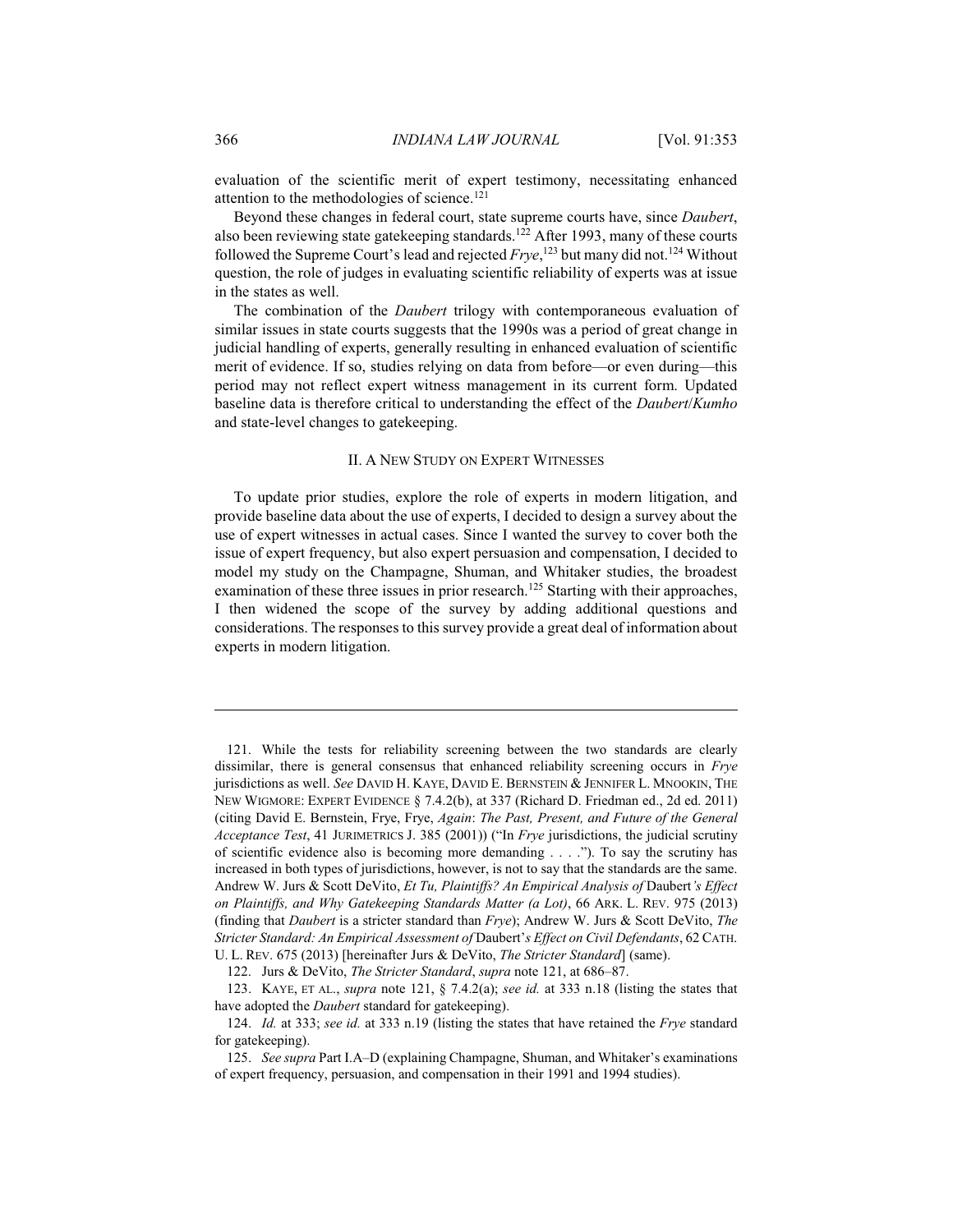evaluation of the scientific merit of expert testimony, necessitating enhanced attention to the methodologies of science.[121]

Beyond these changes in federal court, state supreme courts have, since *Daubert*, also been reviewing state gatekeeping standards.[122] After 1993, many of these courts followed the Supreme Court's lead and rejected *Frye*,[123] but many did not.[124] Without question, the role of judges in evaluating scientific reliability of experts was at issue in the states as well.

The combination of the *Daubert* trilogy with contemporaneous evaluation of similar issues in state courts suggests that the 1990s was a period of great change in judicial handling of experts, generally resulting in enhanced evaluation of scientific merit of evidence. If so, studies relying on data from before—or even during—this period may not reflect expert witness management in its current form. Updated baseline data is therefore critical to understanding the effect of the *Daubert*/*Kumho* and state-level changes to gatekeeping.

## II. A NEW STUDY ON EXPERT WITNESSES

To update prior studies, explore the role of experts in modern litigation, and provide baseline data about the use of experts, I decided to design a survey about the use of expert witnesses in actual cases. Since I wanted the survey to cover both the issue of expert frequency, but also expert persuasion and compensation, I decided to model my study on the Champagne, Shuman, and Whitaker studies, the broadest examination of these three issues in prior research.[125] Starting with their approaches, I then widened the scope of the survey by adding additional questions and considerations. The responses to this survey provide a great deal of information about experts in modern litigation.

---

121. While the tests for reliability screening between the two standards are clearly dissimilar, there is general consensus that enhanced reliability screening occurs in *Frye* jurisdictions as well. *See* DAVID H. KAYE, DAVID E. BERNSTEIN & JENNIFER L. MNOOKIN, THE NEW WIGMORE: EXPERT EVIDENCE § 7.4.2(b), at 337 (Richard D. Friedman ed., 2d ed. 2011) (citing David E. Bernstein, Frye, Frye, *Again*: *The Past, Present, and Future of the General Acceptance Test*, 41 JURIMETRICS J. 385 (2001)) ("In *Frye* jurisdictions, the judicial scrutiny of scientific evidence also is becoming more demanding . . . ."). To say the scrutiny has increased in both types of jurisdictions, however, is not to say that the standards are the same. Andrew W. Jurs & Scott DeVito, *Et Tu, Plaintiffs? An Empirical Analysis of* Daubert*'s Effect on Plaintiffs, and Why Gatekeeping Standards Matter (a Lot)*, 66 ARK. L. REV. 975 (2013) (finding that *Daubert* is a stricter standard than *Frye*); Andrew W. Jurs & Scott DeVito, *The Stricter Standard: An Empirical Assessment of* Daubert*'s Effect on Civil Defendants*, 62 CATH. U. L. REV. 675 (2013) [hereinafter Jurs & DeVito, *The Stricter Standard*] (same).

122. Jurs & DeVito, *The Stricter Standard*, *supra* note 121, at 686–87.

123. KAYE, ET AL., *supra* note 121, § 7.4.2(a); *see id.* at 333 n.18 (listing the states that have adopted the *Daubert* standard for gatekeeping).

124. *Id.* at 333; *see id.* at 333 n.19 (listing the states that have retained the *Frye* standard for gatekeeping).

125. *See supra* Part I.A–D (explaining Champagne, Shuman, and Whitaker's examinations of expert frequency, persuasion, and compensation in their 1991 and 1994 studies).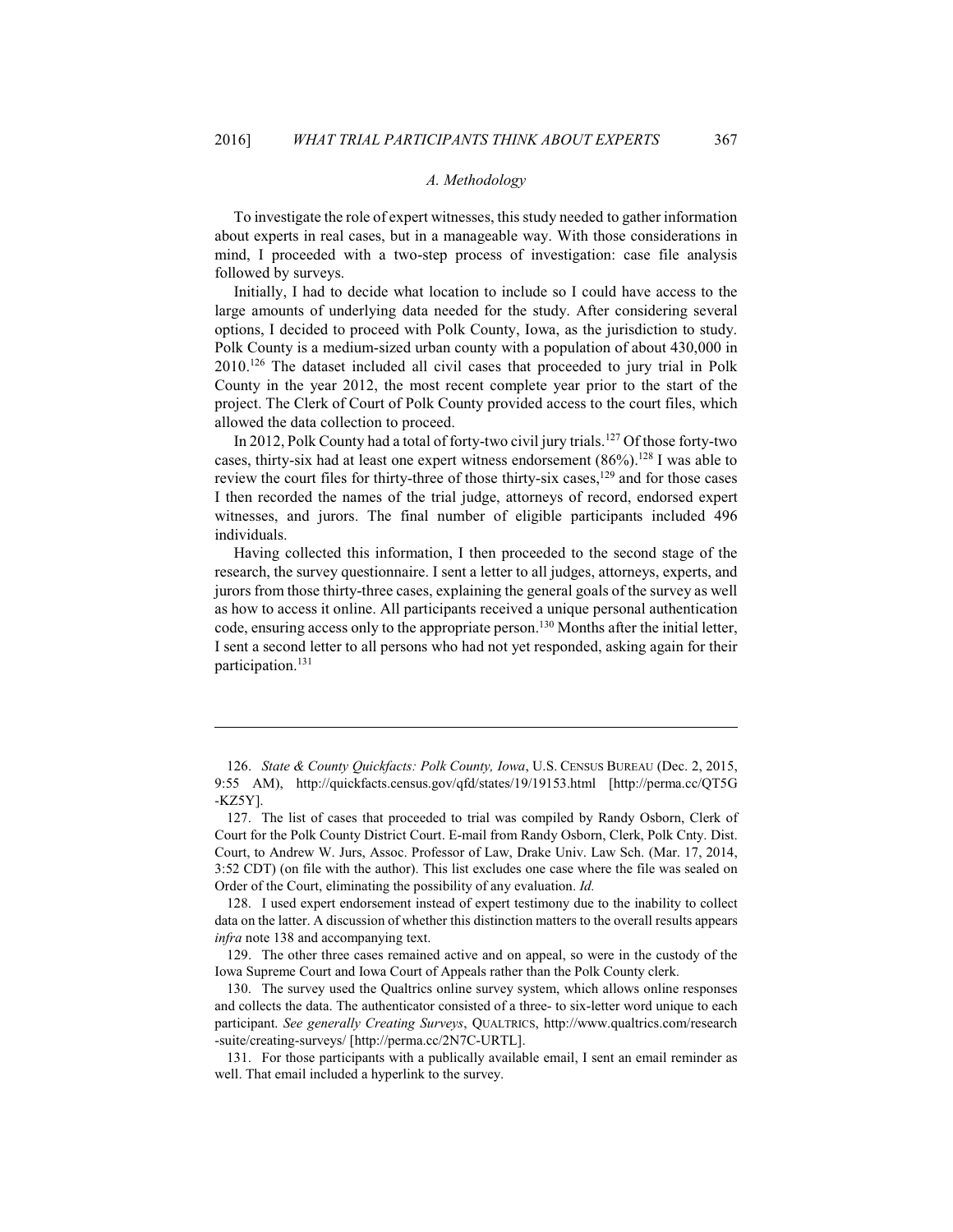### *A. Methodology*

To investigate the role of expert witnesses, this study needed to gather information about experts in real cases, but in a manageable way. With those considerations in mind, I proceeded with a two-step process of investigation: case file analysis followed by surveys.

Initially, I had to decide what location to include so I could have access to the large amounts of underlying data needed for the study. After considering several options, I decided to proceed with Polk County, Iowa, as the jurisdiction to study. Polk County is a medium-sized urban county with a population of about 430,000 in 2010.[126] The dataset included all civil cases that proceeded to jury trial in Polk County in the year 2012, the most recent complete year prior to the start of the project. The Clerk of Court of Polk County provided access to the court files, which allowed the data collection to proceed.

In 2012, Polk County had a total of forty-two civil jury trials.[127] Of those forty-two cases, thirty-six had at least one expert witness endorsement (86%).[128] I was able to review the court files for thirty-three of those thirty-six cases,[129] and for those cases I then recorded the names of the trial judge, attorneys of record, endorsed expert witnesses, and jurors. The final number of eligible participants included 496 individuals.

Having collected this information, I then proceeded to the second stage of the research, the survey questionnaire. I sent a letter to all judges, attorneys, experts, and jurors from those thirty-three cases, explaining the general goals of the survey as well as how to access it online. All participants received a unique personal authentication code, ensuring access only to the appropriate person.[130] Months after the initial letter, I sent a second letter to all persons who had not yet responded, asking again for their participation.[131]

---

126. *State & County Quickfacts: Polk County, Iowa*, U.S. CENSUS BUREAU (Dec. 2, 2015, 9:55 AM), http://quickfacts.census.gov/qfd/states/19/19153.html [http://perma.cc/QT5G-KZ5Y].

127. The list of cases that proceeded to trial was compiled by Randy Osborn, Clerk of Court for the Polk County District Court. E-mail from Randy Osborn, Clerk, Polk Cnty. Dist. Court, to Andrew W. Jurs, Assoc. Professor of Law, Drake Univ. Law Sch. (Mar. 17, 2014, 3:52 CDT) (on file with the author). This list excludes one case where the file was sealed on Order of the Court, eliminating the possibility of any evaluation. *Id.*

128. I used expert endorsement instead of expert testimony due to the inability to collect data on the latter. A discussion of whether this distinction matters to the overall results appears *infra* note 138 and accompanying text.

129. The other three cases remained active and on appeal, so were in the custody of the Iowa Supreme Court and Iowa Court of Appeals rather than the Polk County clerk.

130. The survey used the Qualtrics online survey system, which allows online responses and collects the data. The authenticator consisted of a three- to six-letter word unique to each participant. *See generally Creating Surveys*, QUALTRICS, http://www.qualtrics.com/research-suite/creating-surveys/ [http://perma.cc/2N7C-URTL].

131. For those participants with a publically available email, I sent an email reminder as well. That email included a hyperlink to the survey.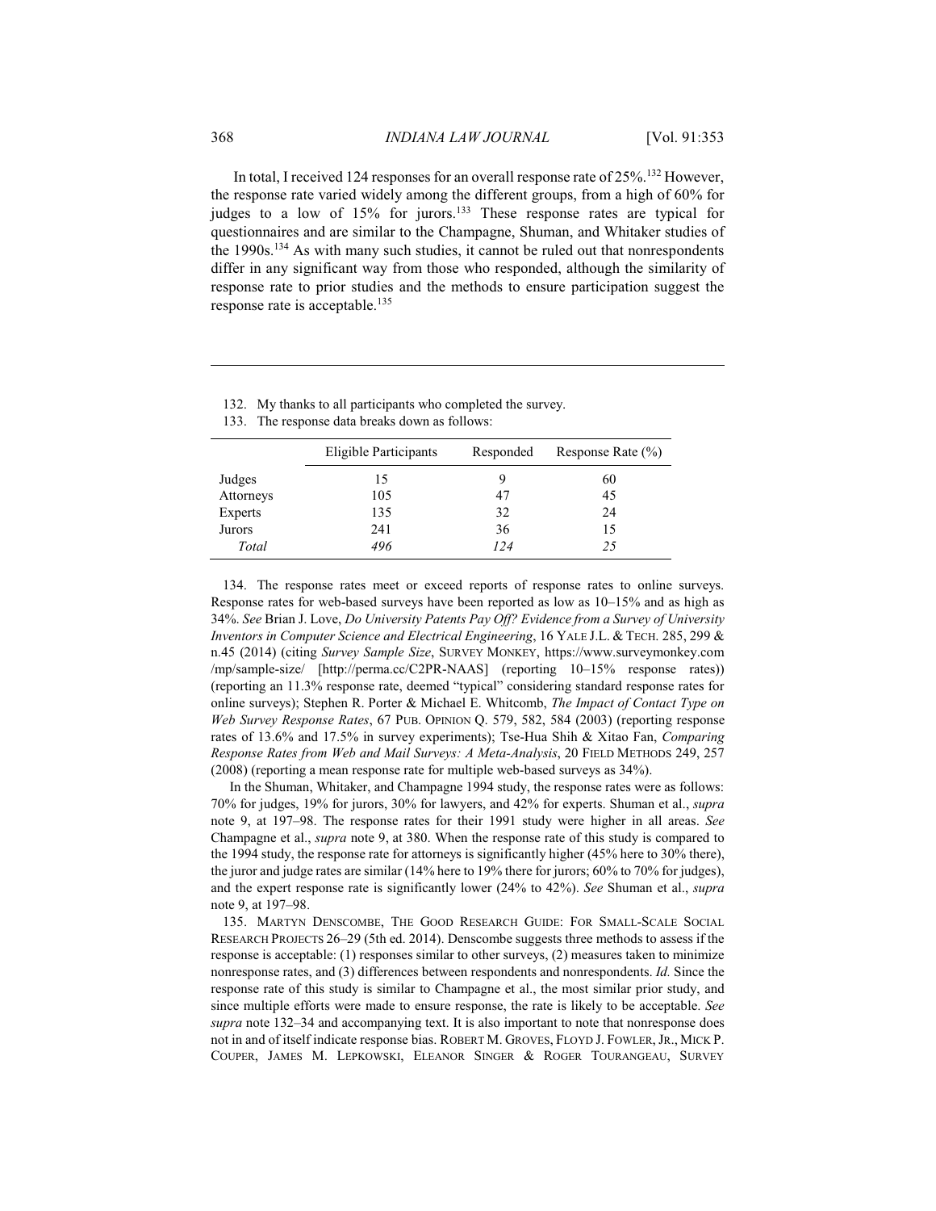In total, I received 124 responses for an overall response rate of 25%.[132] However, the response rate varied widely among the different groups, from a high of 60% for judges to a low of 15% for jurors.[133] These response rates are typical for questionnaires and are similar to the Champagne, Shuman, and Whitaker studies of the 1990s.[134] As with many such studies, it cannot be ruled out that nonrespondents differ in any significant way from those who responded, although the similarity of response rate to prior studies and the methods to ensure participation suggest the response rate is acceptable.[135]

---

132. My thanks to all participants who completed the survey.

133. The response data breaks down as follows:

| | Eligible Participants | Responded | Response Rate (%) |
|---|---|---|---|
| Judges | 15 | 9 | 60 |
| Attorneys | 105 | 47 | 45 |
| Experts | 135 | 32 | 24 |
| Jurors | 241 | 36 | 15 |
| *Total* | *496* | *124* | *25* |

134. The response rates meet or exceed reports of response rates to online surveys. Response rates for web-based surveys have been reported as low as 10–15% and as high as 34%. *See* Brian J. Love, *Do University Patents Pay Off? Evidence from a Survey of University Inventors in Computer Science and Electrical Engineering*, 16 YALE J.L. & TECH. 285, 299 & n.45 (2014) (citing *Survey Sample Size*, SURVEY MONKEY, https://www.surveymonkey.com/mp/sample-size/ [http://perma.cc/C2PR-NAAS] (reporting 10–15% response rates)) (reporting an 11.3% response rate, deemed "typical" considering standard response rates for online surveys); Stephen R. Porter & Michael E. Whitcomb, *The Impact of Contact Type on Web Survey Response Rates*, 67 PUB. OPINION Q. 579, 582, 584 (2003) (reporting response rates of 13.6% and 17.5% in survey experiments); Tse-Hua Shih & Xitao Fan, *Comparing Response Rates from Web and Mail Surveys: A Meta-Analysis*, 20 FIELD METHODS 249, 257 (2008) (reporting a mean response rate for multiple web-based surveys as 34%).

In the Shuman, Whitaker, and Champagne 1994 study, the response rates were as follows: 70% for judges, 19% for jurors, 30% for lawyers, and 42% for experts. Shuman et al., *supra* note 9, at 197–98. The response rates for their 1991 study were higher in all areas. *See* Champagne et al., *supra* note 9, at 380. When the response rate of this study is compared to the 1994 study, the response rate for attorneys is significantly higher (45% here to 30% there), the juror and judge rates are similar (14% here to 19% there for jurors; 60% to 70% for judges), and the expert response rate is significantly lower (24% to 42%). *See* Shuman et al., *supra* note 9, at 197–98.

135. MARTYN DENSCOMBE, THE GOOD RESEARCH GUIDE: FOR SMALL-SCALE SOCIAL RESEARCH PROJECTS 26–29 (5th ed. 2014). Denscombe suggests three methods to assess if the response is acceptable: (1) responses similar to other surveys, (2) measures taken to minimize nonresponse rates, and (3) differences between respondents and nonrespondents. *Id.* Since the response rate of this study is similar to Champagne et al., the most similar prior study, and since multiple efforts were made to ensure response, the rate is likely to be acceptable. *See supra* note 132–34 and accompanying text. It is also important to note that nonresponse does not in and of itself indicate response bias. ROBERT M. GROVES, FLOYD J. FOWLER, JR., MICK P. COUPER, JAMES M. LEPKOWSKI, ELEANOR SINGER & ROGER TOURANGEAU, SURVEY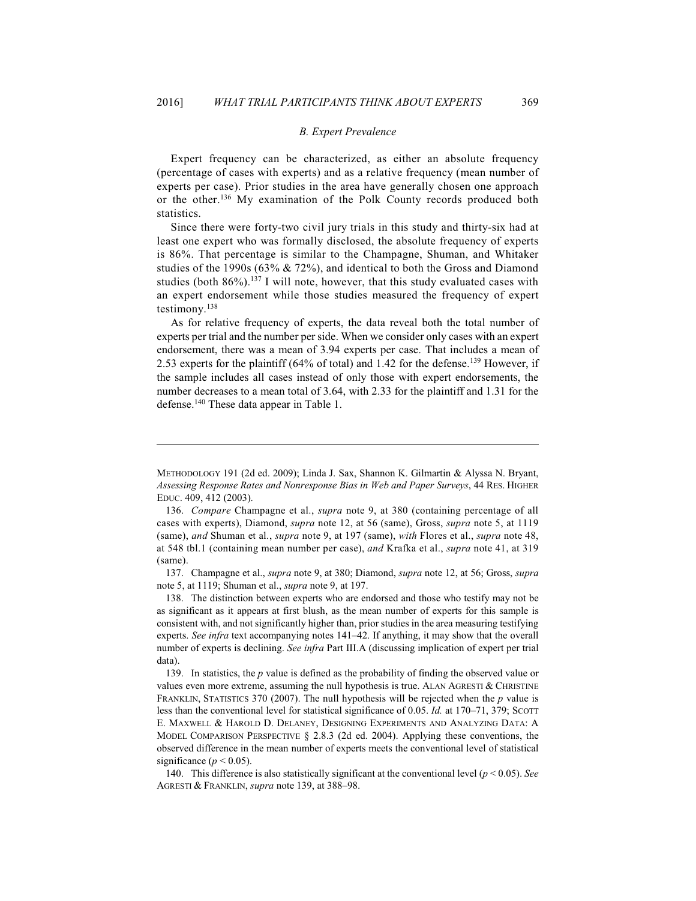### *B. Expert Prevalence*

Expert frequency can be characterized, as either an absolute frequency (percentage of cases with experts) and as a relative frequency (mean number of experts per case). Prior studies in the area have generally chosen one approach or the other.[136] My examination of the Polk County records produced both statistics.

Since there were forty-two civil jury trials in this study and thirty-six had at least one expert who was formally disclosed, the absolute frequency of experts is 86%. That percentage is similar to the Champagne, Shuman, and Whitaker studies of the 1990s (63% & 72%), and identical to both the Gross and Diamond studies (both 86%).[137] I will note, however, that this study evaluated cases with an expert endorsement while those studies measured the frequency of expert testimony.[138]

As for relative frequency of experts, the data reveal both the total number of experts per trial and the number per side. When we consider only cases with an expert endorsement, there was a mean of 3.94 experts per case. That includes a mean of 2.53 experts for the plaintiff (64% of total) and 1.42 for the defense.[139] However, if the sample includes all cases instead of only those with expert endorsements, the number decreases to a mean total of 3.64, with 2.33 for the plaintiff and 1.31 for the defense.[140] These data appear in Table 1.

---

METHODOLOGY 191 (2d ed. 2009); Linda J. Sax, Shannon K. Gilmartin & Alyssa N. Bryant, *Assessing Response Rates and Nonresponse Bias in Web and Paper Surveys*, 44 RES. HIGHER EDUC. 409, 412 (2003).

136. *Compare* Champagne et al., *supra* note 9, at 380 (containing percentage of all cases with experts), Diamond, *supra* note 12, at 56 (same), Gross, *supra* note 5, at 1119 (same), *and* Shuman et al., *supra* note 9, at 197 (same), *with* Flores et al., *supra* note 48, at 548 tbl.1 (containing mean number per case), *and* Krafka et al., *supra* note 41, at 319 (same).

137. Champagne et al., *supra* note 9, at 380; Diamond, *supra* note 12, at 56; Gross, *supra* note 5, at 1119; Shuman et al., *supra* note 9, at 197.

138. The distinction between experts who are endorsed and those who testify may not be as significant as it appears at first blush, as the mean number of experts for this sample is consistent with, and not significantly higher than, prior studies in the area measuring testifying experts. *See infra* text accompanying notes 141–42. If anything, it may show that the overall number of experts is declining. *See infra* Part III.A (discussing implication of expert per trial data).

139. In statistics, the *p* value is defined as the probability of finding the observed value or values even more extreme, assuming the null hypothesis is true. ALAN AGRESTI & CHRISTINE FRANKLIN, STATISTICS 370 (2007). The null hypothesis will be rejected when the *p* value is less than the conventional level for statistical significance of 0.05. *Id.* at 170–71, 379; SCOTT E. MAXWELL & HAROLD D. DELANEY, DESIGNING EXPERIMENTS AND ANALYZING DATA: A MODEL COMPARISON PERSPECTIVE § 2.8.3 (2d ed. 2004). Applying these conventions, the observed difference in the mean number of experts meets the conventional level of statistical significance ($p < 0.05$).

140. This difference is also statistically significant at the conventional level ($p < 0.05$). *See* AGRESTI & FRANKLIN, *supra* note 139, at 388–98.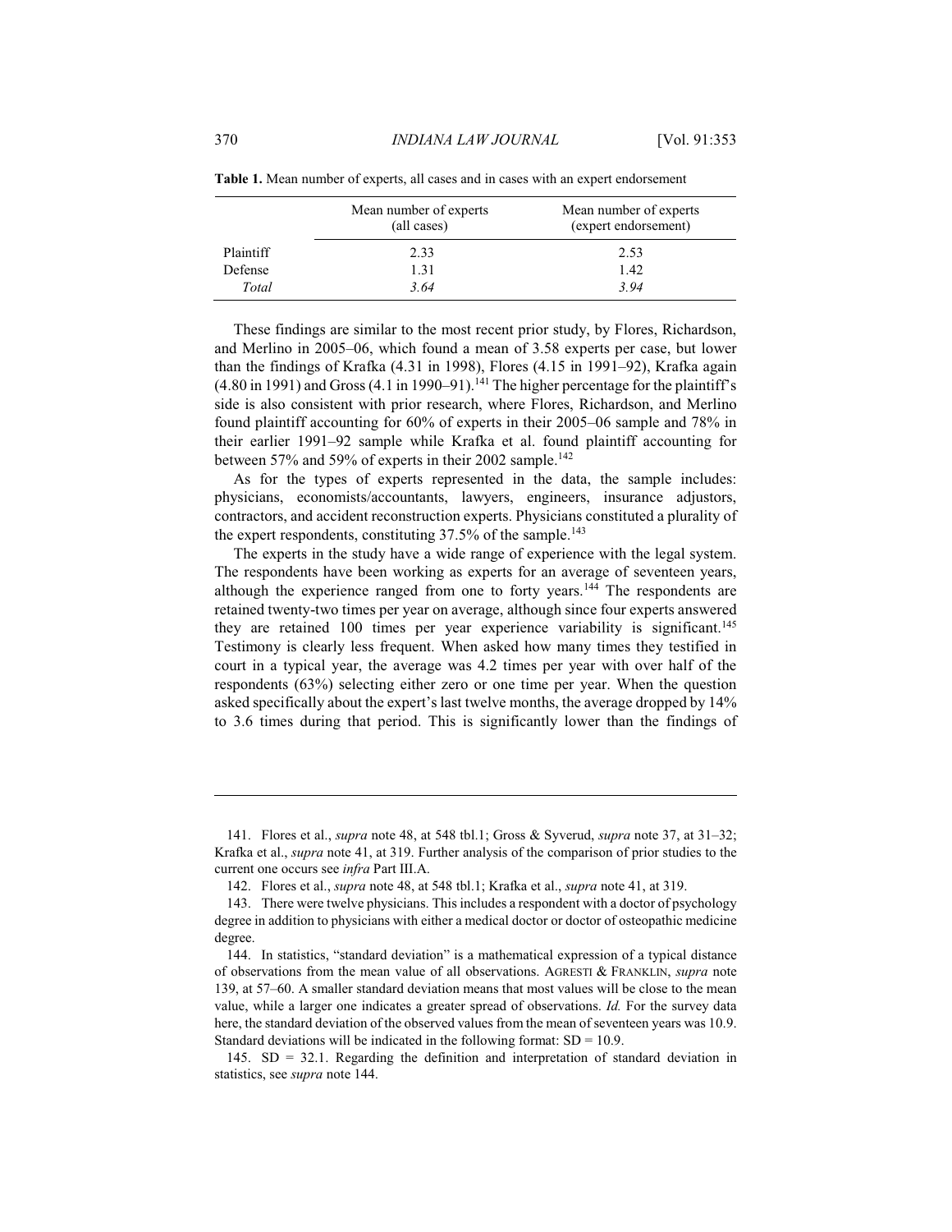**Table 1.** Mean number of experts, all cases and in cases with an expert endorsement

| | Mean number of experts (all cases) | Mean number of experts (expert endorsement) |
|---|---|---|
| Plaintiff | 2.33 | 2.53 |
| Defense | 1.31 | 1.42 |
| *Total* | *3.64* | *3.94* |

These findings are similar to the most recent prior study, by Flores, Richardson, and Merlino in 2005–06, which found a mean of 3.58 experts per case, but lower than the findings of Krafka (4.31 in 1998), Flores (4.15 in 1991–92), Krafka again (4.80 in 1991) and Gross (4.1 in 1990–91).[141] The higher percentage for the plaintiff's side is also consistent with prior research, where Flores, Richardson, and Merlino found plaintiff accounting for 60% of experts in their 2005–06 sample and 78% in their earlier 1991–92 sample while Krafka et al. found plaintiff accounting for between 57% and 59% of experts in their 2002 sample.[142]

As for the types of experts represented in the data, the sample includes: physicians, economists/accountants, lawyers, engineers, insurance adjustors, contractors, and accident reconstruction experts. Physicians constituted a plurality of the expert respondents, constituting 37.5% of the sample.[143]

The experts in the study have a wide range of experience with the legal system. The respondents have been working as experts for an average of seventeen years, although the experience ranged from one to forty years.[144] The respondents are retained twenty-two times per year on average, although since four experts answered they are retained 100 times per year experience variability is significant.[145] Testimony is clearly less frequent. When asked how many times they testified in court in a typical year, the average was 4.2 times per year with over half of the respondents (63%) selecting either zero or one time per year. When the question asked specifically about the expert's last twelve months, the average dropped by 14% to 3.6 times during that period. This is significantly lower than the findings of

---

141. Flores et al., *supra* note 48, at 548 tbl.1; Gross & Syverud, *supra* note 37, at 31–32; Krafka et al., *supra* note 41, at 319. Further analysis of the comparison of prior studies to the current one occurs see *infra* Part III.A.

142. Flores et al., *supra* note 48, at 548 tbl.1; Krafka et al., *supra* note 41, at 319.

143. There were twelve physicians. This includes a respondent with a doctor of psychology degree in addition to physicians with either a medical doctor or doctor of osteopathic medicine degree.

144. In statistics, "standard deviation" is a mathematical expression of a typical distance of observations from the mean value of all observations. AGRESTI & FRANKLIN, *supra* note 139, at 57–60. A smaller standard deviation means that most values will be close to the mean value, while a larger one indicates a greater spread of observations. *Id.* For the survey data here, the standard deviation of the observed values from the mean of seventeen years was 10.9. Standard deviations will be indicated in the following format: SD = 10.9.

145. SD = 32.1. Regarding the definition and interpretation of standard deviation in statistics, see *supra* note 144.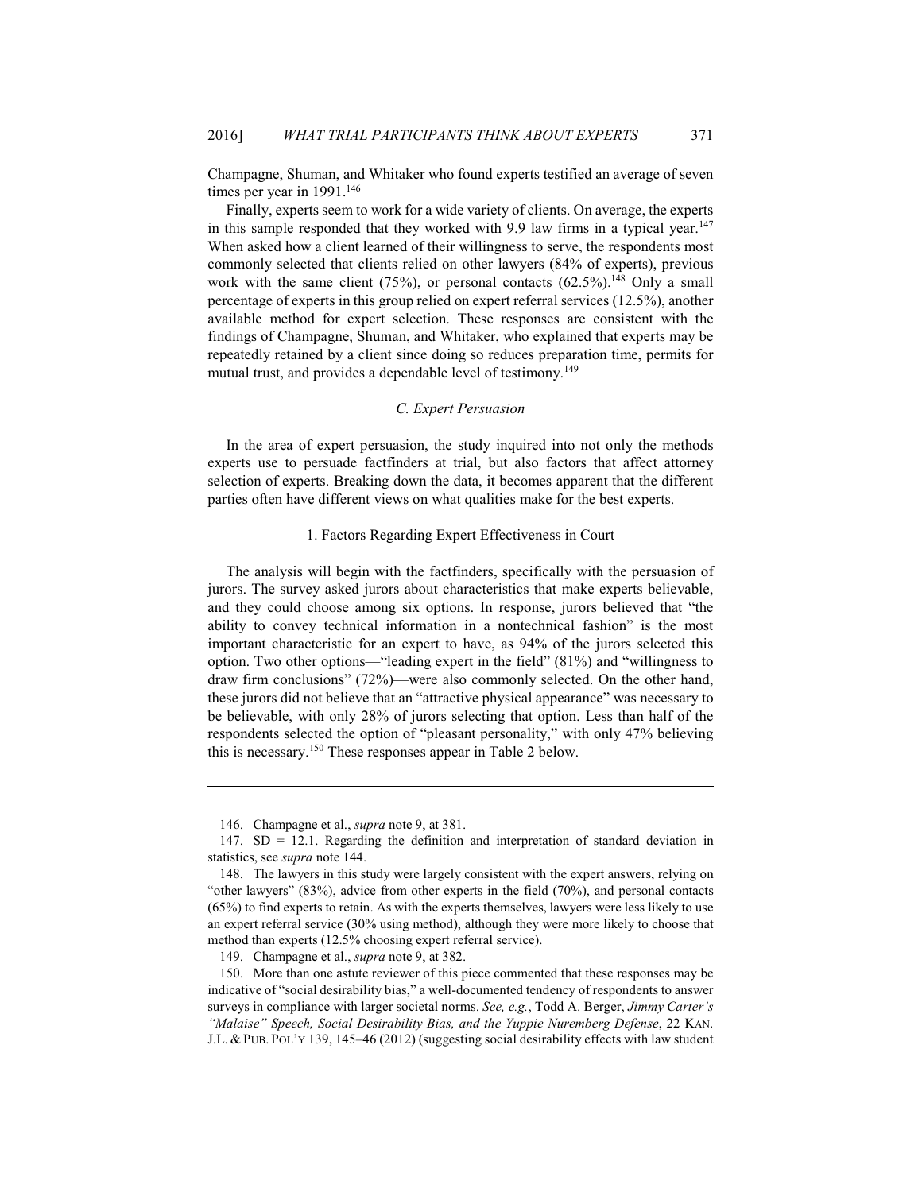Champagne, Shuman, and Whitaker who found experts testified an average of seven times per year in 1991.[146]

Finally, experts seem to work for a wide variety of clients. On average, the experts in this sample responded that they worked with 9.9 law firms in a typical year.[147] When asked how a client learned of their willingness to serve, the respondents most commonly selected that clients relied on other lawyers (84% of experts), previous work with the same client (75%), or personal contacts (62.5%).[148] Only a small percentage of experts in this group relied on expert referral services (12.5%), another available method for expert selection. These responses are consistent with the findings of Champagne, Shuman, and Whitaker, who explained that experts may be repeatedly retained by a client since doing so reduces preparation time, permits for mutual trust, and provides a dependable level of testimony.[149]

### *C. Expert Persuasion*

In the area of expert persuasion, the study inquired into not only the methods experts use to persuade factfinders at trial, but also factors that affect attorney selection of experts. Breaking down the data, it becomes apparent that the different parties often have different views on what qualities make for the best experts.

#### 1. Factors Regarding Expert Effectiveness in Court

The analysis will begin with the factfinders, specifically with the persuasion of jurors. The survey asked jurors about characteristics that make experts believable, and they could choose among six options. In response, jurors believed that "the ability to convey technical information in a nontechnical fashion" is the most important characteristic for an expert to have, as 94% of the jurors selected this option. Two other options—"leading expert in the field" (81%) and "willingness to draw firm conclusions" (72%)—were also commonly selected. On the other hand, these jurors did not believe that an "attractive physical appearance" was necessary to be believable, with only 28% of jurors selecting that option. Less than half of the respondents selected the option of "pleasant personality," with only 47% believing this is necessary.[150] These responses appear in Table 2 below.

---

146. Champagne et al., *supra* note 9, at 381.

147. SD = 12.1. Regarding the definition and interpretation of standard deviation in statistics, see *supra* note 144.

148. The lawyers in this study were largely consistent with the expert answers, relying on "other lawyers" (83%), advice from other experts in the field (70%), and personal contacts (65%) to find experts to retain. As with the experts themselves, lawyers were less likely to use an expert referral service (30% using method), although they were more likely to choose that method than experts (12.5% choosing expert referral service).

149. Champagne et al., *supra* note 9, at 382.

150. More than one astute reviewer of this piece commented that these responses may be indicative of "social desirability bias," a well-documented tendency of respondents to answer surveys in compliance with larger societal norms. *See, e.g.*, Todd A. Berger, *Jimmy Carter's "Malaise" Speech, Social Desirability Bias, and the Yuppie Nuremberg Defense*, 22 KAN. J.L. & PUB. POL'Y 139, 145–46 (2012) (suggesting social desirability effects with law student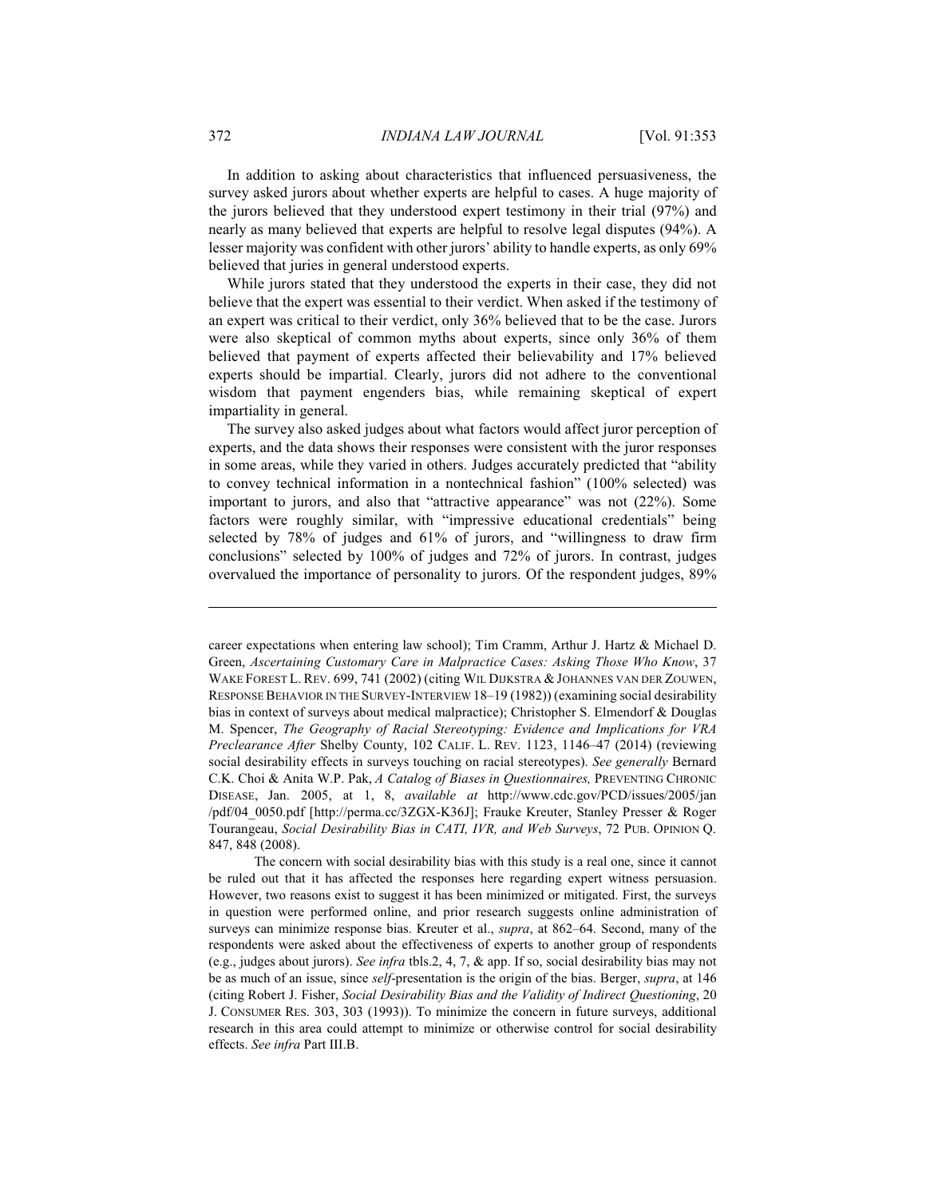In addition to asking about characteristics that influenced persuasiveness, the survey asked jurors about whether experts are helpful to cases. A huge majority of the jurors believed that they understood expert testimony in their trial (97%) and nearly as many believed that experts are helpful to resolve legal disputes (94%). A lesser majority was confident with other jurors' ability to handle experts, as only 69% believed that juries in general understood experts.

While jurors stated that they understood the experts in their case, they did not believe that the expert was essential to their verdict. When asked if the testimony of an expert was critical to their verdict, only 36% believed that to be the case. Jurors were also skeptical of common myths about experts, since only 36% of them believed that payment of experts affected their believability and 17% believed experts should be impartial. Clearly, jurors did not adhere to the conventional wisdom that payment engenders bias, while remaining skeptical of expert impartiality in general.

The survey also asked judges about what factors would affect juror perception of experts, and the data shows their responses were consistent with the juror responses in some areas, while they varied in others. Judges accurately predicted that "ability to convey technical information in a nontechnical fashion" (100% selected) was important to jurors, and also that "attractive appearance" was not (22%). Some factors were roughly similar, with "impressive educational credentials" being selected by 78% of judges and 61% of jurors, and "willingness to draw firm conclusions" selected by 100% of judges and 72% of jurors. In contrast, judges overvalued the importance of personality to jurors. Of the respondent judges, 89%

---

career expectations when entering law school); Tim Cramm, Arthur J. Hartz & Michael D. Green, *Ascertaining Customary Care in Malpractice Cases: Asking Those Who Know*, 37 WAKE FOREST L. REV. 699, 741 (2002) (citing WIL DIJKSTRA & JOHANNES VAN DER ZOUWEN, RESPONSE BEHAVIOR IN THE SURVEY-INTERVIEW 18–19 (1982)) (examining social desirability bias in context of surveys about medical malpractice); Christopher S. Elmendorf & Douglas M. Spencer, *The Geography of Racial Stereotyping: Evidence and Implications for VRA Preclearance After* Shelby County, 102 CALIF. L. REV. 1123, 1146–47 (2014) (reviewing social desirability effects in surveys touching on racial stereotypes). *See generally* Bernard C.K. Choi & Anita W.P. Pak, *A Catalog of Biases in Questionnaires,* PREVENTING CHRONIC DISEASE, Jan. 2005, at 1, 8, *available at* http://www.cdc.gov/PCD/issues/2005/jan/pdf/04_0050.pdf [http://perma.cc/3ZGX-K36J]; Frauke Kreuter, Stanley Presser & Roger Tourangeau, *Social Desirability Bias in CATI, IVR, and Web Surveys*, 72 PUB. OPINION Q. 847, 848 (2008).

The concern with social desirability bias with this study is a real one, since it cannot be ruled out that it has affected the responses here regarding expert witness persuasion. However, two reasons exist to suggest it has been minimized or mitigated. First, the surveys in question were performed online, and prior research suggests online administration of surveys can minimize response bias. Kreuter et al., *supra*, at 862–64. Second, many of the respondents were asked about the effectiveness of experts to another group of respondents (e.g., judges about jurors). *See infra* tbls.2, 4, 7, & app. If so, social desirability bias may not be as much of an issue, since *self*-presentation is the origin of the bias. Berger, *supra*, at 146 (citing Robert J. Fisher, *Social Desirability Bias and the Validity of Indirect Questioning*, 20 J. CONSUMER RES. 303, 303 (1993)). To minimize the concern in future surveys, additional research in this area could attempt to minimize or otherwise control for social desirability effects. *See infra* Part III.B.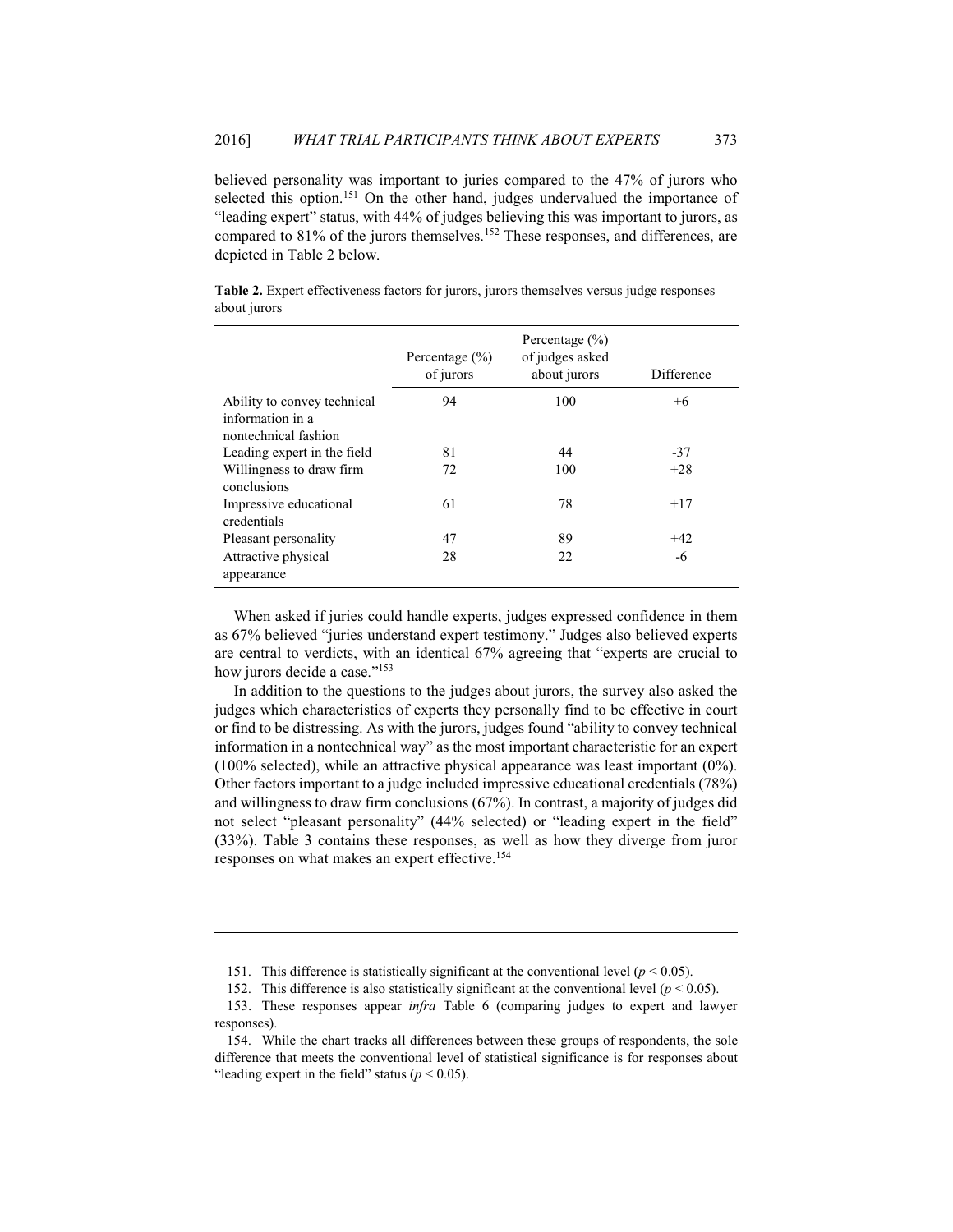believed personality was important to juries compared to the 47% of jurors who selected this option.[151] On the other hand, judges undervalued the importance of "leading expert" status, with 44% of judges believing this was important to jurors, as compared to 81% of the jurors themselves.[152] These responses, and differences, are depicted in Table 2 below.

**Table 2.** Expert effectiveness factors for jurors, jurors themselves versus judge responses about jurors

| | Percentage (%) of jurors | Percentage (%) of judges asked about jurors | Difference |
|---|---|---|---|
| Ability to convey technical information in a nontechnical fashion | 94 | 100 | +6 |
| Leading expert in the field | 81 | 44 | -37 |
| Willingness to draw firm conclusions | 72 | 100 | +28 |
| Impressive educational credentials | 61 | 78 | +17 |
| Pleasant personality | 47 | 89 | +42 |
| Attractive physical appearance | 28 | 22 | -6 |

When asked if juries could handle experts, judges expressed confidence in them as 67% believed "juries understand expert testimony." Judges also believed experts are central to verdicts, with an identical 67% agreeing that "experts are crucial to how jurors decide a case."[153]

In addition to the questions to the judges about jurors, the survey also asked the judges which characteristics of experts they personally find to be effective in court or find to be distressing. As with the jurors, judges found "ability to convey technical information in a nontechnical way" as the most important characteristic for an expert (100% selected), while an attractive physical appearance was least important (0%). Other factors important to a judge included impressive educational credentials (78%) and willingness to draw firm conclusions (67%). In contrast, a majority of judges did not select "pleasant personality" (44% selected) or "leading expert in the field" (33%). Table 3 contains these responses, as well as how they diverge from juror responses on what makes an expert effective.[154]

---

151. This difference is statistically significant at the conventional level ($p < 0.05$).

152. This difference is also statistically significant at the conventional level ($p < 0.05$).

153. These responses appear *infra* Table 6 (comparing judges to expert and lawyer responses).

154. While the chart tracks all differences between these groups of respondents, the sole difference that meets the conventional level of statistical significance is for responses about "leading expert in the field" status ($p < 0.05$).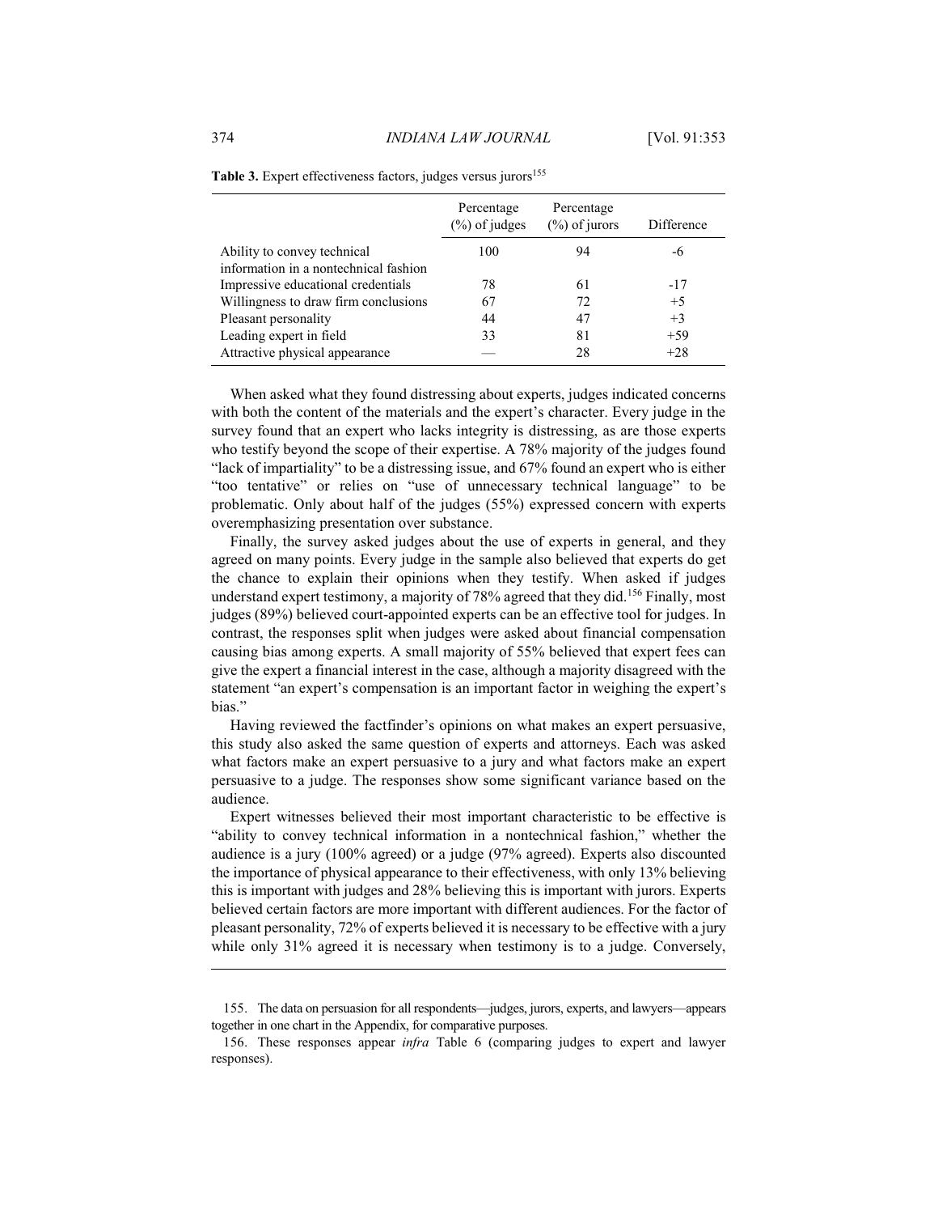**Table 3.** Expert effectiveness factors, judges versus jurors[155]

| | Percentage (%) of judges | Percentage (%) of jurors | Difference |
|---|---|---|---|
| Ability to convey technical information in a nontechnical fashion | 100 | 94 | -6 |
| Impressive educational credentials | 78 | 61 | -17 |
| Willingness to draw firm conclusions | 67 | 72 | +5 |
| Pleasant personality | 44 | 47 | +3 |
| Leading expert in field | 33 | 81 | +59 |
| Attractive physical appearance | — | 28 | +28 |

When asked what they found distressing about experts, judges indicated concerns with both the content of the materials and the expert's character. Every judge in the survey found that an expert who lacks integrity is distressing, as are those experts who testify beyond the scope of their expertise. A 78% majority of the judges found "lack of impartiality" to be a distressing issue, and 67% found an expert who is either "too tentative" or relies on "use of unnecessary technical language" to be problematic. Only about half of the judges (55%) expressed concern with experts overemphasizing presentation over substance.

Finally, the survey asked judges about the use of experts in general, and they agreed on many points. Every judge in the sample also believed that experts do get the chance to explain their opinions when they testify. When asked if judges understand expert testimony, a majority of 78% agreed that they did.[156] Finally, most judges (89%) believed court-appointed experts can be an effective tool for judges. In contrast, the responses split when judges were asked about financial compensation causing bias among experts. A small majority of 55% believed that expert fees can give the expert a financial interest in the case, although a majority disagreed with the statement "an expert's compensation is an important factor in weighing the expert's bias."

Having reviewed the factfinder's opinions on what makes an expert persuasive, this study also asked the same question of experts and attorneys. Each was asked what factors make an expert persuasive to a jury and what factors make an expert persuasive to a judge. The responses show some significant variance based on the audience.

Expert witnesses believed their most important characteristic to be effective is "ability to convey technical information in a nontechnical fashion," whether the audience is a jury (100% agreed) or a judge (97% agreed). Experts also discounted the importance of physical appearance to their effectiveness, with only 13% believing this is important with judges and 28% believing this is important with jurors. Experts believed certain factors are more important with different audiences. For the factor of pleasant personality, 72% of experts believed it is necessary to be effective with a jury while only 31% agreed it is necessary when testimony is to a judge. Conversely,

---

155. The data on persuasion for all respondents—judges, jurors, experts, and lawyers—appears together in one chart in the Appendix, for comparative purposes.

156. These responses appear *infra* Table 6 (comparing judges to expert and lawyer responses).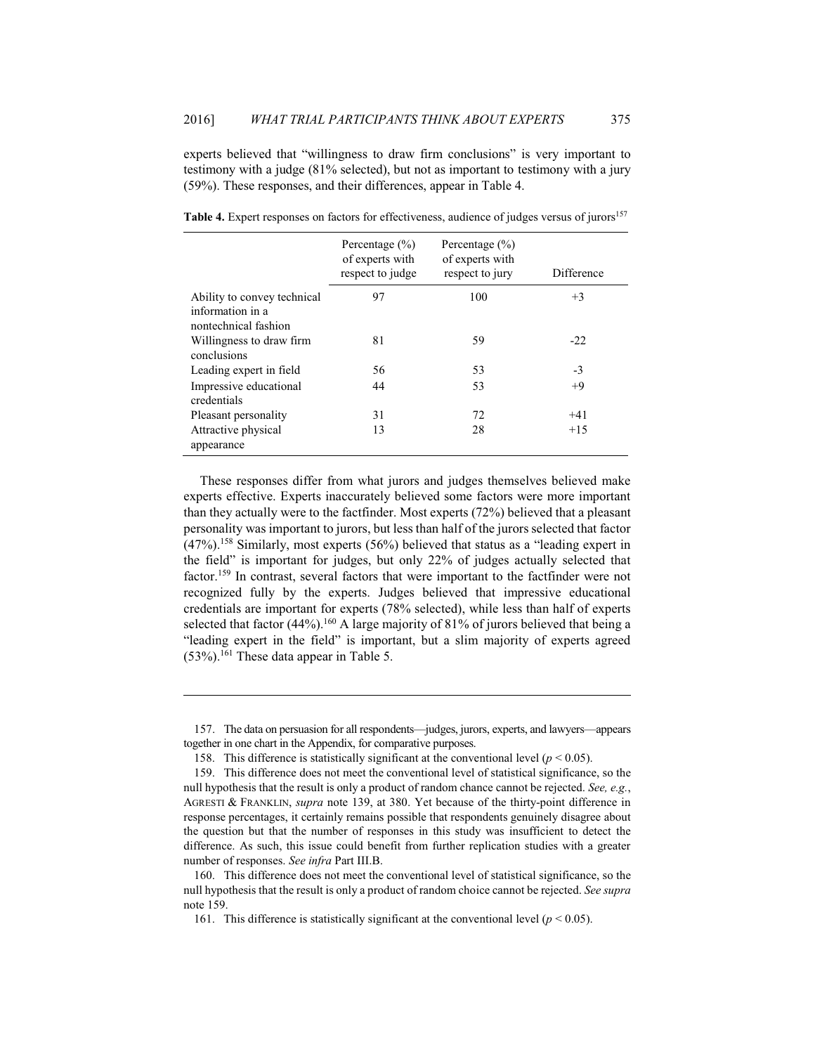experts believed that "willingness to draw firm conclusions" is very important to testimony with a judge (81% selected), but not as important to testimony with a jury (59%). These responses, and their differences, appear in Table 4.

**Table 4.** Expert responses on factors for effectiveness, audience of judges versus of jurors[157]

| | Percentage (%) of experts with respect to judge | Percentage (%) of experts with respect to jury | Difference |
|---|---|---|---|
| Ability to convey technical information in a nontechnical fashion | 97 | 100 | +3 |
| Willingness to draw firm conclusions | 81 | 59 | -22 |
| Leading expert in field | 56 | 53 | -3 |
| Impressive educational credentials | 44 | 53 | +9 |
| Pleasant personality | 31 | 72 | +41 |
| Attractive physical appearance | 13 | 28 | +15 |

These responses differ from what jurors and judges themselves believed make experts effective. Experts inaccurately believed some factors were more important than they actually were to the factfinder. Most experts (72%) believed that a pleasant personality was important to jurors, but less than half of the jurors selected that factor (47%).[158] Similarly, most experts (56%) believed that status as a "leading expert in the field" is important for judges, but only 22% of judges actually selected that factor.[159] In contrast, several factors that were important to the factfinder were not recognized fully by the experts. Judges believed that impressive educational credentials are important for experts (78% selected), while less than half of experts selected that factor (44%).[160] A large majority of 81% of jurors believed that being a "leading expert in the field" is important, but a slim majority of experts agreed (53%).[161] These data appear in Table 5.

---

157. The data on persuasion for all respondents—judges, jurors, experts, and lawyers—appears together in one chart in the Appendix, for comparative purposes.

158. This difference is statistically significant at the conventional level ($p < 0.05$).

159. This difference does not meet the conventional level of statistical significance, so the null hypothesis that the result is only a product of random chance cannot be rejected. *See, e.g.*, AGRESTI & FRANKLIN, *supra* note 139, at 380. Yet because of the thirty-point difference in response percentages, it certainly remains possible that respondents genuinely disagree about the question but that the number of responses in this study was insufficient to detect the difference. As such, this issue could benefit from further replication studies with a greater number of responses. *See infra* Part III.B.

160. This difference does not meet the conventional level of statistical significance, so the null hypothesis that the result is only a product of random choice cannot be rejected. *See supra* note 159.

161. This difference is statistically significant at the conventional level ($p < 0.05$).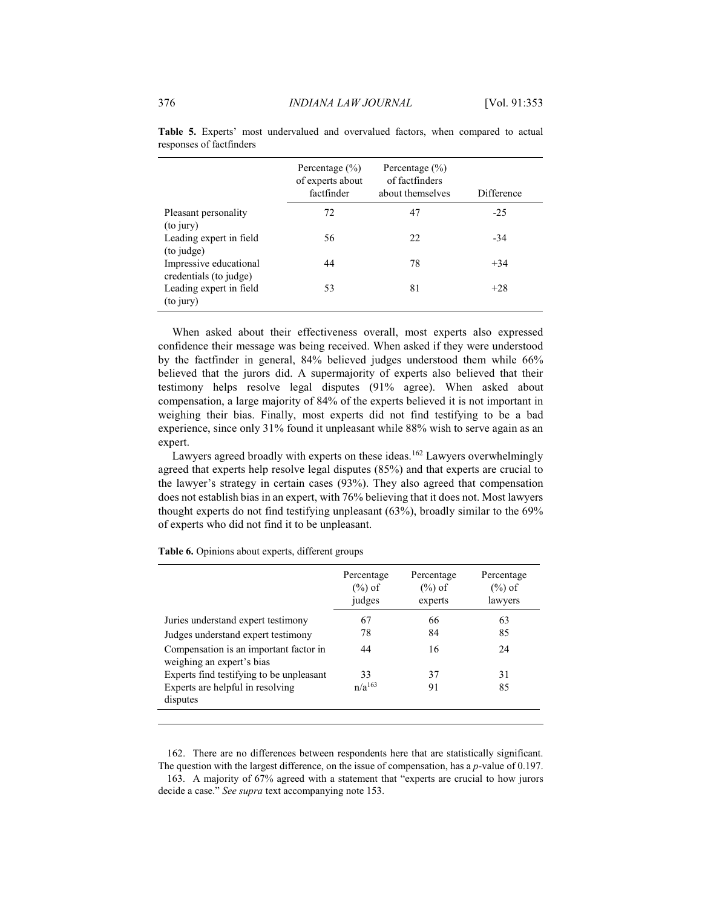**Table 5.** Experts' most undervalued and overvalued factors, when compared to actual responses of factfinders

| | Percentage (%) of experts about factfinder | Percentage (%) of factfinders about themselves | Difference |
|---|---|---|---|
| Pleasant personality (to jury) | 72 | 47 | -25 |
| Leading expert in field (to judge) | 56 | 22 | -34 |
| Impressive educational credentials (to judge) | 44 | 78 | +34 |
| Leading expert in field (to jury) | 53 | 81 | +28 |

When asked about their effectiveness overall, most experts also expressed confidence their message was being received. When asked if they were understood by the factfinder in general, 84% believed judges understood them while 66% believed that the jurors did. A supermajority of experts also believed that their testimony helps resolve legal disputes (91% agree). When asked about compensation, a large majority of 84% of the experts believed it is not important in weighing their bias. Finally, most experts did not find testifying to be a bad experience, since only 31% found it unpleasant while 88% wish to serve again as an expert.

Lawyers agreed broadly with experts on these ideas.[162] Lawyers overwhelmingly agreed that experts help resolve legal disputes (85%) and that experts are crucial to the lawyer's strategy in certain cases (93%). They also agreed that compensation does not establish bias in an expert, with 76% believing that it does not. Most lawyers thought experts do not find testifying unpleasant (63%), broadly similar to the 69% of experts who did not find it to be unpleasant.

**Table 6.** Opinions about experts, different groups

| | Percentage (%) of judges | Percentage (%) of experts | Percentage (%) of lawyers |
|---|---|---|---|
| Juries understand expert testimony | 67 | 66 | 63 |
| Judges understand expert testimony | 78 | 84 | 85 |
| Compensation is an important factor in weighing an expert's bias | 44 | 16 | 24 |
| Experts find testifying to be unpleasant | 33 | 37 | 31 |
| Experts are helpful in resolving disputes | n/a[163] | 91 | 85 |

162. There are no differences between respondents here that are statistically significant. The question with the largest difference, on the issue of compensation, has a $p$-value of 0.197.

163. A majority of 67% agreed with a statement that "experts are crucial to how jurors decide a case." *See supra* text accompanying note 153.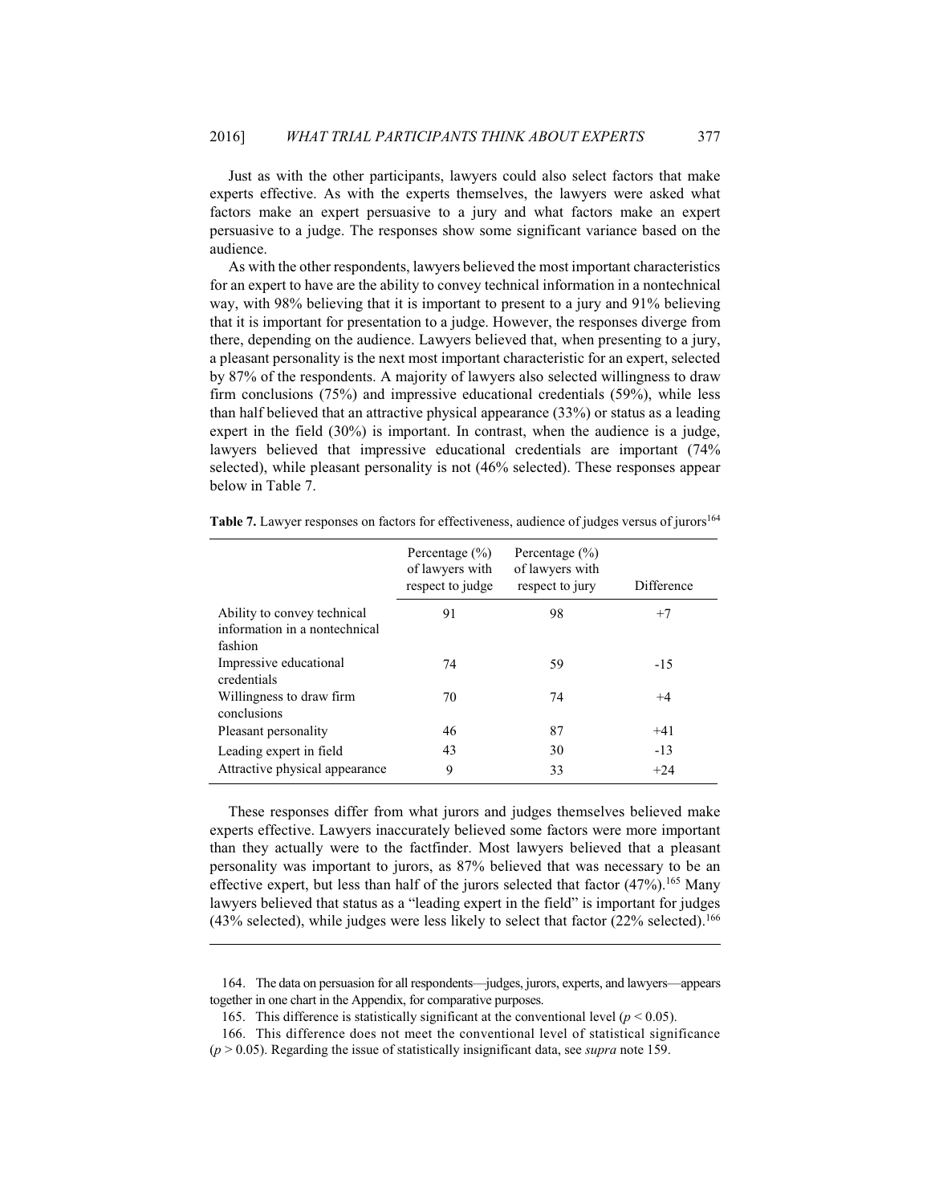Just as with the other participants, lawyers could also select factors that make experts effective. As with the experts themselves, the lawyers were asked what factors make an expert persuasive to a jury and what factors make an expert persuasive to a judge. The responses show some significant variance based on the audience.

As with the other respondents, lawyers believed the most important characteristics for an expert to have are the ability to convey technical information in a nontechnical way, with 98% believing that it is important to present to a jury and 91% believing that it is important for presentation to a judge. However, the responses diverge from there, depending on the audience. Lawyers believed that, when presenting to a jury, a pleasant personality is the next most important characteristic for an expert, selected by 87% of the respondents. A majority of lawyers also selected willingness to draw firm conclusions (75%) and impressive educational credentials (59%), while less than half believed that an attractive physical appearance (33%) or status as a leading expert in the field (30%) is important. In contrast, when the audience is a judge, lawyers believed that impressive educational credentials are important (74% selected), while pleasant personality is not (46% selected). These responses appear below in Table 7.

**Table 7.** Lawyer responses on factors for effectiveness, audience of judges versus of jurors[164]

| | Percentage (%) of lawyers with respect to judge | Percentage (%) of lawyers with respect to jury | Difference |
|---|---|---|---|
| Ability to convey technical information in a nontechnical fashion | 91 | 98 | +7 |
| Impressive educational credentials | 74 | 59 | -15 |
| Willingness to draw firm conclusions | 70 | 74 | +4 |
| Pleasant personality | 46 | 87 | +41 |
| Leading expert in field | 43 | 30 | -13 |
| Attractive physical appearance | 9 | 33 | +24 |

These responses differ from what jurors and judges themselves believed make experts effective. Lawyers inaccurately believed some factors were more important than they actually were to the factfinder. Most lawyers believed that a pleasant personality was important to jurors, as 87% believed that was necessary to be an effective expert, but less than half of the jurors selected that factor (47%).[165] Many lawyers believed that status as a "leading expert in the field" is important for judges (43% selected), while judges were less likely to select that factor (22% selected).[166]

164. The data on persuasion for all respondents—judges, jurors, experts, and lawyers—appears together in one chart in the Appendix, for comparative purposes.

165. This difference is statistically significant at the conventional level ($p < 0.05$).

166. This difference does not meet the conventional level of statistical significance ($p > 0.05$). Regarding the issue of statistically insignificant data, see *supra* note 159.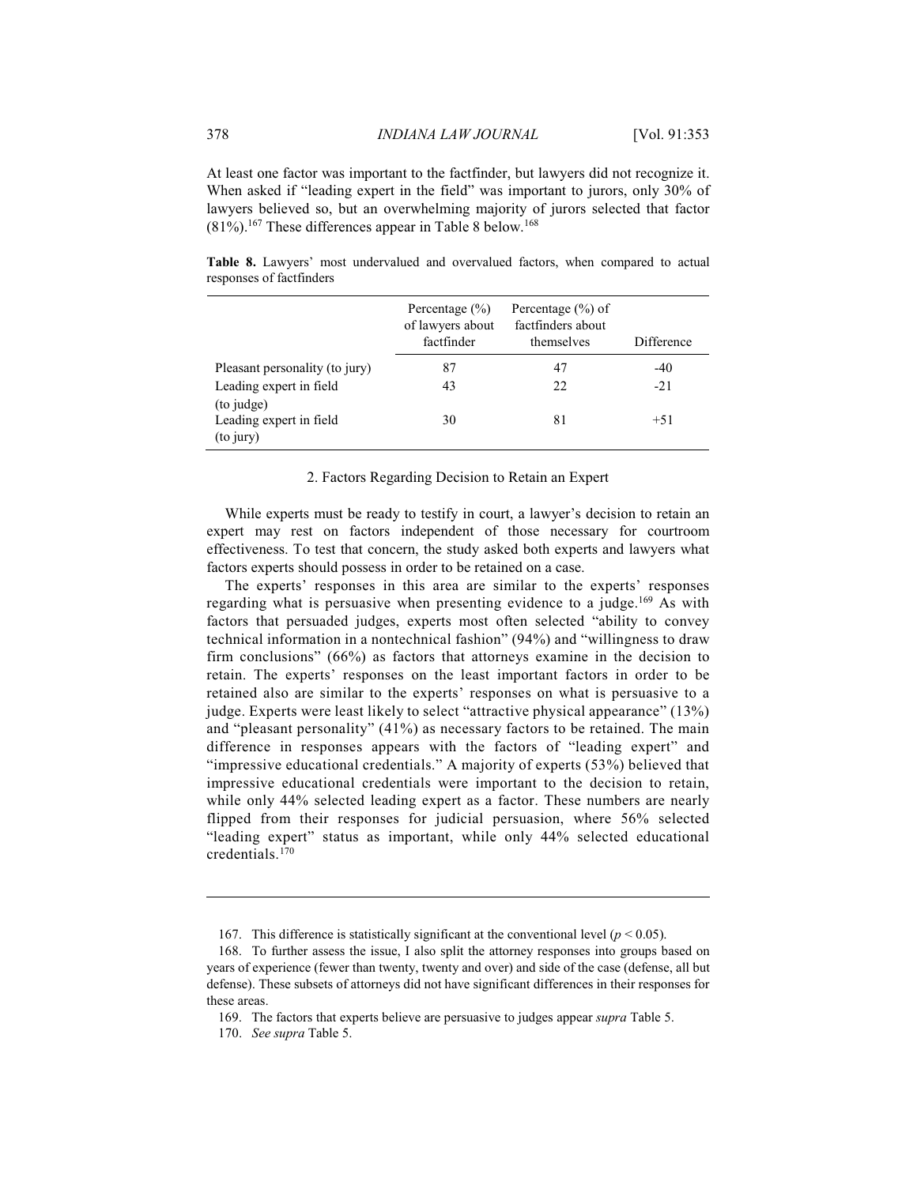At least one factor was important to the factfinder, but lawyers did not recognize it. When asked if "leading expert in the field" was important to jurors, only 30% of lawyers believed so, but an overwhelming majority of jurors selected that factor (81%).[167] These differences appear in Table 8 below.[168]

**Table 8.** Lawyers' most undervalued and overvalued factors, when compared to actual responses of factfinders

| | Percentage (%) of lawyers about factfinder | Percentage (%) of factfinders about themselves | Difference |
|---|---|---|---|
| Pleasant personality (to jury) | 87 | 47 | -40 |
| Leading expert in field (to judge) | 43 | 22 | -21 |
| Leading expert in field (to jury) | 30 | 81 | +51 |

### 2. Factors Regarding Decision to Retain an Expert

While experts must be ready to testify in court, a lawyer's decision to retain an expert may rest on factors independent of those necessary for courtroom effectiveness. To test that concern, the study asked both experts and lawyers what factors experts should possess in order to be retained on a case.

The experts' responses in this area are similar to the experts' responses regarding what is persuasive when presenting evidence to a judge.[169] As with factors that persuaded judges, experts most often selected "ability to convey technical information in a nontechnical fashion" (94%) and "willingness to draw firm conclusions" (66%) as factors that attorneys examine in the decision to retain. The experts' responses on the least important factors in order to be retained also are similar to the experts' responses on what is persuasive to a judge. Experts were least likely to select "attractive physical appearance" (13%) and "pleasant personality" (41%) as necessary factors to be retained. The main difference in responses appears with the factors of "leading expert" and "impressive educational credentials." A majority of experts (53%) believed that impressive educational credentials were important to the decision to retain, while only 44% selected leading expert as a factor. These numbers are nearly flipped from their responses for judicial persuasion, where 56% selected "leading expert" status as important, while only 44% selected educational credentials.[170]

---

167. This difference is statistically significant at the conventional level ($p < 0.05$).

168. To further assess the issue, I also split the attorney responses into groups based on years of experience (fewer than twenty, twenty and over) and side of the case (defense, all but defense). These subsets of attorneys did not have significant differences in their responses for these areas.

169. The factors that experts believe are persuasive to judges appear *supra* Table 5.

170. *See supra* Table 5.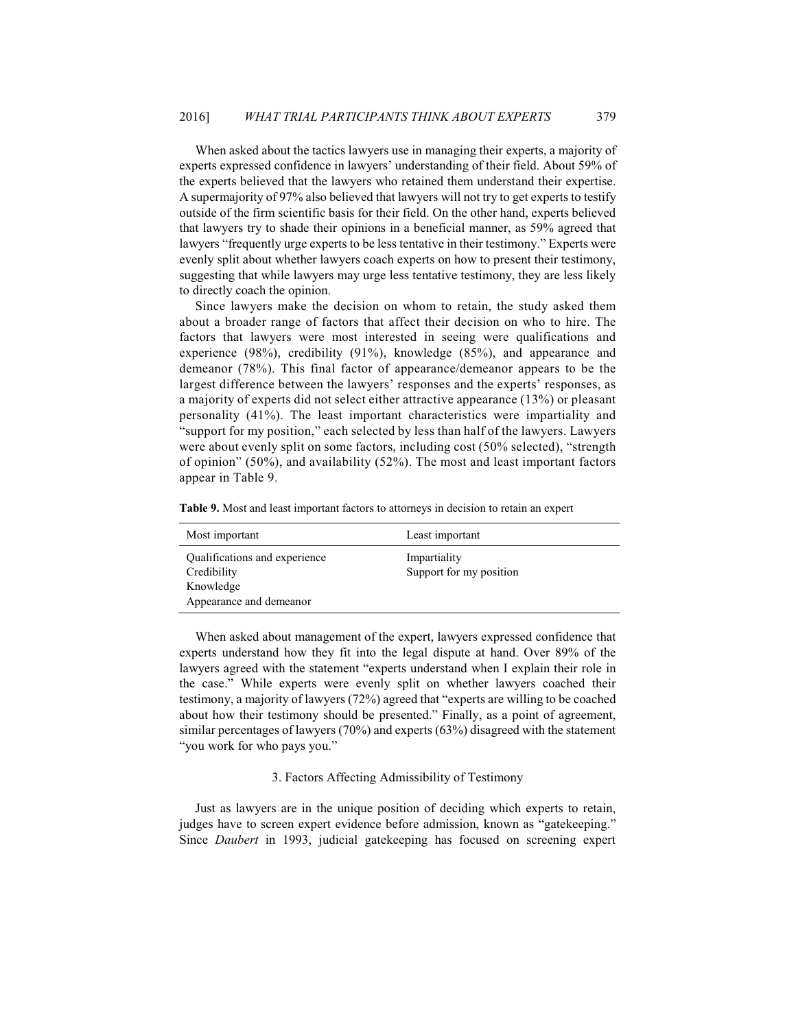When asked about the tactics lawyers use in managing their experts, a majority of experts expressed confidence in lawyers' understanding of their field. About 59% of the experts believed that the lawyers who retained them understand their expertise. A supermajority of 97% also believed that lawyers will not try to get experts to testify outside of the firm scientific basis for their field. On the other hand, experts believed that lawyers try to shade their opinions in a beneficial manner, as 59% agreed that lawyers "frequently urge experts to be less tentative in their testimony." Experts were evenly split about whether lawyers coach experts on how to present their testimony, suggesting that while lawyers may urge less tentative testimony, they are less likely to directly coach the opinion.

Since lawyers make the decision on whom to retain, the study asked them about a broader range of factors that affect their decision on who to hire. The factors that lawyers were most interested in seeing were qualifications and experience (98%), credibility (91%), knowledge (85%), and appearance and demeanor (78%). This final factor of appearance/demeanor appears to be the largest difference between the lawyers' responses and the experts' responses, as a majority of experts did not select either attractive appearance (13%) or pleasant personality (41%). The least important characteristics were impartiality and "support for my position," each selected by less than half of the lawyers. Lawyers were about evenly split on some factors, including cost (50% selected), "strength of opinion" (50%), and availability (52%). The most and least important factors appear in Table 9.

**Table 9.** Most and least important factors to attorneys in decision to retain an expert

| Most important | Least important |
| --- | --- |
| Qualifications and experience | Impartiality |
| Credibility | Support for my position |
| Knowledge | |
| Appearance and demeanor | |

When asked about management of the expert, lawyers expressed confidence that experts understand how they fit into the legal dispute at hand. Over 89% of the lawyers agreed with the statement "experts understand when I explain their role in the case." While experts were evenly split on whether lawyers coached their testimony, a majority of lawyers (72%) agreed that "experts are willing to be coached about how their testimony should be presented." Finally, as a point of agreement, similar percentages of lawyers (70%) and experts (63%) disagreed with the statement "you work for who pays you."

### 3. Factors Affecting Admissibility of Testimony

Just as lawyers are in the unique position of deciding which experts to retain, judges have to screen expert evidence before admission, known as "gatekeeping." Since *Daubert* in 1993, judicial gatekeeping has focused on screening expert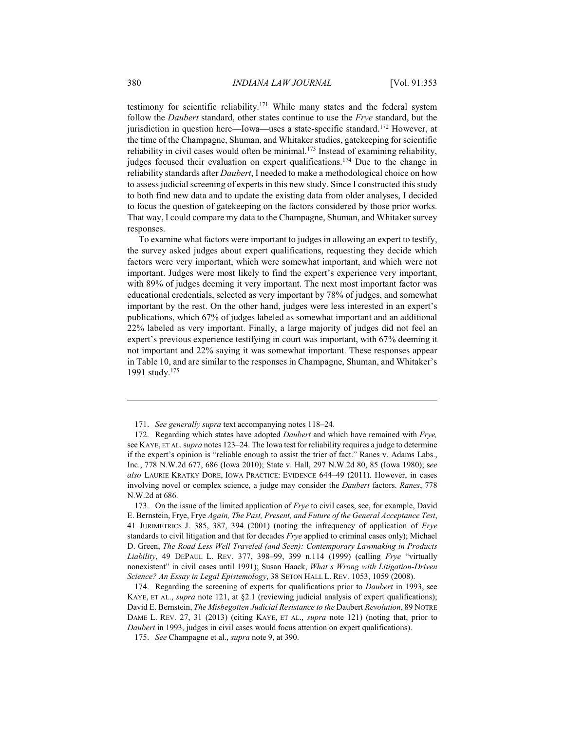testimony for scientific reliability.[171] While many states and the federal system follow the *Daubert* standard, other states continue to use the *Frye* standard, but the jurisdiction in question here—Iowa—uses a state-specific standard.[172] However, at the time of the Champagne, Shuman, and Whitaker studies, gatekeeping for scientific reliability in civil cases would often be minimal.[173] Instead of examining reliability, judges focused their evaluation on expert qualifications.[174] Due to the change in reliability standards after *Daubert*, I needed to make a methodological choice on how to assess judicial screening of experts in this new study. Since I constructed this study to both find new data and to update the existing data from older analyses, I decided to focus the question of gatekeeping on the factors considered by those prior works. That way, I could compare my data to the Champagne, Shuman, and Whitaker survey responses.

To examine what factors were important to judges in allowing an expert to testify, the survey asked judges about expert qualifications, requesting they decide which factors were very important, which were somewhat important, and which were not important. Judges were most likely to find the expert's experience very important, with 89% of judges deeming it very important. The next most important factor was educational credentials, selected as very important by 78% of judges, and somewhat important by the rest. On the other hand, judges were less interested in an expert's publications, which 67% of judges labeled as somewhat important and an additional 22% labeled as very important. Finally, a large majority of judges did not feel an expert's previous experience testifying in court was important, with 67% deeming it not important and 22% saying it was somewhat important. These responses appear in Table 10, and are similar to the responses in Champagne, Shuman, and Whitaker's 1991 study.[175]

---

171. *See generally supra* text accompanying notes 118–24.

172. Regarding which states have adopted *Daubert* and which have remained with *Frye,* see KAYE, ET AL. *supra* notes 123–24. The Iowa test for reliability requires a judge to determine if the expert's opinion is "reliable enough to assist the trier of fact." Ranes v. Adams Labs., Inc., 778 N.W.2d 677, 686 (Iowa 2010); State v. Hall, 297 N.W.2d 80, 85 (Iowa 1980); *see also* LAURIE KRATKY DORE, IOWA PRACTICE: EVIDENCE 644–49 (2011). However, in cases involving novel or complex science, a judge may consider the *Daubert* factors. *Ranes*, 778 N.W.2d at 686.

173. On the issue of the limited application of *Frye* to civil cases, see, for example, David E. Bernstein, Frye, Frye *Again, The Past, Present, and Future of the General Acceptance Test*, 41 JURIMETRICS J. 385, 387, 394 (2001) (noting the infrequency of application of *Frye* standards to civil litigation and that for decades *Frye* applied to criminal cases only); Michael D. Green, *The Road Less Well Traveled (and Seen): Contemporary Lawmaking in Products Liability*, 49 DEPAUL L. REV. 377, 398–99, 399 n.114 (1999) (calling *Frye* "virtually nonexistent" in civil cases until 1991); Susan Haack, *What's Wrong with Litigation-Driven Science? An Essay in Legal Epistemology*, 38 SETON HALL L. REV. 1053, 1059 (2008).

174. Regarding the screening of experts for qualifications prior to *Daubert* in 1993, see KAYE, ET AL., *supra* note 121, at §2.1 (reviewing judicial analysis of expert qualifications); David E. Bernstein, *The Misbegotten Judicial Resistance to the* Daubert *Revolution*, 89 NOTRE DAME L. REV. 27, 31 (2013) (citing KAYE, ET AL., *supra* note 121) (noting that, prior to *Daubert* in 1993, judges in civil cases would focus attention on expert qualifications).

175. *See* Champagne et al., *supra* note 9, at 390.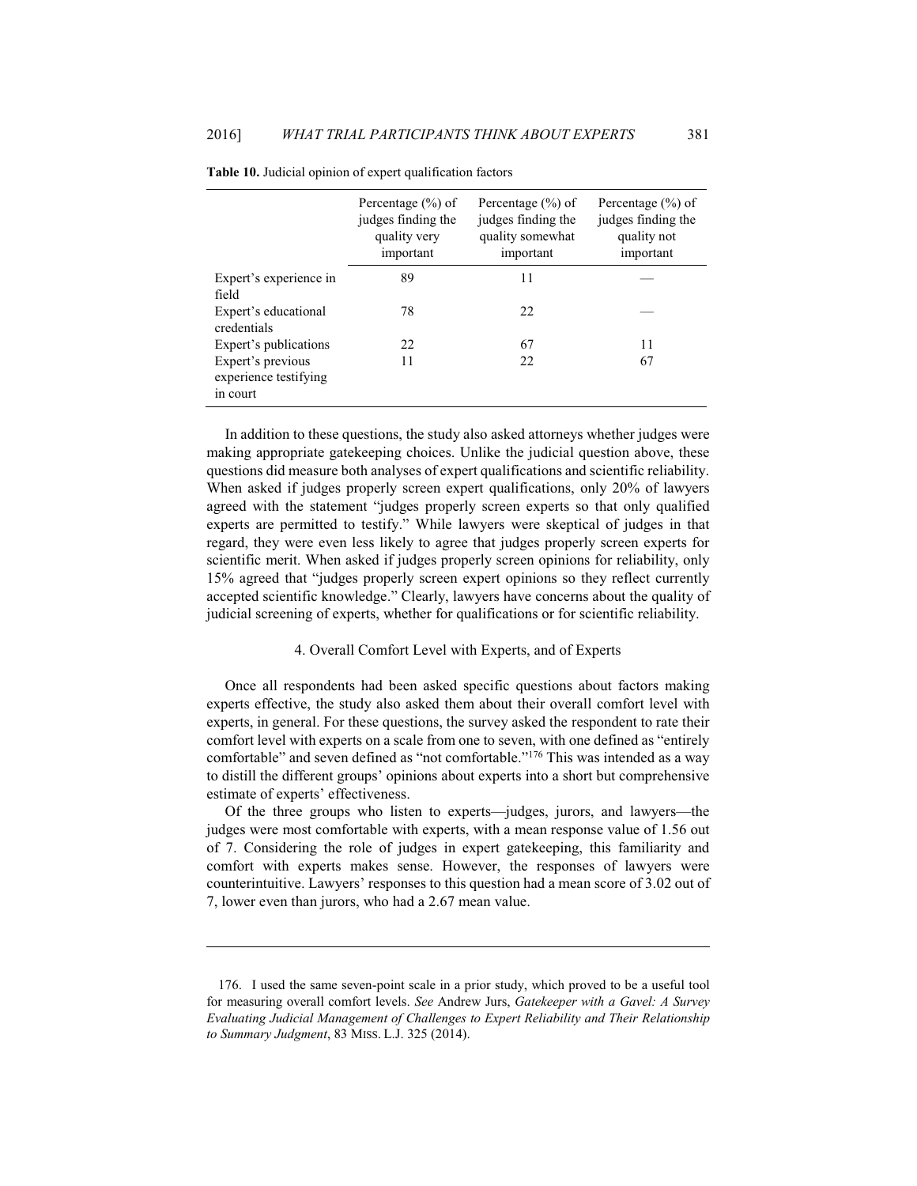**Table 10.** Judicial opinion of expert qualification factors

| | Percentage (%) of judges finding the quality very important | Percentage (%) of judges finding the quality somewhat important | Percentage (%) of judges finding the quality not important |
|---|---|---|---|
| Expert's experience in field | 89 | 11 | — |
| Expert's educational credentials | 78 | 22 | — |
| Expert's publications | 22 | 67 | 11 |
| Expert's previous experience testifying in court | 11 | 22 | 67 |

In addition to these questions, the study also asked attorneys whether judges were making appropriate gatekeeping choices. Unlike the judicial question above, these questions did measure both analyses of expert qualifications and scientific reliability. When asked if judges properly screen expert qualifications, only 20% of lawyers agreed with the statement "judges properly screen experts so that only qualified experts are permitted to testify." While lawyers were skeptical of judges in that regard, they were even less likely to agree that judges properly screen experts for scientific merit. When asked if judges properly screen opinions for reliability, only 15% agreed that "judges properly screen expert opinions so they reflect currently accepted scientific knowledge." Clearly, lawyers have concerns about the quality of judicial screening of experts, whether for qualifications or for scientific reliability.

#### 4. Overall Comfort Level with Experts, and of Experts

Once all respondents had been asked specific questions about factors making experts effective, the study also asked them about their overall comfort level with experts, in general. For these questions, the survey asked the respondent to rate their comfort level with experts on a scale from one to seven, with one defined as "entirely comfortable" and seven defined as "not comfortable."[176] This was intended as a way to distill the different groups' opinions about experts into a short but comprehensive estimate of experts' effectiveness.

Of the three groups who listen to experts—judges, jurors, and lawyers—the judges were most comfortable with experts, with a mean response value of 1.56 out of 7. Considering the role of judges in expert gatekeeping, this familiarity and comfort with experts makes sense. However, the responses of lawyers were counterintuitive. Lawyers' responses to this question had a mean score of 3.02 out of 7, lower even than jurors, who had a 2.67 mean value.

---

176. I used the same seven-point scale in a prior study, which proved to be a useful tool for measuring overall comfort levels. *See* Andrew Jurs, *Gatekeeper with a Gavel: A Survey Evaluating Judicial Management of Challenges to Expert Reliability and Their Relationship to Summary Judgment*, 83 MISS. L.J. 325 (2014).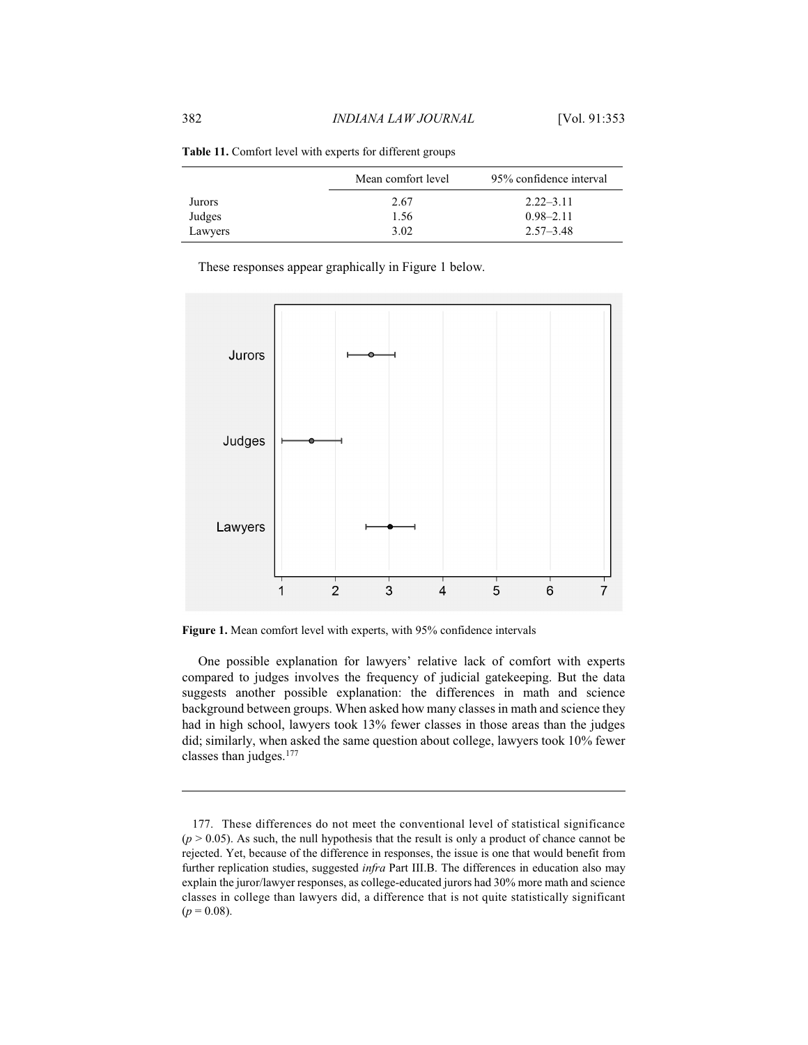**Table 11.** Comfort level with experts for different groups

| | Mean comfort level | 95% confidence interval |
|---|---|---|
| Jurors | 2.67 | 2.22–3.11 |
| Judges | 1.56 | 0.98–2.11 |
| Lawyers | 3.02 | 2.57–3.48 |

These responses appear graphically in Figure 1 below.

**Figure 1.** Mean comfort level with experts, with 95% confidence intervals

One possible explanation for lawyers' relative lack of comfort with experts compared to judges involves the frequency of judicial gatekeeping. But the data suggests another possible explanation: the differences in math and science background between groups. When asked how many classes in math and science they had in high school, lawyers took 13% fewer classes in those areas than the judges did; similarly, when asked the same question about college, lawyers took 10% fewer classes than judges.[177]

---

177. These differences do not meet the conventional level of statistical significance ($p > 0.05$). As such, the null hypothesis that the result is only a product of chance cannot be rejected. Yet, because of the difference in responses, the issue is one that would benefit from further replication studies, suggested *infra* Part III.B. The differences in education also may explain the juror/lawyer responses, as college-educated jurors had 30% more math and science classes in college than lawyers did, a difference that is not quite statistically significant ($p = 0.08$).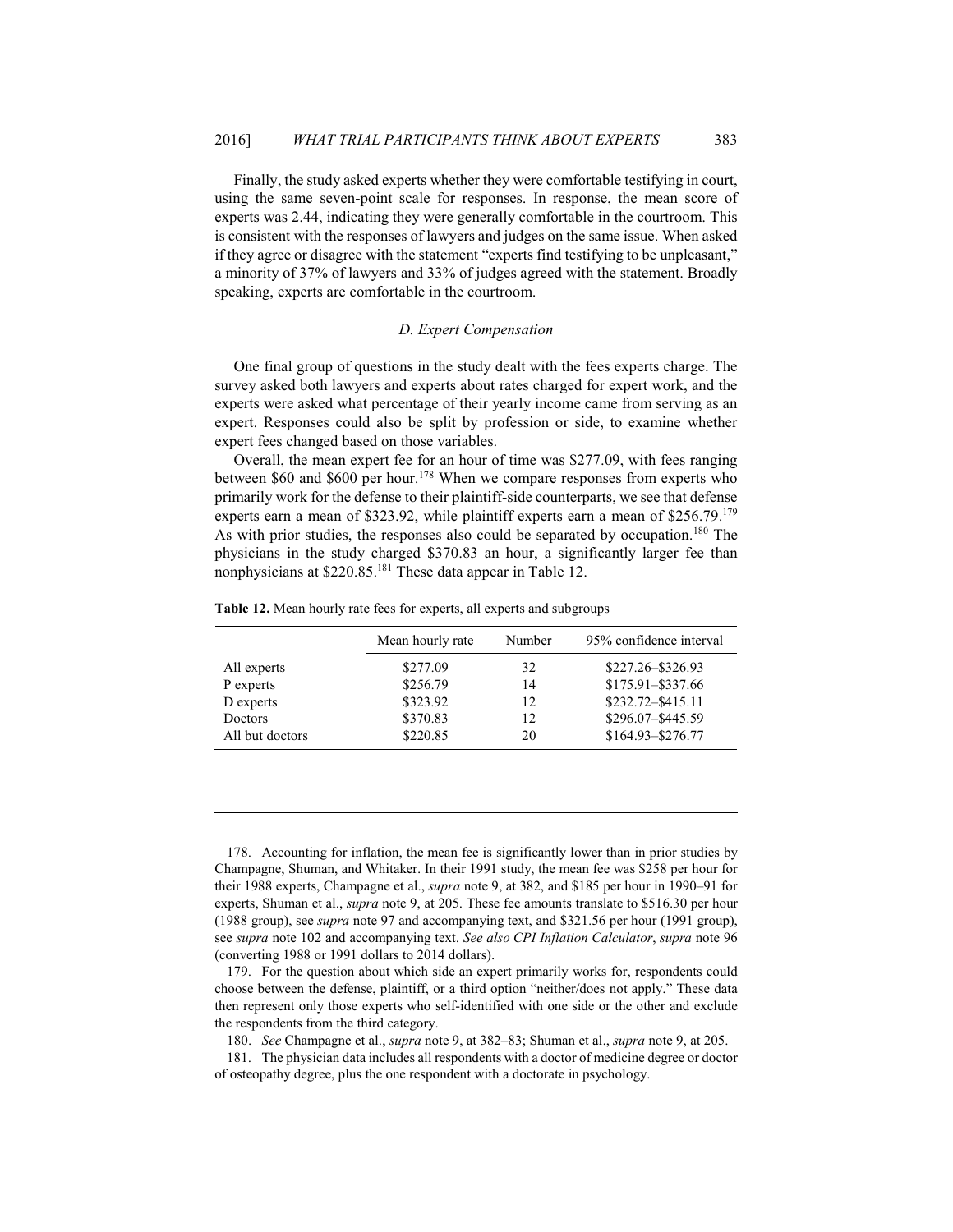Finally, the study asked experts whether they were comfortable testifying in court, using the same seven-point scale for responses. In response, the mean score of experts was 2.44, indicating they were generally comfortable in the courtroom. This is consistent with the responses of lawyers and judges on the same issue. When asked if they agree or disagree with the statement "experts find testifying to be unpleasant," a minority of 37% of lawyers and 33% of judges agreed with the statement. Broadly speaking, experts are comfortable in the courtroom.

### *D. Expert Compensation*

One final group of questions in the study dealt with the fees experts charge. The survey asked both lawyers and experts about rates charged for expert work, and the experts were asked what percentage of their yearly income came from serving as an expert. Responses could also be split by profession or side, to examine whether expert fees changed based on those variables.

Overall, the mean expert fee for an hour of time was $277.09, with fees ranging between $60 and $600 per hour.[178] When we compare responses from experts who primarily work for the defense to their plaintiff-side counterparts, we see that defense experts earn a mean of $323.92, while plaintiff experts earn a mean of $256.79.[179] As with prior studies, the responses also could be separated by occupation.[180] The physicians in the study charged $370.83 an hour, a significantly larger fee than nonphysicians at $220.85.[181] These data appear in Table 12.

**Table 12.** Mean hourly rate fees for experts, all experts and subgroups

| | Mean hourly rate | Number | 95% confidence interval |
|---|---|---|---|
| All experts | $277.09 | 32 | $227.26–$326.93 |
| P experts | $256.79 | 14 | $175.91–$337.66 |
| D experts | $323.92 | 12 | $232.72–$415.11 |
| Doctors | $370.83 | 12 | $296.07–$445.59 |
| All but doctors | $220.85 | 20 | $164.93–$276.77 |

---

178. Accounting for inflation, the mean fee is significantly lower than in prior studies by Champagne, Shuman, and Whitaker. In their 1991 study, the mean fee was $258 per hour for their 1988 experts, Champagne et al., *supra* note 9, at 382, and $185 per hour in 1990–91 for experts, Shuman et al., *supra* note 9, at 205. These fee amounts translate to $516.30 per hour (1988 group), see *supra* note 97 and accompanying text, and $321.56 per hour (1991 group), see *supra* note 102 and accompanying text. *See also CPI Inflation Calculator*, *supra* note 96 (converting 1988 or 1991 dollars to 2014 dollars).

179. For the question about which side an expert primarily works for, respondents could choose between the defense, plaintiff, or a third option "neither/does not apply." These data then represent only those experts who self-identified with one side or the other and exclude the respondents from the third category.

180. *See* Champagne et al., *supra* note 9, at 382–83; Shuman et al., *supra* note 9, at 205.

181. The physician data includes all respondents with a doctor of medicine degree or doctor of osteopathy degree, plus the one respondent with a doctorate in psychology.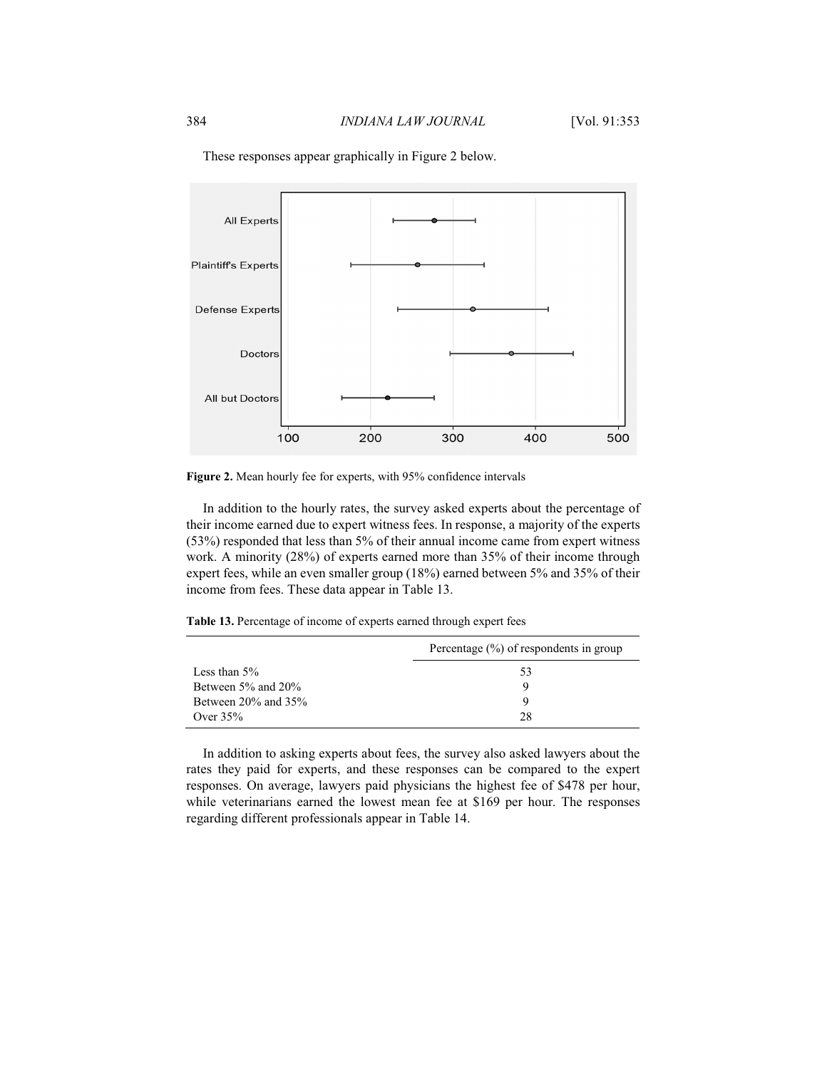These responses appear graphically in Figure 2 below.

**Figure 2.** Mean hourly fee for experts, with 95% confidence intervals

In addition to the hourly rates, the survey asked experts about the percentage of their income earned due to expert witness fees. In response, a majority of the experts (53%) responded that less than 5% of their annual income came from expert witness work. A minority (28%) of experts earned more than 35% of their income through expert fees, while an even smaller group (18%) earned between 5% and 35% of their income from fees. These data appear in Table 13.

**Table 13.** Percentage of income of experts earned through expert fees

| | Percentage (%) of respondents in group |
|---|---|
| Less than 5% | 53 |
| Between 5% and 20% | 9 |
| Between 20% and 35% | 9 |
| Over 35% | 28 |

In addition to asking experts about fees, the survey also asked lawyers about the rates they paid for experts, and these responses can be compared to the expert responses. On average, lawyers paid physicians the highest fee of $478 per hour, while veterinarians earned the lowest mean fee at $169 per hour. The responses regarding different professionals appear in Table 14.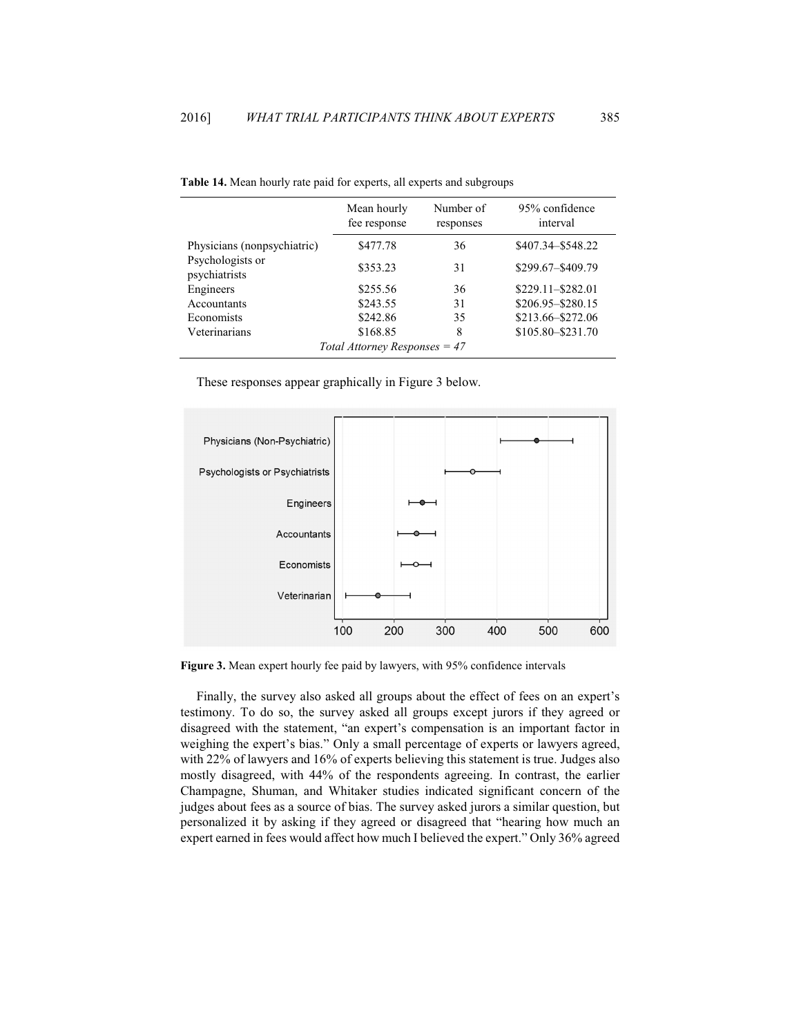**Table 14.** Mean hourly rate paid for experts, all experts and subgroups

| | Mean hourly fee response | Number of responses | 95% confidence interval |
|---|---|---|---|
| Physicians (nonpsychiatric) | $477.78 | 36 | $407.34–$548.22 |
| Psychologists or psychiatrists | $353.23 | 31 | $299.67–$409.79 |
| Engineers | $255.56 | 36 | $229.11–$282.01 |
| Accountants | $243.55 | 31 | $206.95–$280.15 |
| Economists | $242.86 | 35 | $213.66–$272.06 |
| Veterinarians | $168.85 | 8 | $105.80–$231.70 |
| *Total Attorney Responses = 47* | | | |

These responses appear graphically in Figure 3 below.

**Figure 3.** Mean expert hourly fee paid by lawyers, with 95% confidence intervals

Finally, the survey also asked all groups about the effect of fees on an expert's testimony. To do so, the survey asked all groups except jurors if they agreed or disagreed with the statement, "an expert's compensation is an important factor in weighing the expert's bias." Only a small percentage of experts or lawyers agreed, with 22% of lawyers and 16% of experts believing this statement is true. Judges also mostly disagreed, with 44% of the respondents agreeing. In contrast, the earlier Champagne, Shuman, and Whitaker studies indicated significant concern of the judges about fees as a source of bias. The survey asked jurors a similar question, but personalized it by asking if they agreed or disagreed that "hearing how much an expert earned in fees would affect how much I believed the expert." Only 36% agreed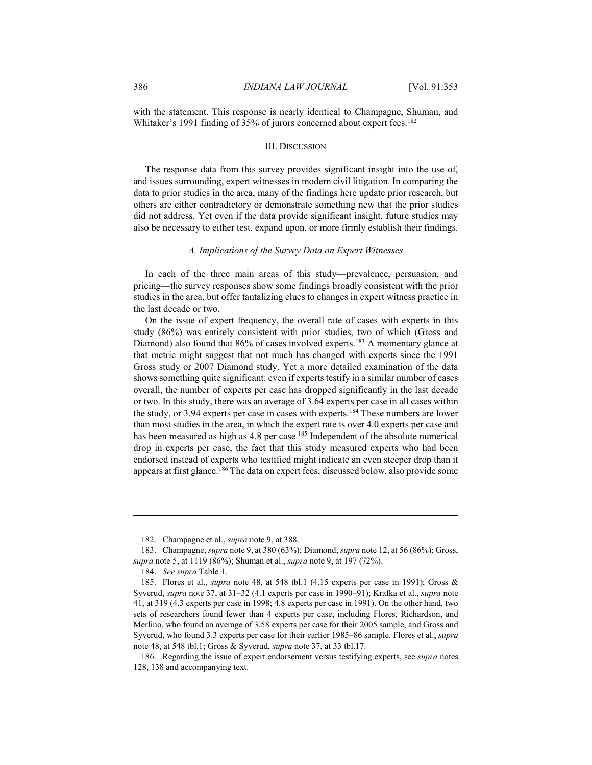with the statement. This response is nearly identical to Champagne, Shuman, and Whitaker's 1991 finding of 35% of jurors concerned about expert fees.[182]

## III. Discussion

The response data from this survey provides significant insight into the use of, and issues surrounding, expert witnesses in modern civil litigation. In comparing the data to prior studies in the area, many of the findings here update prior research, but others are either contradictory or demonstrate something new that the prior studies did not address. Yet even if the data provide significant insight, future studies may also be necessary to either test, expand upon, or more firmly establish their findings.

### *A. Implications of the Survey Data on Expert Witnesses*

In each of the three main areas of this study—prevalence, persuasion, and pricing—the survey responses show some findings broadly consistent with the prior studies in the area, but offer tantalizing clues to changes in expert witness practice in the last decade or two.

On the issue of expert frequency, the overall rate of cases with experts in this study (86%) was entirely consistent with prior studies, two of which (Gross and Diamond) also found that 86% of cases involved experts.[183] A momentary glance at that metric might suggest that not much has changed with experts since the 1991 Gross study or 2007 Diamond study. Yet a more detailed examination of the data shows something quite significant: even if experts testify in a similar number of cases overall, the number of experts per case has dropped significantly in the last decade or two. In this study, there was an average of 3.64 experts per case in all cases within the study, or 3.94 experts per case in cases with experts.[184] These numbers are lower than most studies in the area, in which the expert rate is over 4.0 experts per case and has been measured as high as 4.8 per case.[185] Independent of the absolute numerical drop in experts per case, the fact that this study measured experts who had been endorsed instead of experts who testified might indicate an even steeper drop than it appears at first glance.[186] The data on expert fees, discussed below, also provide some

---

182. Champagne et al., *supra* note 9, at 388.

183. Champagne, *supra* note 9, at 380 (63%); Diamond, *supra* note 12, at 56 (86%); Gross, *supra* note 5, at 1119 (86%); Shuman et al., *supra* note 9, at 197 (72%).

184. *See supra* Table 1.

185. Flores et al., *supra* note 48, at 548 tbl.1 (4.15 experts per case in 1991); Gross & Syverud, *supra* note 37, at 31–32 (4.1 experts per case in 1990–91); Krafka et al., *supra* note 41, at 319 (4.3 experts per case in 1998; 4.8 experts per case in 1991). On the other hand, two sets of researchers found fewer than 4 experts per case, including Flores, Richardson, and Merlino, who found an average of 3.58 experts per case for their 2005 sample, and Gross and Syverud, who found 3.3 experts per case for their earlier 1985–86 sample. Flores et al., *supra* note 48, at 548 tbl.1; Gross & Syverud, *supra* note 37, at 33 tbl.17.

186. Regarding the issue of expert endorsement versus testifying experts, see *supra* notes 128, 138 and accompanying text.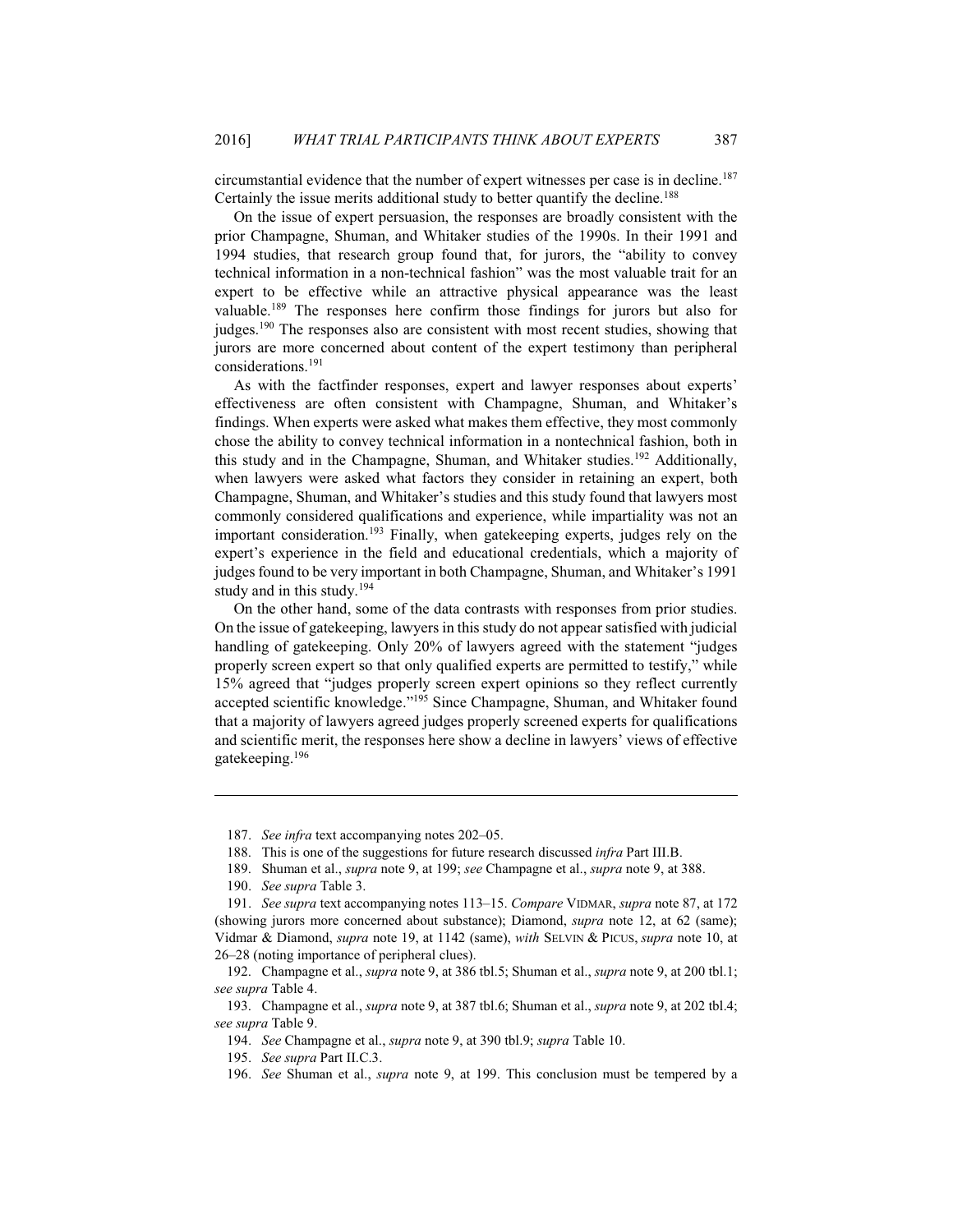circumstantial evidence that the number of expert witnesses per case is in decline.[187] Certainly the issue merits additional study to better quantify the decline.[188]

On the issue of expert persuasion, the responses are broadly consistent with the prior Champagne, Shuman, and Whitaker studies of the 1990s. In their 1991 and 1994 studies, that research group found that, for jurors, the "ability to convey technical information in a non-technical fashion" was the most valuable trait for an expert to be effective while an attractive physical appearance was the least valuable.[189] The responses here confirm those findings for jurors but also for judges.[190] The responses also are consistent with most recent studies, showing that jurors are more concerned about content of the expert testimony than peripheral considerations.[191]

As with the factfinder responses, expert and lawyer responses about experts' effectiveness are often consistent with Champagne, Shuman, and Whitaker's findings. When experts were asked what makes them effective, they most commonly chose the ability to convey technical information in a nontechnical fashion, both in this study and in the Champagne, Shuman, and Whitaker studies.[192] Additionally, when lawyers were asked what factors they consider in retaining an expert, both Champagne, Shuman, and Whitaker's studies and this study found that lawyers most commonly considered qualifications and experience, while impartiality was not an important consideration.[193] Finally, when gatekeeping experts, judges rely on the expert's experience in the field and educational credentials, which a majority of judges found to be very important in both Champagne, Shuman, and Whitaker's 1991 study and in this study.[194]

On the other hand, some of the data contrasts with responses from prior studies. On the issue of gatekeeping, lawyers in this study do not appear satisfied with judicial handling of gatekeeping. Only 20% of lawyers agreed with the statement "judges properly screen expert so that only qualified experts are permitted to testify," while 15% agreed that "judges properly screen expert opinions so they reflect currently accepted scientific knowledge."[195] Since Champagne, Shuman, and Whitaker found that a majority of lawyers agreed judges properly screened experts for qualifications and scientific merit, the responses here show a decline in lawyers' views of effective gatekeeping.[196]

---

187. *See infra* text accompanying notes 202–05.

188. This is one of the suggestions for future research discussed *infra* Part III.B.

189. Shuman et al., *supra* note 9, at 199; *see* Champagne et al., *supra* note 9, at 388.

190. *See supra* Table 3.

191. *See supra* text accompanying notes 113–15. *Compare* VIDMAR, *supra* note 87, at 172 (showing jurors more concerned about substance); Diamond, *supra* note 12, at 62 (same); Vidmar & Diamond, *supra* note 19, at 1142 (same), *with* SELVIN & PICUS, *supra* note 10, at 26–28 (noting importance of peripheral clues).

192. Champagne et al., *supra* note 9, at 386 tbl.5; Shuman et al., *supra* note 9, at 200 tbl.1; *see supra* Table 4.

193. Champagne et al., *supra* note 9, at 387 tbl.6; Shuman et al., *supra* note 9, at 202 tbl.4; *see supra* Table 9.

194. *See* Champagne et al., *supra* note 9, at 390 tbl.9; *supra* Table 10.

195. *See supra* Part II.C.3.

196. *See* Shuman et al., *supra* note 9, at 199. This conclusion must be tempered by a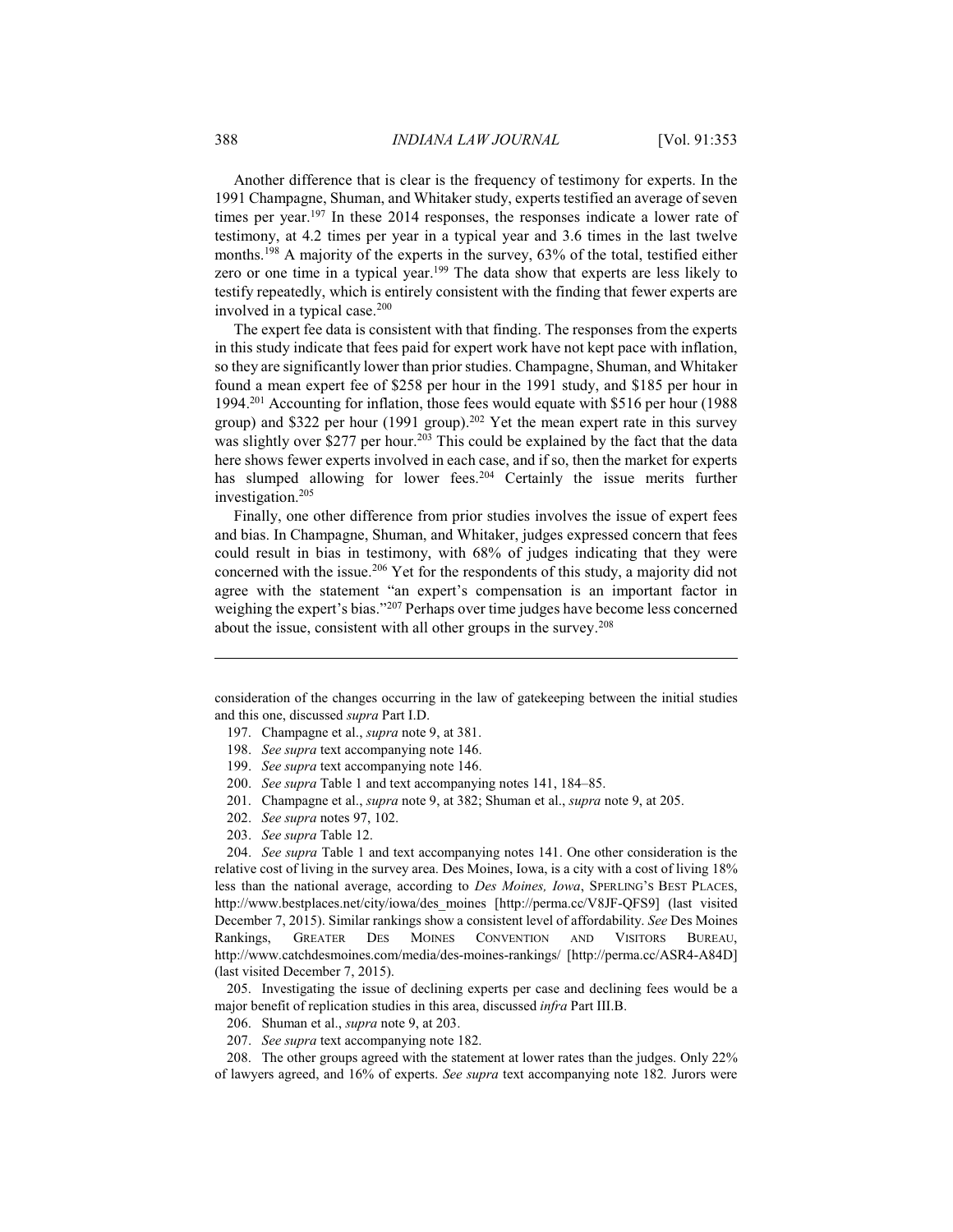Another difference that is clear is the frequency of testimony for experts. In the 1991 Champagne, Shuman, and Whitaker study, experts testified an average of seven times per year.[197] In these 2014 responses, the responses indicate a lower rate of testimony, at 4.2 times per year in a typical year and 3.6 times in the last twelve months.[198] A majority of the experts in the survey, 63% of the total, testified either zero or one time in a typical year.[199] The data show that experts are less likely to testify repeatedly, which is entirely consistent with the finding that fewer experts are involved in a typical case.[200]

The expert fee data is consistent with that finding. The responses from the experts in this study indicate that fees paid for expert work have not kept pace with inflation, so they are significantly lower than prior studies. Champagne, Shuman, and Whitaker found a mean expert fee of $258 per hour in the 1991 study, and $185 per hour in 1994.[201] Accounting for inflation, those fees would equate with $516 per hour (1988 group) and $322 per hour (1991 group).[202] Yet the mean expert rate in this survey was slightly over $277 per hour.[203] This could be explained by the fact that the data here shows fewer experts involved in each case, and if so, then the market for experts has slumped allowing for lower fees.[204] Certainly the issue merits further investigation.[205]

Finally, one other difference from prior studies involves the issue of expert fees and bias. In Champagne, Shuman, and Whitaker, judges expressed concern that fees could result in bias in testimony, with 68% of judges indicating that they were concerned with the issue.[206] Yet for the respondents of this study, a majority did not agree with the statement "an expert's compensation is an important factor in weighing the expert's bias."[207] Perhaps over time judges have become less concerned about the issue, consistent with all other groups in the survey.[208]

---

consideration of the changes occurring in the law of gatekeeping between the initial studies and this one, discussed *supra* Part I.D.

197. Champagne et al., *supra* note 9, at 381.

198. *See supra* text accompanying note 146.

199. *See supra* text accompanying note 146.

200. *See supra* Table 1 and text accompanying notes 141, 184–85.

201. Champagne et al., *supra* note 9, at 382; Shuman et al., *supra* note 9, at 205.

202. *See supra* notes 97, 102.

203. *See supra* Table 12.

204. *See supra* Table 1 and text accompanying notes 141. One other consideration is the relative cost of living in the survey area. Des Moines, Iowa, is a city with a cost of living 18% less than the national average, according to *Des Moines, Iowa*, SPERLING'S BEST PLACES, http://www.bestplaces.net/city/iowa/des_moines [http://perma.cc/V8JF-QFS9] (last visited December 7, 2015). Similar rankings show a consistent level of affordability. *See* Des Moines Rankings, GREATER DES MOINES CONVENTION AND VISITORS BUREAU, http://www.catchdesmoines.com/media/des-moines-rankings/ [http://perma.cc/ASR4-A84D] (last visited December 7, 2015).

205. Investigating the issue of declining experts per case and declining fees would be a major benefit of replication studies in this area, discussed *infra* Part III.B.

206. Shuman et al., *supra* note 9, at 203.

207. *See supra* text accompanying note 182.

208. The other groups agreed with the statement at lower rates than the judges. Only 22% of lawyers agreed, and 16% of experts. *See supra* text accompanying note 182. Jurors were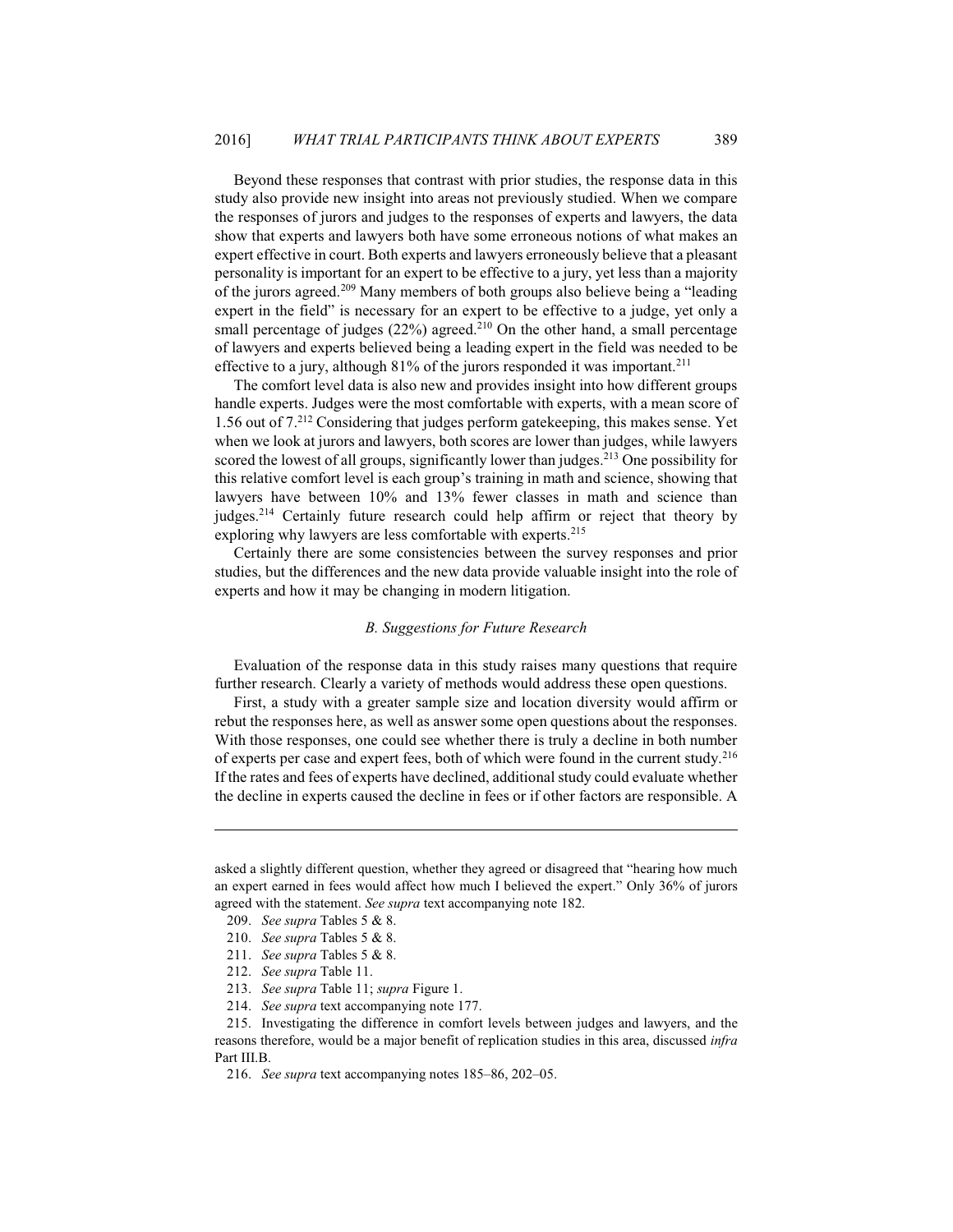Beyond these responses that contrast with prior studies, the response data in this study also provide new insight into areas not previously studied. When we compare the responses of jurors and judges to the responses of experts and lawyers, the data show that experts and lawyers both have some erroneous notions of what makes an expert effective in court. Both experts and lawyers erroneously believe that a pleasant personality is important for an expert to be effective to a jury, yet less than a majority of the jurors agreed.[209] Many members of both groups also believe being a "leading expert in the field" is necessary for an expert to be effective to a judge, yet only a small percentage of judges (22%) agreed.[210] On the other hand, a small percentage of lawyers and experts believed being a leading expert in the field was needed to be effective to a jury, although 81% of the jurors responded it was important.[211]

The comfort level data is also new and provides insight into how different groups handle experts. Judges were the most comfortable with experts, with a mean score of 1.56 out of 7.[212] Considering that judges perform gatekeeping, this makes sense. Yet when we look at jurors and lawyers, both scores are lower than judges, while lawyers scored the lowest of all groups, significantly lower than judges.[213] One possibility for this relative comfort level is each group's training in math and science, showing that lawyers have between 10% and 13% fewer classes in math and science than judges.[214] Certainly future research could help affirm or reject that theory by exploring why lawyers are less comfortable with experts.[215]

Certainly there are some consistencies between the survey responses and prior studies, but the differences and the new data provide valuable insight into the role of experts and how it may be changing in modern litigation.

### *B. Suggestions for Future Research*

Evaluation of the response data in this study raises many questions that require further research. Clearly a variety of methods would address these open questions.

First, a study with a greater sample size and location diversity would affirm or rebut the responses here, as well as answer some open questions about the responses. With those responses, one could see whether there is truly a decline in both number of experts per case and expert fees, both of which were found in the current study.[216] If the rates and fees of experts have declined, additional study could evaluate whether the decline in experts caused the decline in fees or if other factors are responsible. A

---

asked a slightly different question, whether they agreed or disagreed that "hearing how much an expert earned in fees would affect how much I believed the expert." Only 36% of jurors agreed with the statement. *See supra* text accompanying note 182.

209. *See supra* Tables 5 & 8.

210. *See supra* Tables 5 & 8.

211. *See supra* Tables 5 & 8.

212. *See supra* Table 11.

213. *See supra* Table 11; *supra* Figure 1.

214. *See supra* text accompanying note 177.

215. Investigating the difference in comfort levels between judges and lawyers, and the reasons therefore, would be a major benefit of replication studies in this area, discussed *infra* Part III.B.

216. *See supra* text accompanying notes 185–86, 202–05.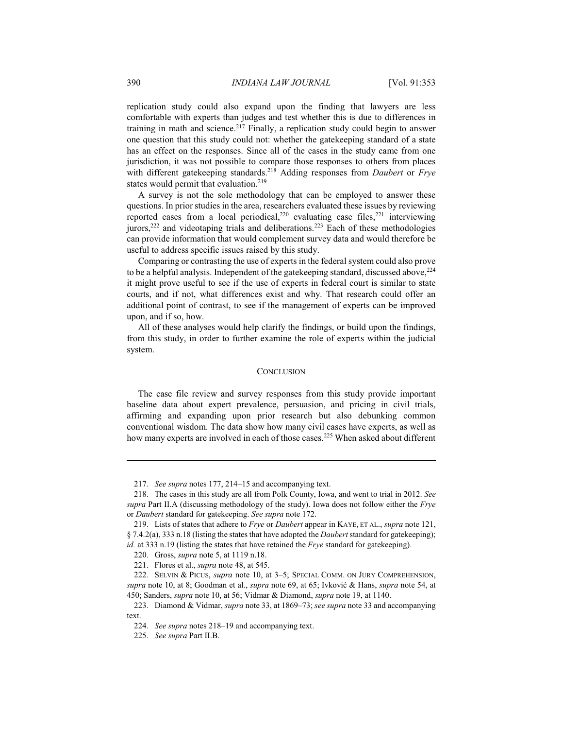replication study could also expand upon the finding that lawyers are less comfortable with experts than judges and test whether this is due to differences in training in math and science.[217] Finally, a replication study could begin to answer one question that this study could not: whether the gatekeeping standard of a state has an effect on the responses. Since all of the cases in the study came from one jurisdiction, it was not possible to compare those responses to others from places with different gatekeeping standards.[218] Adding responses from *Daubert* or *Frye* states would permit that evaluation.[219]

A survey is not the sole methodology that can be employed to answer these questions. In prior studies in the area, researchers evaluated these issues by reviewing reported cases from a local periodical,[220] evaluating case files,[221] interviewing jurors,[222] and videotaping trials and deliberations.[223] Each of these methodologies can provide information that would complement survey data and would therefore be useful to address specific issues raised by this study.

Comparing or contrasting the use of experts in the federal system could also prove to be a helpful analysis. Independent of the gatekeeping standard, discussed above,[224] it might prove useful to see if the use of experts in federal court is similar to state courts, and if not, what differences exist and why. That research could offer an additional point of contrast, to see if the management of experts can be improved upon, and if so, how.

All of these analyses would help clarify the findings, or build upon the findings, from this study, in order to further examine the role of experts within the judicial system.

## CONCLUSION

The case file review and survey responses from this study provide important baseline data about expert prevalence, persuasion, and pricing in civil trials, affirming and expanding upon prior research but also debunking common conventional wisdom. The data show how many civil cases have experts, as well as how many experts are involved in each of those cases.[225] When asked about different

---

217. *See supra* notes 177, 214–15 and accompanying text.

218. The cases in this study are all from Polk County, Iowa, and went to trial in 2012. *See supra* Part II.A (discussing methodology of the study). Iowa does not follow either the *Frye* or *Daubert* standard for gatekeeping. *See supra* note 172.

219. Lists of states that adhere to *Frye* or *Daubert* appear in KAYE, ET AL., *supra* note 121, § 7.4.2(a), 333 n.18 (listing the states that have adopted the *Daubert* standard for gatekeeping); *id.* at 333 n.19 (listing the states that have retained the *Frye* standard for gatekeeping).

220. Gross, *supra* note 5, at 1119 n.18.

221. Flores et al., *supra* note 48, at 545.

222. SELVIN & PICUS, *supra* note 10, at 3–5; SPECIAL COMM. ON JURY COMPREHENSION, *supra* note 10, at 8; Goodman et al., *supra* note 69, at 65; Ivković & Hans, *supra* note 54, at 450; Sanders, *supra* note 10, at 56; Vidmar & Diamond, *supra* note 19, at 1140.

223. Diamond & Vidmar, *supra* note 33, at 1869–73; *see supra* note 33 and accompanying text.

224. *See supra* notes 218–19 and accompanying text.

225. *See supra* Part II.B.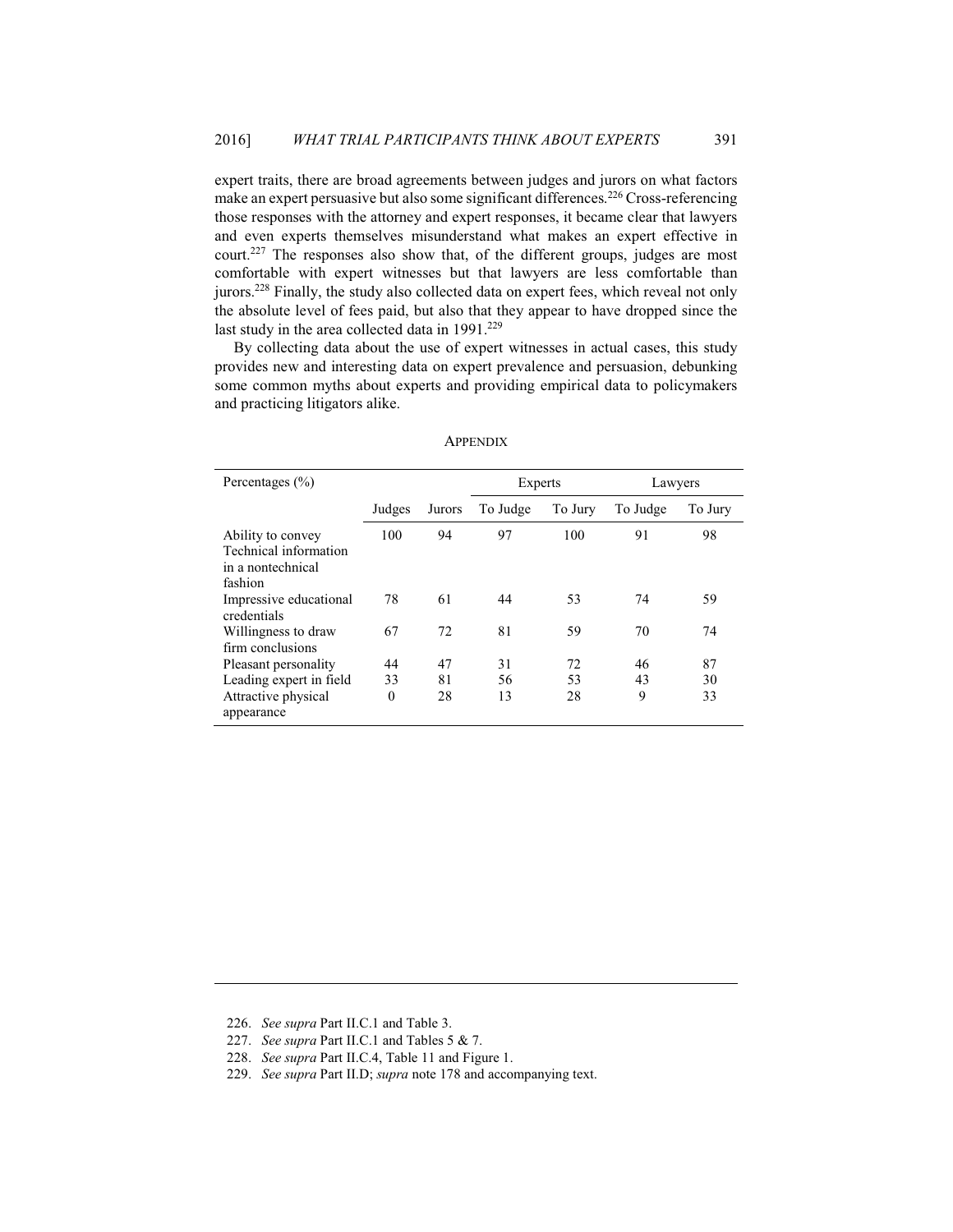expert traits, there are broad agreements between judges and jurors on what factors make an expert persuasive but also some significant differences.[226] Cross-referencing those responses with the attorney and expert responses, it became clear that lawyers and even experts themselves misunderstand what makes an expert effective in court.[227] The responses also show that, of the different groups, judges are most comfortable with expert witnesses but that lawyers are less comfortable than jurors.[228] Finally, the study also collected data on expert fees, which reveal not only the absolute level of fees paid, but also that they appear to have dropped since the last study in the area collected data in 1991.[229]

By collecting data about the use of expert witnesses in actual cases, this study provides new and interesting data on expert prevalence and persuasion, debunking some common myths about experts and providing empirical data to policymakers and practicing litigators alike.

## APPENDIX

| Percentages (%) | | | Experts | | Lawyers | |
|---|---|---|---|---|---|---|
| | Judges | Jurors | To Judge | To Jury | To Judge | To Jury |
| Ability to convey Technical information in a nontechnical fashion | 100 | 94 | 97 | 100 | 91 | 98 |
| Impressive educational credentials | 78 | 61 | 44 | 53 | 74 | 59 |
| Willingness to draw firm conclusions | 67 | 72 | 81 | 59 | 70 | 74 |
| Pleasant personality | 44 | 47 | 31 | 72 | 46 | 87 |
| Leading expert in field | 33 | 81 | 56 | 53 | 43 | 30 |
| Attractive physical appearance | 0 | 28 | 13 | 28 | 9 | 33 |

---

226. *See supra* Part II.C.1 and Table 3.

227. *See supra* Part II.C.1 and Tables 5 & 7.

228. *See supra* Part II.C.4, Table 11 and Figure 1.

229. *See supra* Part II.D; *supra* note 178 and accompanying text.